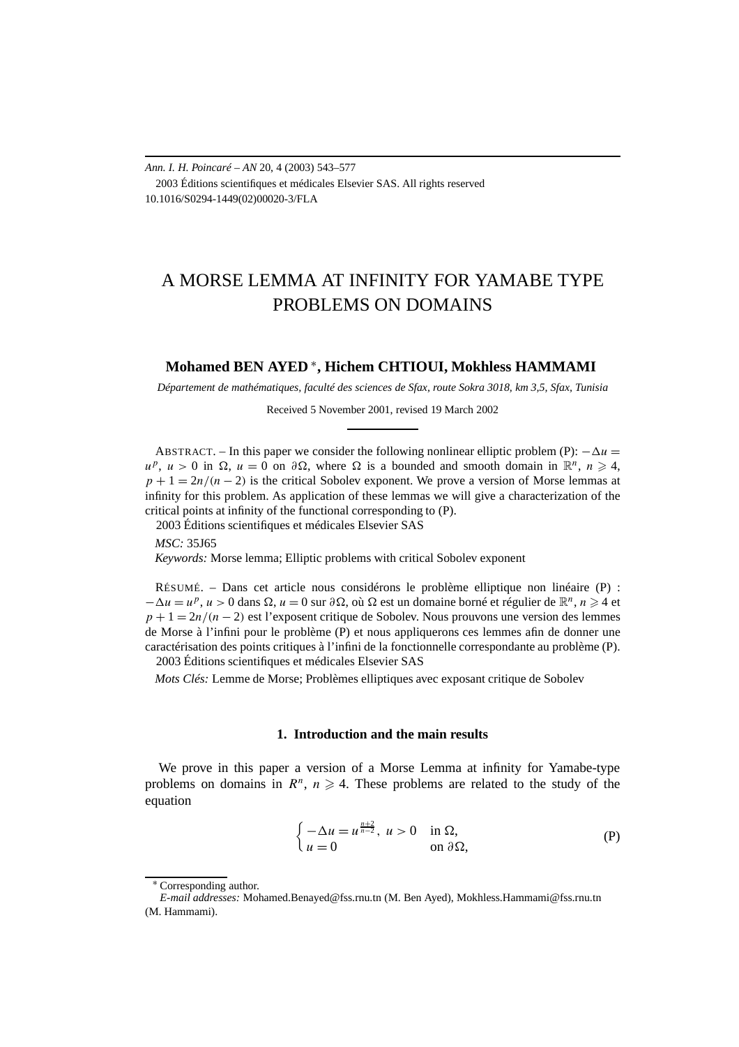# A MORSE LEMMA AT INFINITY FOR YAMABE TYPE PROBLEMS ON DOMAINS

**Mohamed BEN AYED** *, **Hichem CHTIOUI, Mokhless HAMMAMI**

*Département de mathématiques, faculté des sciences de Sfax, route Sokra 3018, km 3,5, Sfax, Tunisia*

Received 5 November 2001, revised 19 March 2002

ABSTRACT. – In this paper we consider the following nonlinear elliptic problem (P): $-\Delta u = u^p$, $u > 0$ in $\Omega$, $u = 0$ on $\partial\Omega$, where $\Omega$ is a bounded and smooth domain in $\mathbb{R}^n$, $n \geqslant 4$, $p + 1 = 2n/(n-2)$ is the critical Sobolev exponent. We prove a version of Morse lemmas at infinity for this problem. As application of these lemmas we will give a characterization of the critical points at infinity of the functional corresponding to (P).

2003 Éditions scientifiques et médicales Elsevier SAS

*MSC:* 35J65

*Keywords:* Morse lemma; Elliptic problems with critical Sobolev exponent

RÉSUMÉ. – Dans cet article nous considérons le problème elliptique non linéaire (P) : $-\Delta u = u^p$, $u > 0$ dans $\Omega$, $u = 0$ sur $\partial\Omega$, où $\Omega$ est un domaine borné et régulier de $\mathbb{R}^n$, $n \geqslant 4$ et $p + 1 = 2n/(n-2)$ est l'exposant critique de Sobolev. Nous prouvons une version des lemmes de Morse à l'infini pour le problème (P) et nous appliquerons ces lemmes afin de donner une caractérisation des points critiques à l'infini de la fonctionnelle correspondante au problème (P).

2003 Éditions scientifiques et médicales Elsevier SAS

*Mots Clés:* Lemme de Morse; Problèmes elliptiques avec exposant critique de Sobolev

## 1. Introduction and the main results

We prove in this paper a version of a Morse Lemma at infinity for Yamabe-type problems on domains in $R^n$, $n \geqslant 4$. These problems are related to the study of the equation

$$\begin{cases} -\Delta u = u^{\frac{n+2}{n-2}}, \ u > 0 & \text{in } \Omega, \\ u = 0 & \text{on } \partial\Omega, \end{cases} \tag{P}$$

---

* Corresponding author.

*E-mail addresses:* Mohamed.Benayed@fss.rnu.tn (M. Ben Ayed), Mokhless.Hammami@fss.rnu.tn (M. Hammami).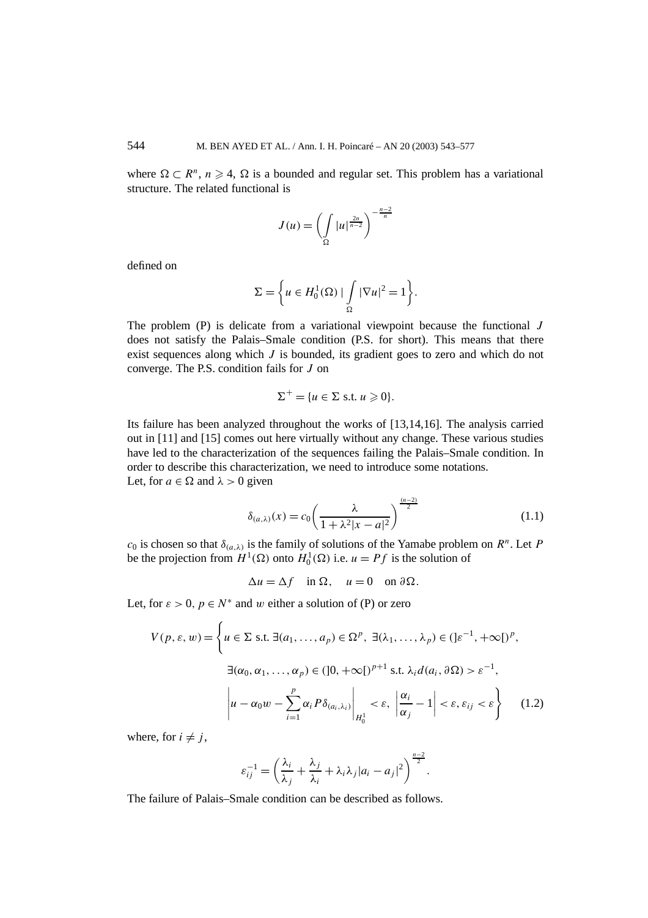where $\Omega \subset R^n$, $n \geqslant 4$, $\Omega$ is a bounded and regular set. This problem has a variational structure. The related functional is

$$J(u) = \left( \int_\Omega |u|^{\frac{2n}{n-2}} \right)^{-\frac{n-2}{n}}$$

defined on

$$\Sigma = \left\{ u \in H_0^1(\Omega) \mid \int_\Omega |\nabla u|^2 = 1 \right\}.$$

The problem (P) is delicate from a variational viewpoint because the functional $J$ does not satisfy the Palais–Smale condition (P.S. for short). This means that there exist sequences along which $J$ is bounded, its gradient goes to zero and which do not converge. The P.S. condition fails for $J$ on

$$\Sigma^+ = \{u \in \Sigma \text{ s.t. } u \geqslant 0\}.$$

Its failure has been analyzed throughout the works of [13,14,16]. The analysis carried out in [11] and [15] comes out here virtually without any change. These various studies have led to the characterization of the sequences failing the Palais–Smale condition. In order to describe this characterization, we need to introduce some notations.
Let, for $a \in \Omega$ and $\lambda > 0$ given

$$\delta_{(a,\lambda)}(x) = c_0 \left( \frac{\lambda}{1 + \lambda^2 |x - a|^2} \right)^{\frac{(n-2)}{2}} \tag{1.1}$$

$c_0$ is chosen so that $\delta_{(a,\lambda)}$ is the family of solutions of the Yamabe problem on $R^n$. Let $P$ be the projection from $H^1(\Omega)$ onto $H_0^1(\Omega)$ i.e. $u = Pf$ is the solution of

$$\Delta u = \Delta f \quad \text{in } \Omega, \quad u = 0 \quad \text{on } \partial\Omega.$$

Let, for $\varepsilon > 0$, $p \in N^*$ and $w$ either a solution of (P) or zero

$$\begin{aligned} V(p, \varepsilon, w) = \Bigg\{ & u \in \Sigma \text{ s.t. } \exists (a_1, \ldots, a_p) \in \Omega^p,\ \exists (\lambda_1, \ldots, \lambda_p) \in (]\varepsilon^{-1}, +\infty[)^p, \\ & \exists (\alpha_0, \alpha_1, \ldots, \alpha_p) \in (]0, +\infty[)^{p+1} \text{ s.t. } \lambda_i d(a_i, \partial\Omega) > \varepsilon^{-1}, \\ & \left| u - \alpha_0 w - \sum_{i=1}^{p} \alpha_i P\delta_{(a_i,\lambda_i)} \right|_{H_0^1} < \varepsilon,\ \left| \frac{\alpha_i}{\alpha_j} - 1 \right| < \varepsilon, \varepsilon_{ij} < \varepsilon \Bigg\} \end{aligned} \tag{1.2}$$

where, for $i \neq j$,

$$\varepsilon_{ij}^{-1} = \left( \frac{\lambda_i}{\lambda_j} + \frac{\lambda_j}{\lambda_i} + \lambda_i \lambda_j |a_i - a_j|^2 \right)^{\frac{n-2}{2}}.$$

The failure of Palais–Smale condition can be described as follows.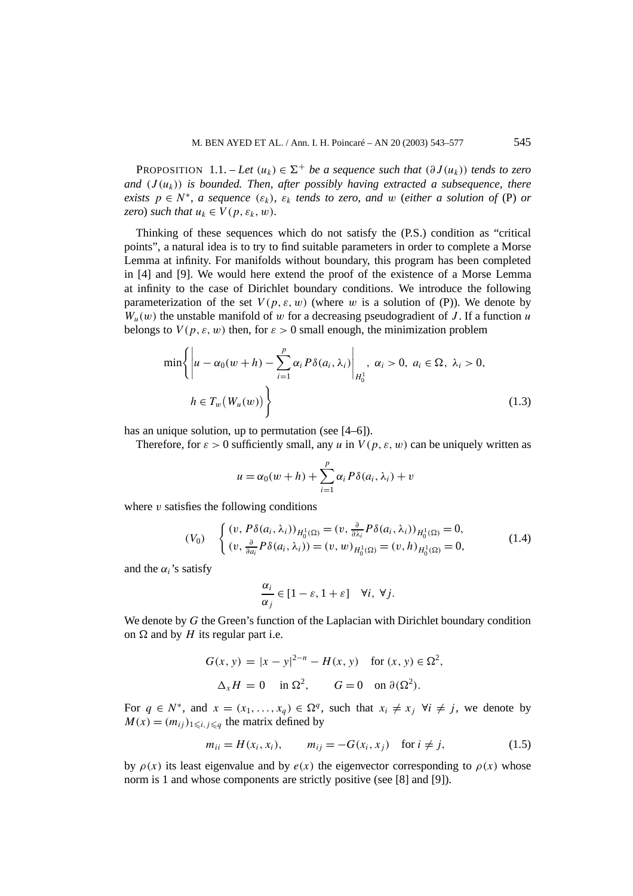PROPOSITION 1.1. – *Let $(u_k) \in \Sigma^+$ be a sequence such that $(\partial J(u_k))$ tends to zero and $(J(u_k))$ is bounded. Then, after possibly having extracted a subsequence, there exists $p \in N^*$, a sequence $(\varepsilon_k)$, $\varepsilon_k$ tends to zero, and $w$ (either a solution of* (P) *or zero) such that $u_k \in V(p, \varepsilon_k, w)$.*

Thinking of these sequences which do not satisfy the (P.S.) condition as "critical points", a natural idea is to try to find suitable parameters in order to complete a Morse Lemma at infinity. For manifolds without boundary, this program has been completed in [4] and [9]. We would here extend the proof of the existence of a Morse Lemma at infinity to the case of Dirichlet boundary conditions. We introduce the following parameterization of the set $V(p, \varepsilon, w)$ (where $w$ is a solution of (P)). We denote by $W_u(w)$ the unstable manifold of $w$ for a decreasing pseudogradient of $J$. If a function $u$ belongs to $V(p, \varepsilon, w)$ then, for $\varepsilon > 0$ small enough, the minimization problem

$$\min\left\{ \left| u - \alpha_0(w+h) - \sum_{i=1}^{p} \alpha_i P\delta(a_i, \lambda_i) \right|_{H_0^1},\ \alpha_i > 0,\ a_i \in \Omega,\ \lambda_i > 0,\ h \in T_w\big(W_u(w)\big) \right\} \tag{1.3}$$

has an unique solution, up to permutation (see [4–6]).

Therefore, for $\varepsilon > 0$ sufficiently small, any $u$ in $V(p, \varepsilon, w)$ can be uniquely written as

$$u = \alpha_0(w+h) + \sum_{i=1}^{p} \alpha_i P\delta(a_i, \lambda_i) + v$$

where $v$ satisfies the following conditions

$$(V_0) \quad \begin{cases} (v, P\delta(a_i, \lambda_i))_{H_0^1(\Omega)} = (v, \frac{\partial}{\partial \lambda_i} P\delta(a_i, \lambda_i))_{H_0^1(\Omega)} = 0, \\ (v, \frac{\partial}{\partial a_i} P\delta(a_i, \lambda_i)) = (v, w)_{H_0^1(\Omega)} = (v, h)_{H_0^1(\Omega)} = 0, \end{cases} \tag{1.4}$$

and the $\alpha_i$'s satisfy

$$\frac{\alpha_i}{\alpha_j} \in [1-\varepsilon, 1+\varepsilon] \quad \forall i,\ \forall j.$$

We denote by $G$ the Green's function of the Laplacian with Dirichlet boundary condition on $\Omega$ and by $H$ its regular part i.e.

$$G(x, y) = |x-y|^{2-n} - H(x, y) \quad \text{for } (x, y) \in \Omega^2,$$

$$\Delta_x H = 0 \quad \text{in } \Omega^2, \qquad G = 0 \quad \text{on } \partial(\Omega^2).$$

For $q \in N^*$, and $x = (x_1, \ldots, x_q) \in \Omega^q$, such that $x_i \neq x_j\ \forall i \neq j$, we denote by $M(x) = (m_{ij})_{1 \leqslant i, j \leqslant q}$ the matrix defined by

$$m_{ii} = H(x_i, x_i), \qquad m_{ij} = -G(x_i, x_j) \quad \text{for } i \neq j, \tag{1.5}$$

by $\rho(x)$ its least eigenvalue and by $e(x)$ the eigenvector corresponding to $\rho(x)$ whose norm is 1 and whose components are strictly positive (see [8] and [9]).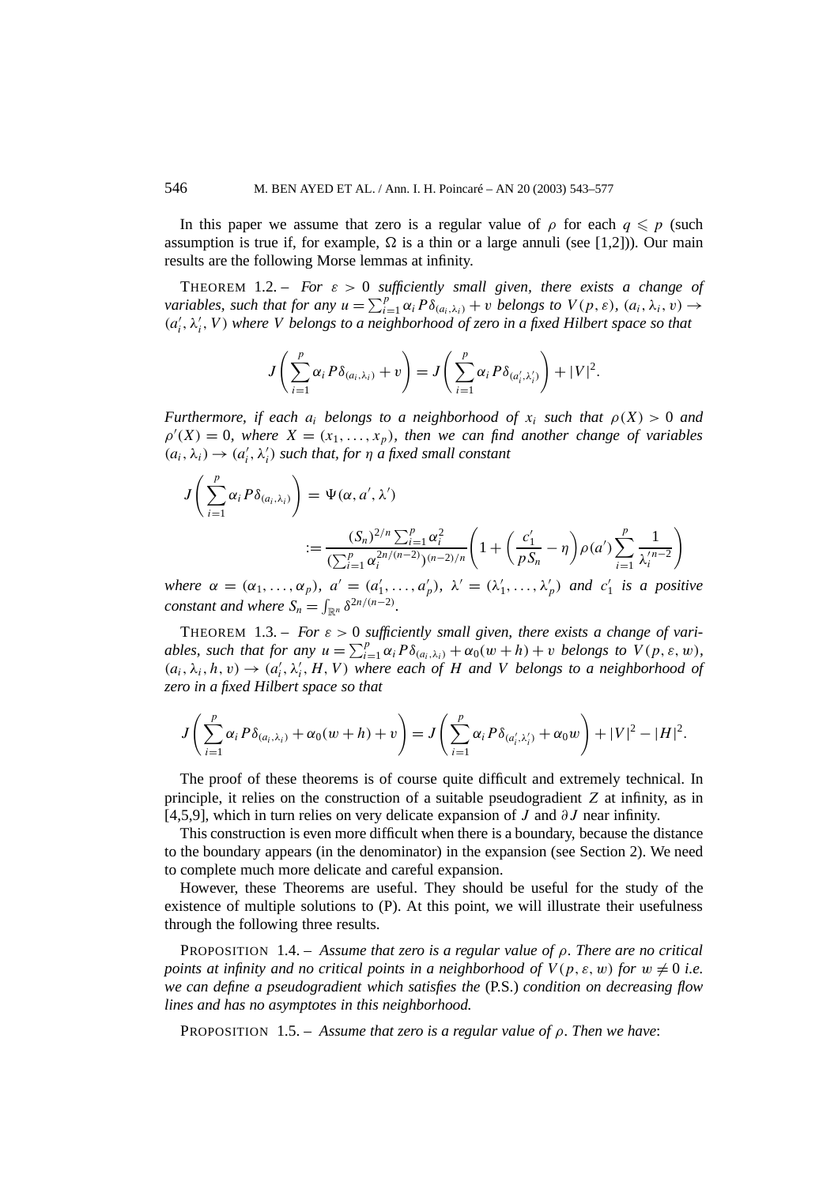In this paper we assume that zero is a regular value of $\rho$ for each $q \leqslant p$ (such assumption is true if, for example, $\Omega$ is a thin or a large annuli (see [1,2])). Our main results are the following Morse lemmas at infinity.

THEOREM 1.2. – *For $\varepsilon > 0$ sufficiently small given, there exists a change of variables, such that for any $u = \sum_{i=1}^{p} \alpha_i P\delta_{(a_i,\lambda_i)} + v$ belongs to $V(p,\varepsilon)$, $(a_i, \lambda_i, v) \to (a'_i, \lambda'_i, V)$ where $V$ belongs to a neighborhood of zero in a fixed Hilbert space so that*

$$J\left(\sum_{i=1}^{p} \alpha_i P\delta_{(a_i,\lambda_i)} + v\right) = J\left(\sum_{i=1}^{p} \alpha_i P\delta_{(a'_i,\lambda'_i)}\right) + |V|^2.$$

*Furthermore, if each $a_i$ belongs to a neighborhood of $x_i$ such that $\rho(X) > 0$ and $\rho'(X) = 0$, where $X = (x_1, \ldots, x_p)$, then we can find another change of variables $(a_i, \lambda_i) \to (a'_i, \lambda'_i)$ such that, for $\eta$ a fixed small constant*

$$J\left(\sum_{i=1}^{p} \alpha_i P\delta_{(a_i,\lambda_i)}\right) = \Psi(\alpha, a', \lambda')$$

$$:= \frac{(S_n)^{2/n} \sum_{i=1}^{p} \alpha_i^2}{(\sum_{i=1}^{p} \alpha_i^{2n/(n-2)})^{(n-2)/n}} \left(1 + \left(\frac{c'_1}{pS_n} - \eta\right)\rho(a') \sum_{i=1}^{p} \frac{1}{\lambda_i'^{n-2}}\right)$$

*where $\alpha = (\alpha_1, \ldots, \alpha_p)$, $a' = (a'_1, \ldots, a'_p)$, $\lambda' = (\lambda'_1, \ldots, \lambda'_p)$ and $c'_1$ is a positive constant and where $S_n = \int_{\mathbb{R}^n} \delta^{2n/(n-2)}$.*

THEOREM 1.3. – *For $\varepsilon > 0$ sufficiently small given, there exists a change of variables, such that for any $u = \sum_{i=1}^{p} \alpha_i P\delta_{(a_i,\lambda_i)} + \alpha_0(w + h) + v$ belongs to $V(p, \varepsilon, w)$, $(a_i, \lambda_i, h, v) \to (a'_i, \lambda'_i, H, V)$ where each of $H$ and $V$ belongs to a neighborhood of zero in a fixed Hilbert space so that*

$$J\left(\sum_{i=1}^{p} \alpha_i P\delta_{(a_i,\lambda_i)} + \alpha_0(w+h) + v\right) = J\left(\sum_{i=1}^{p} \alpha_i P\delta_{(a'_i,\lambda'_i)} + \alpha_0 w\right) + |V|^2 - |H|^2.$$

The proof of these theorems is of course quite difficult and extremely technical. In principle, it relies on the construction of a suitable pseudogradient $Z$ at infinity, as in [4,5,9], which in turn relies on very delicate expansion of $J$ and $\partial J$ near infinity.

This construction is even more difficult when there is a boundary, because the distance to the boundary appears (in the denominator) in the expansion (see Section 2). We need to complete much more delicate and careful expansion.

However, these Theorems are useful. They should be useful for the study of the existence of multiple solutions to (P). At this point, we will illustrate their usefulness through the following three results.

PROPOSITION 1.4. – *Assume that zero is a regular value of $\rho$. There are no critical points at infinity and no critical points in a neighborhood of $V(p, \varepsilon, w)$ for $w \neq 0$ i.e. we can define a pseudogradient which satisfies the* (P.S.) *condition on decreasing flow lines and has no asymptotes in this neighborhood.*

PROPOSITION 1.5. – *Assume that zero is a regular value of $\rho$. Then we have*: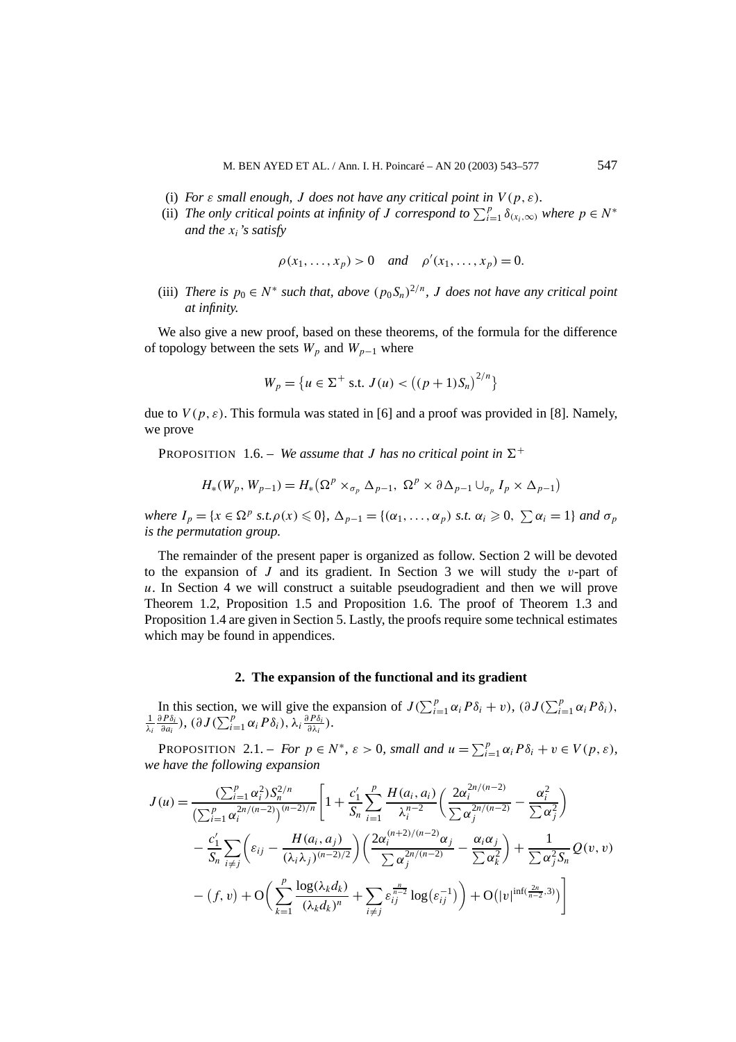(i) *For $\varepsilon$ small enough, $J$ does not have any critical point in $V(p,\varepsilon)$.*

(ii) *The only critical points at infinity of $J$ correspond to $\sum_{i=1}^{p}\delta_{(x_i,\infty)}$ where $p\in N^*$ and the $x_i$'s satisfy*

$$\rho(x_1,\dots,x_p)>0 \quad \textit{and} \quad \rho'(x_1,\dots,x_p)=0.$$

(iii) *There is $p_0\in N^*$ such that, above $(p_0S_n)^{2/n}$, $J$ does not have any critical point at infinity.*

We also give a new proof, based on these theorems, of the formula for the difference of topology between the sets $W_p$ and $W_{p-1}$ where

$$W_p=\left\{u\in\Sigma^+ \text{ s.t. } J(u)<\left((p+1)S_n\right)^{2/n}\right\}$$

due to $V(p,\varepsilon)$. This formula was stated in [6] and a proof was provided in [8]. Namely, we prove

PROPOSITION 1.6. – *We assume that $J$ has no critical point in $\Sigma^+$*

$$H_*(W_p,W_{p-1})=H_*\left(\Omega^p\times_{\sigma_p}\Delta_{p-1},\ \Omega^p\times\partial\Delta_{p-1}\cup_{\sigma_p}I_p\times\Delta_{p-1}\right)$$

*where $I_p=\{x\in\Omega^p \text{ s.t.} \rho(x)\leqslant 0\}$, $\Delta_{p-1}=\{(\alpha_1,\dots,\alpha_p) \text{ s.t. } \alpha_i\geqslant 0,\ \sum\alpha_i=1\}$ and $\sigma_p$ is the permutation group.*

The remainder of the present paper is organized as follow. Section 2 will be devoted to the expansion of $J$ and its gradient. In Section 3 we will study the $v$-part of $u$. In Section 4 we will construct a suitable pseudogradient and then we will prove Theorem 1.2, Proposition 1.5 and Proposition 1.6. The proof of Theorem 1.3 and Proposition 1.4 are given in Section 5. Lastly, the proofs require some technical estimates which may be found in appendices.

## 2. The expansion of the functional and its gradient

In this section, we will give the expansion of $J(\sum_{i=1}^{p}\alpha_iP\delta_i+v)$, $(\partial J(\sum_{i=1}^{p}\alpha_iP\delta_i), \frac{1}{\lambda_i}\frac{\partial P\delta_i}{\partial a_i})$, $(\partial J(\sum_{i=1}^{p}\alpha_iP\delta_i), \lambda_i\frac{\partial P\delta_i}{\partial\lambda_i})$.

PROPOSITION 2.1. – *For $p\in N^*$, $\varepsilon>0$, small and $u=\sum_{i=1}^{p}\alpha_iP\delta_i+v\in V(p,\varepsilon)$, we have the following expansion*

$$\begin{aligned}
J(u)=\frac{(\sum_{i=1}^{p}\alpha_i^2)S_n^{2/n}}{\left(\sum_{i=1}^{p}\alpha_i^{2n/(n-2)}\right)^{(n-2)/n}}\Bigg[&1+\frac{c_1'}{S_n}\sum_{i=1}^{p}\frac{H(a_i,a_i)}{\lambda_i^{n-2}}\left(\frac{2\alpha_i^{2n/(n-2)}}{\sum\alpha_j^{2n/(n-2)}}-\frac{\alpha_i^2}{\sum\alpha_j^2}\right)\\
&-\frac{c_1'}{S_n}\sum_{i\neq j}\left(\varepsilon_{ij}-\frac{H(a_i,a_j)}{(\lambda_i\lambda_j)^{(n-2)/2}}\right)\left(\frac{2\alpha_i^{(n+2)/(n-2)}\alpha_j}{\sum\alpha_j^{2n/(n-2)}}-\frac{\alpha_i\alpha_j}{\sum\alpha_k^2}\right)+\frac{1}{\sum\alpha_j^2S_n}Q(v,v)\\
&-(f,v)+O\left(\sum_{k=1}^{p}\frac{\log(\lambda_kd_k)}{(\lambda_kd_k)^n}+\sum_{i\neq j}\varepsilon_{ij}^{\frac{n}{n-2}}\log\left(\varepsilon_{ij}^{-1}\right)\right)+O\left(|v|^{\inf(\frac{2n}{n-2},3)}\right)\Bigg]
\end{aligned}$$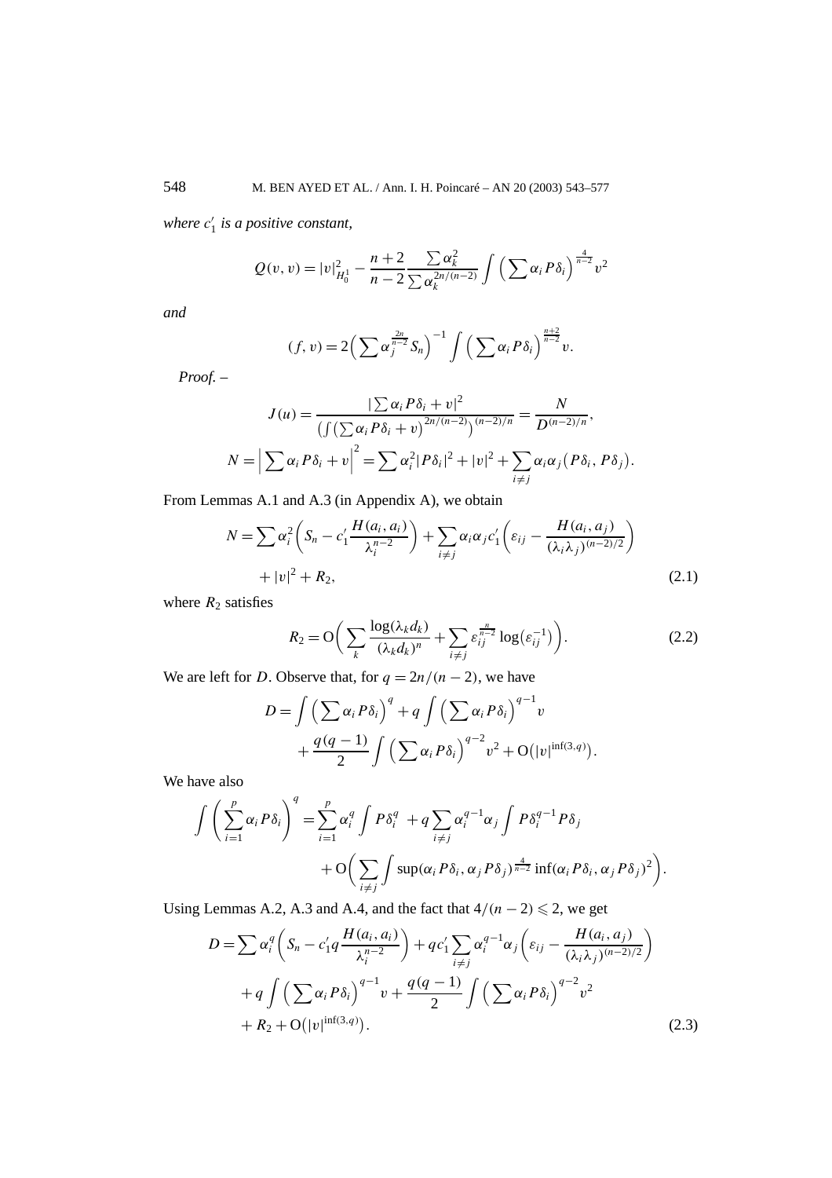*where $c_1'$ is a positive constant,*

$$Q(v,v) = |v|^2_{H^1_0} - \frac{n+2}{n-2}\frac{\sum \alpha_k^2}{\sum \alpha_k^{2n/(n-2)}}\int \Big(\sum \alpha_i P\delta_i\Big)^{\frac{4}{n-2}} v^2$$

*and*

$$(f,v) = 2\Big(\sum \alpha_j^{\frac{2n}{n-2}} S_n\Big)^{-1}\int \Big(\sum \alpha_i P\delta_i\Big)^{\frac{n+2}{n-2}} v.$$

*Proof.* –

$$J(u) = \frac{|\sum \alpha_i P\delta_i + v|^2}{\left(\int (\sum \alpha_i P\delta_i + v)^{2n/(n-2)}\right)^{(n-2)/n}} = \frac{N}{D^{(n-2)/n}},$$

$$N = \Big|\sum \alpha_i P\delta_i + v\Big|^2 = \sum \alpha_i^2 |P\delta_i|^2 + |v|^2 + \sum_{i\neq j}\alpha_i\alpha_j\big(P\delta_i, P\delta_j\big).$$

From Lemmas A.1 and A.3 (in Appendix A), we obtain

$$N = \sum \alpha_i^2\Big(S_n - c_1'\frac{H(a_i,a_i)}{\lambda_i^{n-2}}\Big) + \sum_{i\neq j}\alpha_i\alpha_j c_1'\Big(\varepsilon_{ij} - \frac{H(a_i,a_j)}{(\lambda_i\lambda_j)^{(n-2)/2}}\Big) + |v|^2 + R_2, \tag{2.1}$$

where $R_2$ satisfies

$$R_2 = \mathrm{O}\Big(\sum_k \frac{\log(\lambda_k d_k)}{(\lambda_k d_k)^n} + \sum_{i\neq j}\varepsilon_{ij}^{\frac{n}{n-2}}\log\big(\varepsilon_{ij}^{-1}\big)\Big). \tag{2.2}$$

We are left for $D$. Observe that, for $q = 2n/(n-2)$, we have

$$D = \int \Big(\sum \alpha_i P\delta_i\Big)^q + q\int \Big(\sum \alpha_i P\delta_i\Big)^{q-1} v + \frac{q(q-1)}{2}\int \Big(\sum \alpha_i P\delta_i\Big)^{q-2} v^2 + \mathrm{O}\big(|v|^{\inf(3,q)}\big).$$

We have also

$$\int \Big(\sum_{i=1}^p \alpha_i P\delta_i\Big)^q = \sum_{i=1}^p \alpha_i^q \int P\delta_i^q + q\sum_{i\neq j}\alpha_i^{q-1}\alpha_j\int P\delta_i^{q-1}P\delta_j + \mathrm{O}\Big(\sum_{i\neq j}\int \sup(\alpha_i P\delta_i, \alpha_j P\delta_j)^{\frac{4}{n-2}}\inf(\alpha_i P\delta_i, \alpha_j P\delta_j)^2\Big).$$

Using Lemmas A.2, A.3 and A.4, and the fact that $4/(n-2) \leqslant 2$, we get

$$D = \sum \alpha_i^q\Big(S_n - c_1' q\frac{H(a_i,a_i)}{\lambda_i^{n-2}}\Big) + qc_1'\sum_{i\neq j}\alpha_i^{q-1}\alpha_j\Big(\varepsilon_{ij} - \frac{H(a_i,a_j)}{(\lambda_i\lambda_j)^{(n-2)/2}}\Big) + q\int \Big(\sum \alpha_i P\delta_i\Big)^{q-1} v + \frac{q(q-1)}{2}\int \Big(\sum \alpha_i P\delta_i\Big)^{q-2} v^2 + R_2 + \mathrm{O}\big(|v|^{\inf(3,q)}\big). \tag{2.3}$$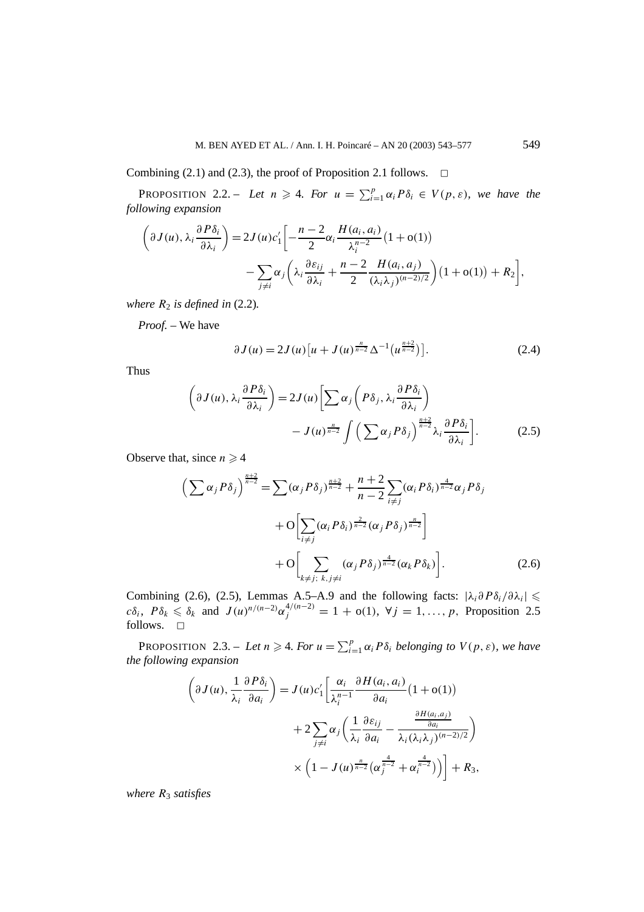Combining (2.1) and (2.3), the proof of Proposition 2.1 follows. □

PROPOSITION 2.2. – *Let $n \geqslant 4$. For $u = \sum_{i=1}^{p} \alpha_i P\delta_i \in V(p,\varepsilon)$, we have the following expansion*

$$\left(\partial J(u), \lambda_i \frac{\partial P\delta_i}{\partial \lambda_i}\right) = 2J(u)c_1'\left[-\frac{n-2}{2}\alpha_i \frac{H(a_i,a_i)}{\lambda_i^{n-2}}\big(1+o(1)\big) - \sum_{j\neq i}\alpha_j\left(\lambda_i \frac{\partial \varepsilon_{ij}}{\partial \lambda_i} + \frac{n-2}{2}\frac{H(a_i,a_j)}{(\lambda_i\lambda_j)^{(n-2)/2}}\right)\big(1+o(1)\big) + R_2\right],$$

*where $R_2$ is defined in* (2.2)*.*

*Proof.* – We have

$$\partial J(u) = 2J(u)\left[u + J(u)^{\frac{n}{n-2}}\Delta^{-1}\left(u^{\frac{n+2}{n-2}}\right)\right]. \tag{2.4}$$

Thus

$$\left(\partial J(u), \lambda_i \frac{\partial P\delta_i}{\partial \lambda_i}\right) = 2J(u)\left[\sum \alpha_j\left(P\delta_j, \lambda_i\frac{\partial P\delta_i}{\partial \lambda_i}\right) - J(u)^{\frac{n}{n-2}}\int\left(\sum \alpha_j P\delta_j\right)^{\frac{n+2}{n-2}}\lambda_i\frac{\partial P\delta_i}{\partial \lambda_i}\right]. \tag{2.5}$$

Observe that, since $n \geqslant 4$

$$\left(\sum \alpha_j P\delta_j\right)^{\frac{n+2}{n-2}} = \sum(\alpha_j P\delta_j)^{\frac{n+2}{n-2}} + \frac{n+2}{n-2}\sum_{i\neq j}(\alpha_i P\delta_i)^{\frac{4}{n-2}}\alpha_j P\delta_j + O\left[\sum_{i\neq j}(\alpha_i P\delta_i)^{\frac{2}{n-2}}(\alpha_j P\delta_j)^{\frac{n}{n-2}}\right] + O\left[\sum_{k\neq j;\ k,j\neq i}(\alpha_j P\delta_j)^{\frac{4}{n-2}}(\alpha_k P\delta_k)\right]. \tag{2.6}$$

Combining (2.6), (2.5), Lemmas A.5–A.9 and the following facts: $|\lambda_i \partial P\delta_i/\partial\lambda_i| \leqslant c\delta_i$, $P\delta_k \leqslant \delta_k$ and $J(u)^{n/(n-2)}\alpha_j^{4/(n-2)} = 1 + o(1)$, $\forall j = 1,\dots,p$, Proposition 2.5 follows. □

PROPOSITION 2.3. – *Let $n \geqslant 4$. For $u = \sum_{i=1}^{p}\alpha_i P\delta_i$ belonging to $V(p,\varepsilon)$, we have the following expansion*

$$\left(\partial J(u), \frac{1}{\lambda_i}\frac{\partial P\delta_i}{\partial a_i}\right) = J(u)c_1'\left[\frac{\alpha_i}{\lambda_i^{n-1}}\frac{\partial H(a_i,a_i)}{\partial a_i}\big(1+o(1)\big) + 2\sum_{j\neq i}\alpha_j\left(\frac{1}{\lambda_i}\frac{\partial \varepsilon_{ij}}{\partial a_i} - \frac{\frac{\partial H(a_i,a_j)}{\partial a_i}}{\lambda_i(\lambda_i\lambda_j)^{(n-2)/2}}\right) \times\left(1 - J(u)^{\frac{n}{n-2}}\left(\alpha_j^{\frac{4}{n-2}} + \alpha_i^{\frac{4}{n-2}}\right)\right)\right] + R_3,$$

*where $R_3$ satisfies*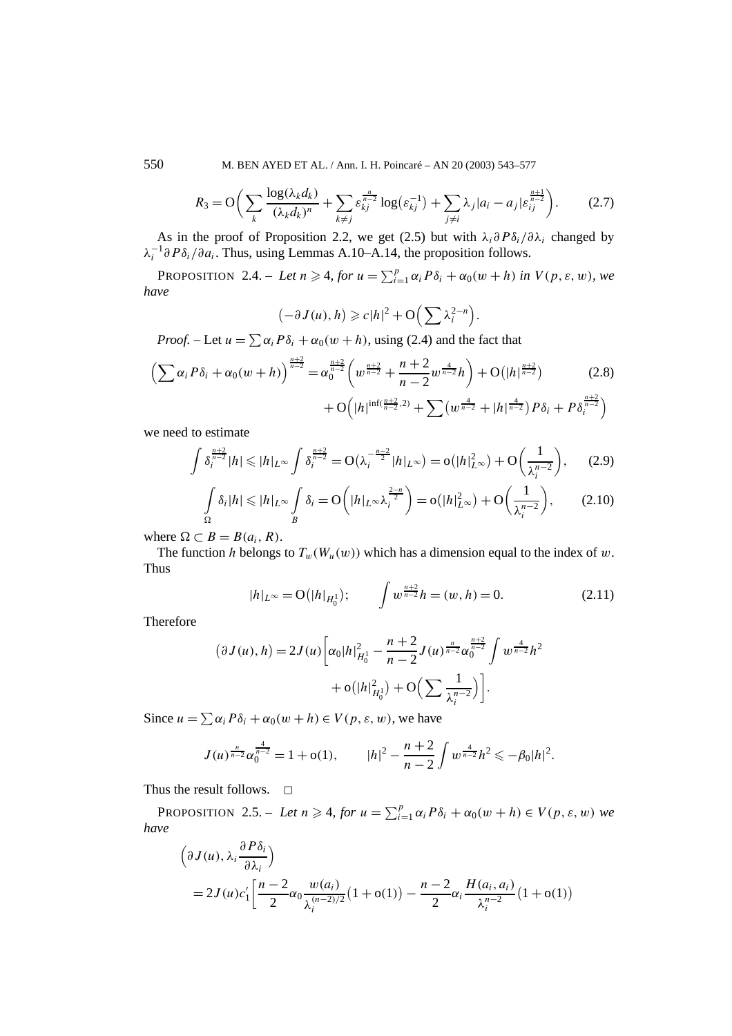$$R_3 = \mathrm{O}\bigg( \sum_k \frac{\log(\lambda_k d_k)}{(\lambda_k d_k)^n} + \sum_{k \neq j} \varepsilon_{kj}^{\frac{n}{n-2}} \log\big(\varepsilon_{kj}^{-1}\big) + \sum_{j \neq i} \lambda_j |a_i - a_j| \varepsilon_{ij}^{\frac{n+1}{n-2}} \bigg). \tag{2.7}$$

As in the proof of Proposition 2.2, we get (2.5) but with $\lambda_i \partial P\delta_i / \partial \lambda_i$ changed by $\lambda_i^{-1} \partial P\delta_i / \partial a_i$. Thus, using Lemmas A.10–A.14, the proposition follows.

PROPOSITION 2.4. – *Let $n \geqslant 4$, for $u = \sum_{i=1}^p \alpha_i P\delta_i + \alpha_0(w+h)$ in $V(p,\varepsilon,w)$, we have*

$$\big(-\partial J(u), h\big) \geqslant c|h|^2 + \mathrm{O}\Big(\sum \lambda_i^{2-n}\Big).$$

*Proof.* – Let $u = \sum \alpha_i P\delta_i + \alpha_0(w+h)$, using (2.4) and the fact that

$$\Big(\sum \alpha_i P\delta_i + \alpha_0(w+h)\Big)^{\frac{n+2}{n-2}} = \alpha_0^{\frac{n+2}{n-2}} \Big( w^{\frac{n+2}{n-2}} + \frac{n+2}{n-2} w^{\frac{4}{n-2}} h \Big) + \mathrm{O}\big(|h|^{\frac{n+2}{n-2}}\big) \tag{2.8}$$
$$+ \mathrm{O}\Big( |h|^{\inf(\frac{n+2}{n-2},2)} + \sum \big(w^{\frac{4}{n-2}} + |h|^{\frac{4}{n-2}}\big) P\delta_i + P\delta_i^{\frac{n+2}{n-2}} \Big)$$

we need to estimate

$$\int \delta_i^{\frac{n+2}{n-2}} |h| \leqslant |h|_{L^\infty} \int \delta_i^{\frac{n+2}{n-2}} = \mathrm{O}\big(\lambda_i^{-\frac{n-2}{2}} |h|_{L^\infty}\big) = \mathrm{o}\big(|h|_{L^\infty}^2\big) + \mathrm{O}\Big(\frac{1}{\lambda_i^{n-2}}\Big), \tag{2.9}$$

$$\int_\Omega \delta_i |h| \leqslant |h|_{L^\infty} \int_B \delta_i = \mathrm{O}\Big( |h|_{L^\infty} \lambda_i^{\frac{2-n}{2}} \Big) = \mathrm{o}\big(|h|_{L^\infty}^2\big) + \mathrm{O}\Big(\frac{1}{\lambda_i^{n-2}}\Big), \tag{2.10}$$

where $\Omega \subset B = B(a_i, R)$.

The function $h$ belongs to $T_w(W_u(w))$ which has a dimension equal to the index of $w$. Thus

$$|h|_{L^\infty} = \mathrm{O}\big(|h|_{H_0^1}\big); \qquad \int w^{\frac{n+2}{n-2}} h = (w,h) = 0. \tag{2.11}$$

Therefore

$$\big(\partial J(u), h\big) = 2J(u)\bigg[ \alpha_0 |h|_{H_0^1}^2 - \frac{n+2}{n-2} J(u)^{\frac{n}{n-2}} \alpha_0^{\frac{n+2}{n-2}} \int w^{\frac{4}{n-2}} h^2 + \mathrm{o}\big(|h|_{H_0^1}^2\big) + \mathrm{O}\Big(\sum \frac{1}{\lambda_i^{n-2}}\Big) \bigg].$$

Since $u = \sum \alpha_i P\delta_i + \alpha_0(w+h) \in V(p,\varepsilon,w)$, we have

$$J(u)^{\frac{n}{n-2}} \alpha_0^{\frac{4}{n-2}} = 1 + \mathrm{o}(1), \qquad |h|^2 - \frac{n+2}{n-2} \int w^{\frac{4}{n-2}} h^2 \leqslant -\beta_0 |h|^2.$$

Thus the result follows. $\square$

PROPOSITION 2.5. – *Let $n \geqslant 4$, for $u = \sum_{i=1}^p \alpha_i P\delta_i + \alpha_0(w+h) \in V(p,\varepsilon,w)$ we have*

$$\Big(\partial J(u), \lambda_i \frac{\partial P\delta_i}{\partial \lambda_i}\Big)$$
$$= 2J(u) c_1' \bigg[ \frac{n-2}{2} \alpha_0 \frac{w(a_i)}{\lambda_i^{(n-2)/2}} \big(1 + \mathrm{o}(1)\big) - \frac{n-2}{2} \alpha_i \frac{H(a_i,a_i)}{\lambda_i^{n-2}} \big(1 + \mathrm{o}(1)\big)$$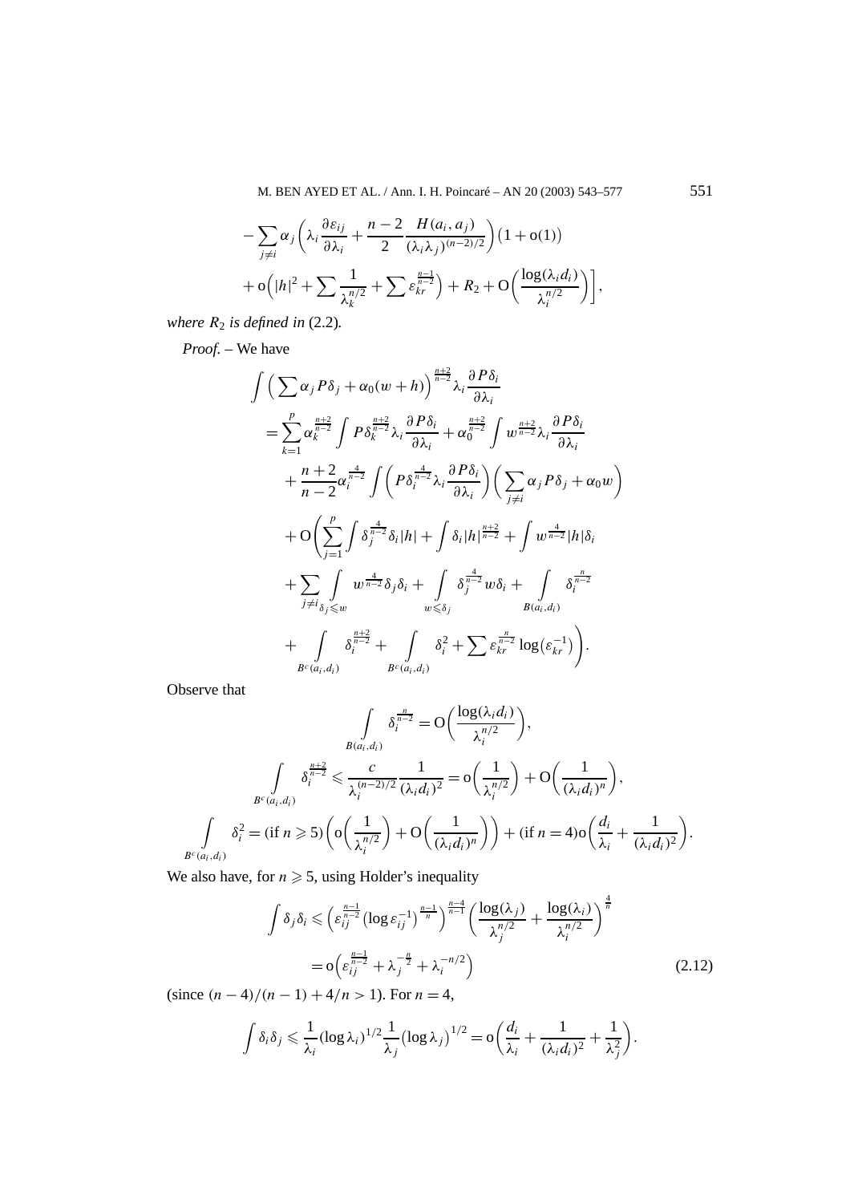$$
-\sum_{j\neq i}\alpha_j\left(\lambda_i\frac{\partial\varepsilon_{ij}}{\partial\lambda_i}+\frac{n-2}{2}\frac{H(a_i,a_j)}{(\lambda_i\lambda_j)^{(n-2)/2}}\right)\big(1+\mathrm{o}(1)\big)
+\mathrm{o}\Big(|h|^2+\sum\frac{1}{\lambda_k^{n/2}}+\sum\varepsilon_{kr}^{\frac{n-1}{n-2}}\Big)+R_2+\mathrm{O}\Big(\frac{\log(\lambda_i d_i)}{\lambda_i^{n/2}}\Big)\Big],
$$

*where $R_2$ is defined in* (2.2)*.*

*Proof.* – We have

$$
\begin{aligned}
&\int\Big(\sum\alpha_j P\delta_j+\alpha_0(w+h)\Big)^{\frac{n+2}{n-2}}\lambda_i\frac{\partial P\delta_i}{\partial\lambda_i}\\
&=\sum_{k=1}^{p}\alpha_k^{\frac{n+2}{n-2}}\int P\delta_k^{\frac{n+2}{n-2}}\lambda_i\frac{\partial P\delta_i}{\partial\lambda_i}+\alpha_0^{\frac{n+2}{n-2}}\int w^{\frac{n+2}{n-2}}\lambda_i\frac{\partial P\delta_i}{\partial\lambda_i}\\
&\quad+\frac{n+2}{n-2}\alpha_i^{\frac{4}{n-2}}\int\Big(P\delta_i^{\frac{4}{n-2}}\lambda_i\frac{\partial P\delta_i}{\partial\lambda_i}\Big)\Big(\sum_{j\neq i}\alpha_j P\delta_j+\alpha_0 w\Big)\\
&\quad+\mathrm{O}\Bigg(\sum_{j=1}^{p}\int\delta_j^{\frac{4}{n-2}}\delta_i|h|+\int\delta_i|h|^{\frac{n+2}{n-2}}+\int w^{\frac{4}{n-2}}|h|\delta_i\\
&\quad+\sum_{j\neq i}\int_{\delta_j\leqslant w}w^{\frac{4}{n-2}}\delta_j\delta_i+\int_{w\leqslant\delta_j}\delta_j^{\frac{4}{n-2}}w\delta_i+\int_{B(a_i,d_i)}\delta_i^{\frac{n}{n-2}}\\
&\quad+\int_{B^c(a_i,d_i)}\delta_i^{\frac{n+2}{n-2}}+\int_{B^c(a_i,d_i)}\delta_i^2+\sum\varepsilon_{kr}^{\frac{n}{n-2}}\log\big(\varepsilon_{kr}^{-1}\big)\Bigg).
\end{aligned}
$$

Observe that

$$
\begin{aligned}
\int_{B(a_i,d_i)}\delta_i^{\frac{n}{n-2}}&=\mathrm{O}\Big(\frac{\log(\lambda_i d_i)}{\lambda_i^{n/2}}\Big),\\
\int_{B^c(a_i,d_i)}\delta_i^{\frac{n+2}{n-2}}&\leqslant\frac{c}{\lambda_i^{(n-2)/2}}\frac{1}{(\lambda_i d_i)^2}=\mathrm{o}\Big(\frac{1}{\lambda_i^{n/2}}\Big)+\mathrm{O}\Big(\frac{1}{(\lambda_i d_i)^n}\Big),\\
\int_{B^c(a_i,d_i)}\delta_i^2&=(\text{if } n\geqslant 5)\Big(\mathrm{o}\Big(\frac{1}{\lambda_i^{n/2}}\Big)+\mathrm{O}\Big(\frac{1}{(\lambda_i d_i)^n}\Big)\Big)+(\text{if } n=4)\mathrm{o}\Big(\frac{d_i}{\lambda_i}+\frac{1}{(\lambda_i d_i)^2}\Big).
\end{aligned}
$$

We also have, for $n\geqslant 5$, using Holder's inequality

$$
\begin{aligned}
\int\delta_j\delta_i&\leqslant\Big(\varepsilon_{ij}^{\frac{n-1}{n-2}}\big(\log\varepsilon_{ij}^{-1}\big)^{\frac{n-1}{n}}\Big)^{\frac{n-4}{n-1}}\Big(\frac{\log(\lambda_j)}{\lambda_j^{n/2}}+\frac{\log(\lambda_i)}{\lambda_i^{n/2}}\Big)^{\frac{4}{n}}\\
&=\mathrm{o}\Big(\varepsilon_{ij}^{\frac{n-1}{n-2}}+\lambda_j^{-\frac{n}{2}}+\lambda_i^{-n/2}\Big)
\end{aligned}
\tag{2.12}
$$

(since $(n-4)/(n-1)+4/n>1$). For $n=4$,

$$
\int\delta_i\delta_j\leqslant\frac{1}{\lambda_i}(\log\lambda_i)^{1/2}\frac{1}{\lambda_j}\big(\log\lambda_j\big)^{1/2}=\mathrm{o}\Big(\frac{d_i}{\lambda_i}+\frac{1}{(\lambda_i d_i)^2}+\frac{1}{\lambda_j^2}\Big).
$$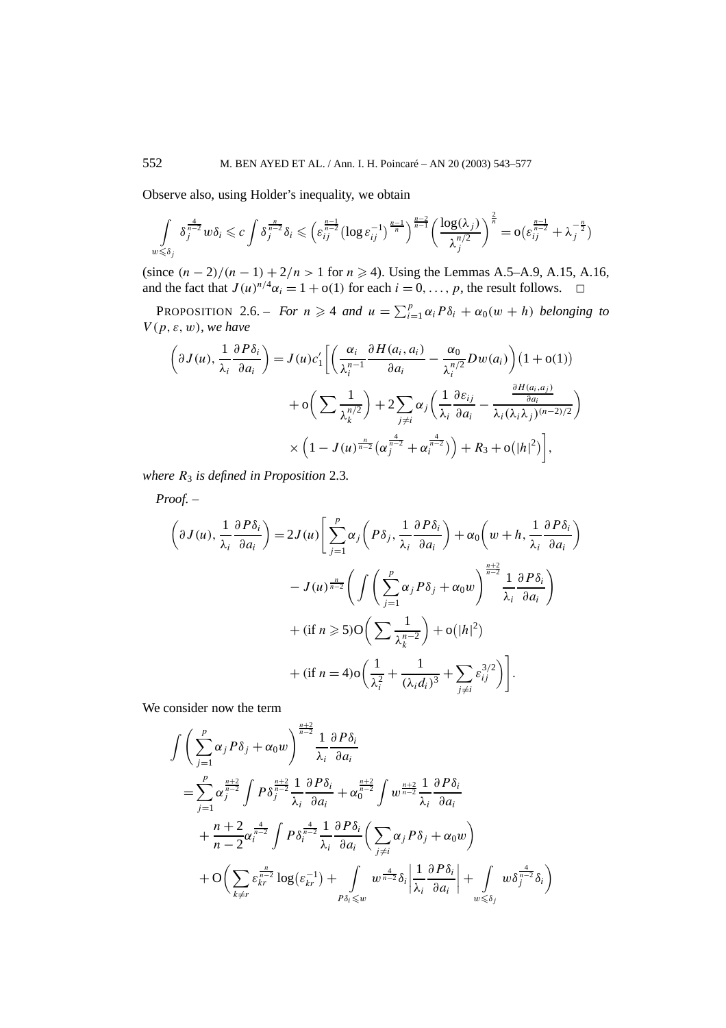Observe also, using Holder's inequality, we obtain

$$\int_{w\leqslant\delta_j} \delta_j^{\frac{4}{n-2}} w\delta_i \leqslant c\int \delta_j^{\frac{n}{n-2}}\delta_i \leqslant \left(\varepsilon_{ij}^{\frac{n-1}{n-2}}\left(\log\varepsilon_{ij}^{-1}\right)^{\frac{n-1}{n}}\right)^{\frac{n-2}{n-1}}\left(\frac{\log(\lambda_j)}{\lambda_j^{n/2}}\right)^{\frac{2}{n}} = \mathrm{o}\left(\varepsilon_{ij}^{\frac{n-1}{n-2}} + \lambda_j^{-\frac{n}{2}}\right)$$

(since $(n-2)/(n-1) + 2/n > 1$ for $n \geqslant 4$). Using the Lemmas A.5–A.9, A.15, A.16, and the fact that $J(u)^{n/4}\alpha_i = 1 + \mathrm{o}(1)$ for each $i = 0, \ldots, p$, the result follows. $\square$

PROPOSITION 2.6. – *For $n \geqslant 4$ and $u = \sum_{i=1}^{p} \alpha_i P\delta_i + \alpha_0(w+h)$ belonging to $V(p,\varepsilon,w)$, we have*

$$\begin{aligned}
\left(\partial J(u), \frac{1}{\lambda_i}\frac{\partial P\delta_i}{\partial a_i}\right) = J(u)c_1'\Bigg[&\left(\frac{\alpha_i}{\lambda_i^{n-1}}\frac{\partial H(a_i,a_i)}{\partial a_i} - \frac{\alpha_0}{\lambda_i^{n/2}}Dw(a_i)\right)\left(1+\mathrm{o}(1)\right) \\
&+ \mathrm{o}\left(\sum \frac{1}{\lambda_k^{n/2}}\right) + 2\sum_{j\neq i}\alpha_j\left(\frac{1}{\lambda_i}\frac{\partial \varepsilon_{ij}}{\partial a_i} - \frac{\frac{\partial H(a_i,a_j)}{\partial a_i}}{\lambda_i(\lambda_i\lambda_j)^{(n-2)/2}}\right) \\
&\times\left(1 - J(u)^{\frac{n}{n-2}}\left(\alpha_j^{\frac{4}{n-2}} + \alpha_i^{\frac{4}{n-2}}\right)\right) + R_3 + \mathrm{o}\left(|h|^2\right)\Bigg],
\end{aligned}$$

*where $R_3$ is defined in Proposition* 2.3*.*

*Proof.* –

$$\begin{aligned}
\left(\partial J(u), \frac{1}{\lambda_i}\frac{\partial P\delta_i}{\partial a_i}\right) = 2J(u)\Bigg[&\sum_{j=1}^{p}\alpha_j\left(P\delta_j, \frac{1}{\lambda_i}\frac{\partial P\delta_i}{\partial a_i}\right) + \alpha_0\left(w+h, \frac{1}{\lambda_i}\frac{\partial P\delta_i}{\partial a_i}\right) \\
&- J(u)^{\frac{n}{n-2}}\left(\int\left(\sum_{j=1}^{p}\alpha_j P\delta_j + \alpha_0 w\right)^{\frac{n+2}{n-2}}\frac{1}{\lambda_i}\frac{\partial P\delta_i}{\partial a_i}\right) \\
&+ (\text{if } n\geqslant 5)\mathrm{O}\left(\sum\frac{1}{\lambda_k^{n-2}}\right) + \mathrm{o}\left(|h|^2\right) \\
&+ (\text{if } n=4)\mathrm{o}\left(\frac{1}{\lambda_i^2} + \frac{1}{(\lambda_i d_i)^3} + \sum_{j\neq i}\varepsilon_{ij}^{3/2}\right)\Bigg].
\end{aligned}$$

We consider now the term

$$\begin{aligned}
&\int\left(\sum_{j=1}^{p}\alpha_j P\delta_j + \alpha_0 w\right)^{\frac{n+2}{n-2}}\frac{1}{\lambda_i}\frac{\partial P\delta_i}{\partial a_i} \\
&= \sum_{j=1}^{p}\alpha_j^{\frac{n+2}{n-2}}\int P\delta_j^{\frac{n+2}{n-2}}\frac{1}{\lambda_i}\frac{\partial P\delta_i}{\partial a_i} + \alpha_0^{\frac{n+2}{n-2}}\int w^{\frac{n+2}{n-2}}\frac{1}{\lambda_i}\frac{\partial P\delta_i}{\partial a_i} \\
&\quad + \frac{n+2}{n-2}\alpha_i^{\frac{4}{n-2}}\int P\delta_i^{\frac{4}{n-2}}\frac{1}{\lambda_i}\frac{\partial P\delta_i}{\partial a_i}\left(\sum_{j\neq i}\alpha_j P\delta_j + \alpha_0 w\right) \\
&\quad + \mathrm{O}\left(\sum_{k\neq r}\varepsilon_{kr}^{\frac{n}{n-2}}\log\left(\varepsilon_{kr}^{-1}\right) + \int_{P\delta_i\leqslant w} w^{\frac{4}{n-2}}\delta_i\left|\frac{1}{\lambda_i}\frac{\partial P\delta_i}{\partial a_i}\right| + \int_{w\leqslant\delta_j} w\delta_j^{\frac{4}{n-2}}\delta_i\right)
\end{aligned}$$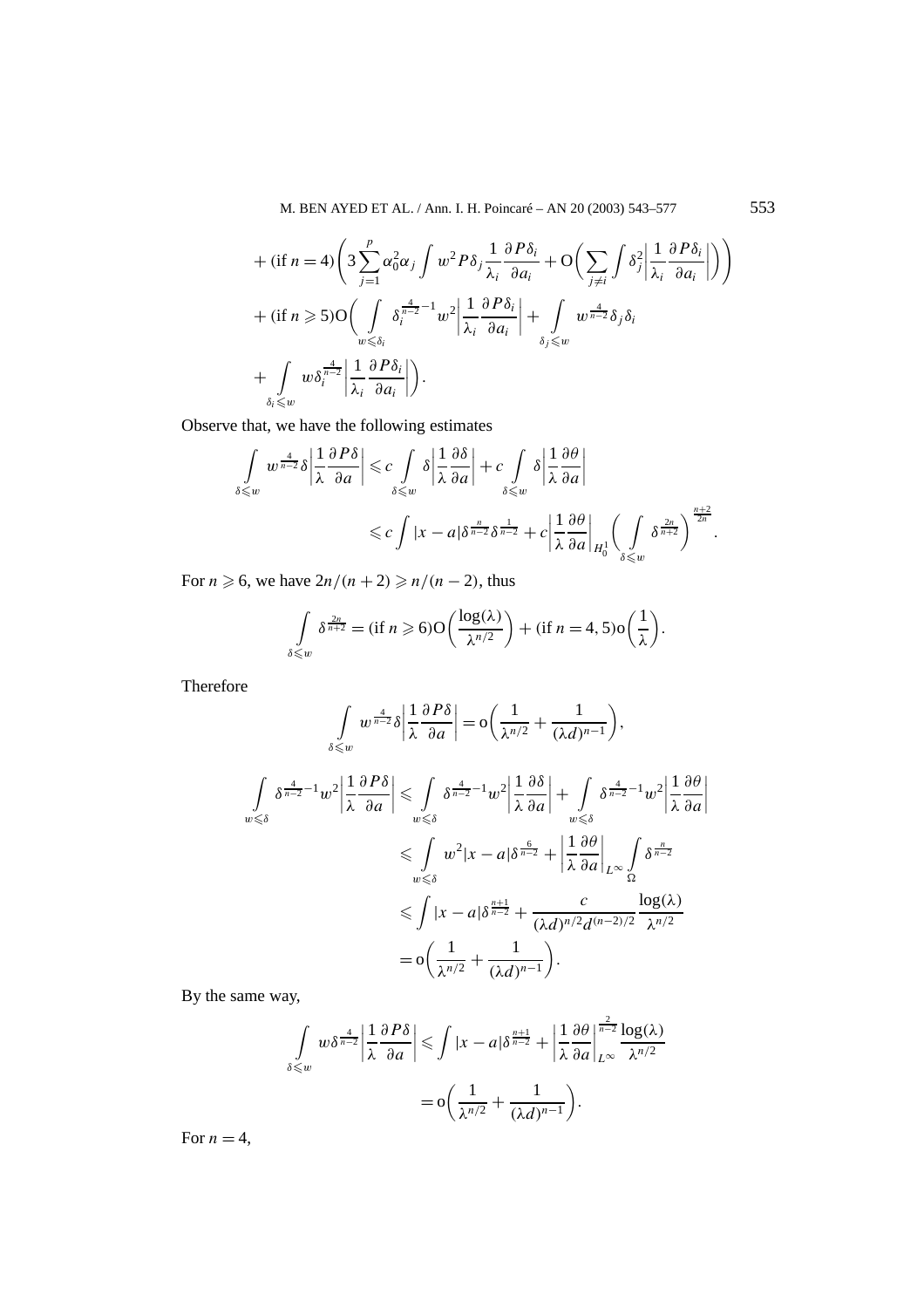$$
\begin{aligned}
&+(\text{if } n=4)\left(3\sum_{j=1}^{p}\alpha_0^2\alpha_j\int w^2 P\delta_j \frac{1}{\lambda_i}\frac{\partial P\delta_i}{\partial a_i} + \mathrm{O}\left(\sum_{j\neq i}\int \delta_j^2\left|\frac{1}{\lambda_i}\frac{\partial P\delta_i}{\partial a_i}\right|\right)\right)\\
&+(\text{if } n\geqslant 5)\mathrm{O}\left(\int_{w\leqslant\delta_i}\delta_i^{\frac{4}{n-2}-1}w^2\left|\frac{1}{\lambda_i}\frac{\partial P\delta_i}{\partial a_i}\right| + \int_{\delta_j\leqslant w} w^{\frac{4}{n-2}}\delta_j\delta_i\right.\\
&\left.+\int_{\delta_i\leqslant w} w\delta_i^{\frac{4}{n-2}}\left|\frac{1}{\lambda_i}\frac{\partial P\delta_i}{\partial a_i}\right|\right).
\end{aligned}
$$

Observe that, we have the following estimates

$$
\begin{aligned}
\int_{\delta\leqslant w} w^{\frac{4}{n-2}}\delta\left|\frac{1}{\lambda}\frac{\partial P\delta}{\partial a}\right| &\leqslant c\int_{\delta\leqslant w}\delta\left|\frac{1}{\lambda}\frac{\partial \delta}{\partial a}\right| + c\int_{\delta\leqslant w}\delta\left|\frac{1}{\lambda}\frac{\partial \theta}{\partial a}\right|\\
&\leqslant c\int |x-a|\delta^{\frac{n}{n-2}}\delta^{\frac{1}{n-2}} + c\left|\frac{1}{\lambda}\frac{\partial\theta}{\partial a}\right|_{H_0^1}\left(\int_{\delta\leqslant w}\delta^{\frac{2n}{n+2}}\right)^{\frac{n+2}{2n}}.
\end{aligned}
$$

For $n\geqslant 6$, we have $2n/(n+2)\geqslant n/(n-2)$, thus

$$
\int_{\delta\leqslant w}\delta^{\frac{2n}{n+2}} = (\text{if } n\geqslant 6)\mathrm{O}\left(\frac{\log(\lambda)}{\lambda^{n/2}}\right) + (\text{if } n=4,5)\mathrm{o}\left(\frac{1}{\lambda}\right).
$$

Therefore

$$
\int_{\delta\leqslant w} w^{\frac{4}{n-2}}\delta\left|\frac{1}{\lambda}\frac{\partial P\delta}{\partial a}\right| = \mathrm{o}\left(\frac{1}{\lambda^{n/2}} + \frac{1}{(\lambda d)^{n-1}}\right),
$$

$$
\begin{aligned}
\int_{w\leqslant\delta}\delta^{\frac{4}{n-2}-1}w^2\left|\frac{1}{\lambda}\frac{\partial P\delta}{\partial a}\right| &\leqslant \int_{w\leqslant\delta}\delta^{\frac{4}{n-2}-1}w^2\left|\frac{1}{\lambda}\frac{\partial\delta}{\partial a}\right| + \int_{w\leqslant\delta}\delta^{\frac{4}{n-2}-1}w^2\left|\frac{1}{\lambda}\frac{\partial\theta}{\partial a}\right|\\
&\leqslant \int_{w\leqslant\delta} w^2|x-a|\delta^{\frac{6}{n-2}} + \left|\frac{1}{\lambda}\frac{\partial\theta}{\partial a}\right|_{L^\infty}\int_{\Omega}\delta^{\frac{n}{n-2}}\\
&\leqslant \int |x-a|\delta^{\frac{n+1}{n-2}} + \frac{c}{(\lambda d)^{n/2}d^{(n-2)/2}}\frac{\log(\lambda)}{\lambda^{n/2}}\\
&= \mathrm{o}\left(\frac{1}{\lambda^{n/2}} + \frac{1}{(\lambda d)^{n-1}}\right).
\end{aligned}
$$

By the same way,

$$
\begin{aligned}
\int_{\delta\leqslant w} w\delta^{\frac{4}{n-2}}\left|\frac{1}{\lambda}\frac{\partial P\delta}{\partial a}\right| &\leqslant \int |x-a|\delta^{\frac{n+1}{n-2}} + \left|\frac{1}{\lambda}\frac{\partial\theta}{\partial a}\right|_{L^\infty}^{\frac{2}{n-2}}\frac{\log(\lambda)}{\lambda^{n/2}}\\
&= \mathrm{o}\left(\frac{1}{\lambda^{n/2}} + \frac{1}{(\lambda d)^{n-1}}\right).
\end{aligned}
$$

For $n=4$,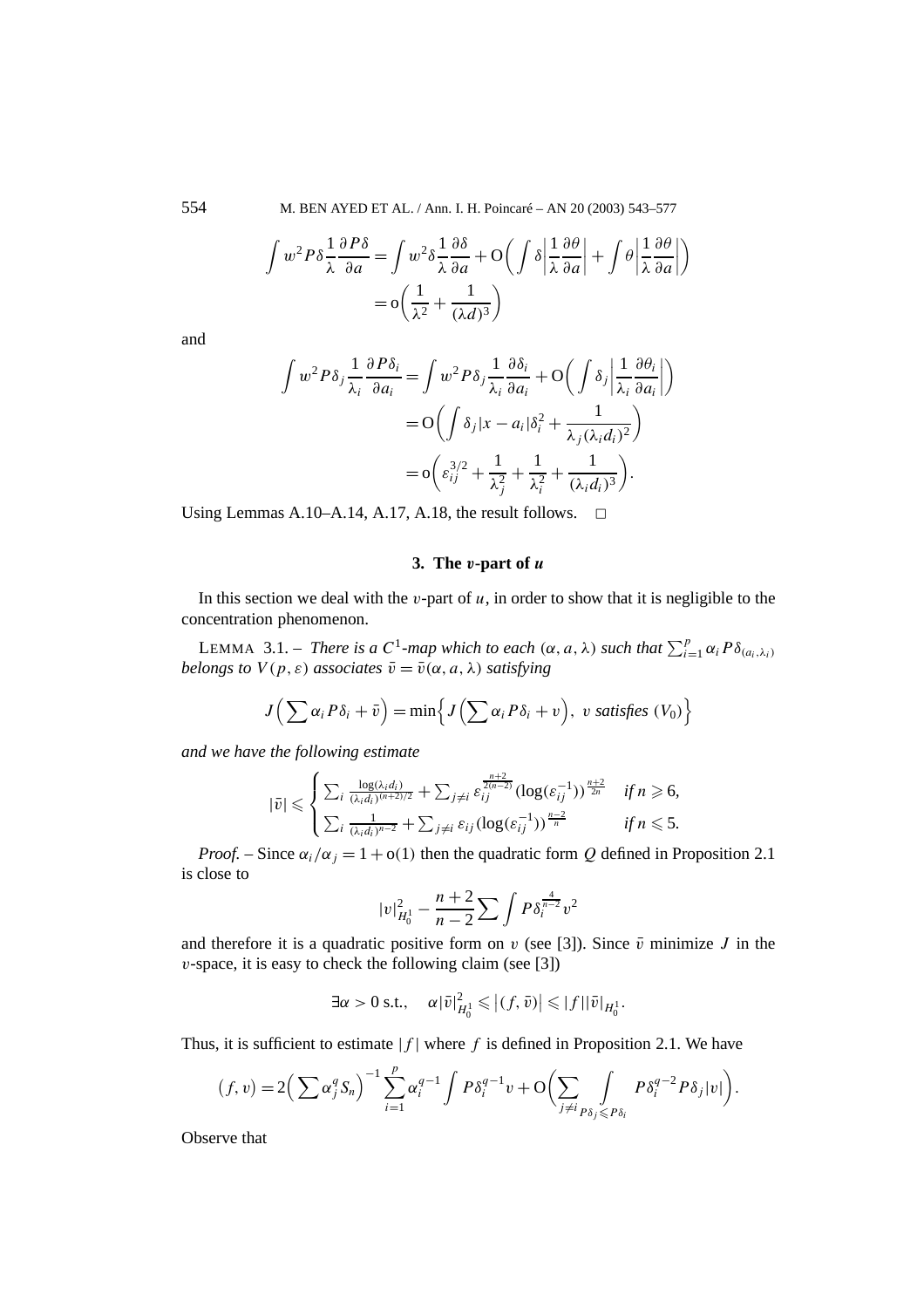$$\int w^2 P\delta \frac{1}{\lambda}\frac{\partial P\delta}{\partial a} = \int w^2 \delta \frac{1}{\lambda}\frac{\partial \delta}{\partial a} + \mathrm{O}\left(\int \delta \left|\frac{1}{\lambda}\frac{\partial \theta}{\partial a}\right| + \int \theta \left|\frac{1}{\lambda}\frac{\partial \theta}{\partial a}\right|\right)$$
$$= \mathrm{o}\left(\frac{1}{\lambda^2} + \frac{1}{(\lambda d)^3}\right)$$

and

$$\int w^2 P\delta_j \frac{1}{\lambda_i}\frac{\partial P\delta_i}{\partial a_i} = \int w^2 P\delta_j \frac{1}{\lambda_i}\frac{\partial \delta_i}{\partial a_i} + \mathrm{O}\left(\int \delta_j \left|\frac{1}{\lambda_i}\frac{\partial \theta_i}{\partial a_i}\right|\right)$$
$$= \mathrm{O}\left(\int \delta_j |x - a_i| \delta_i^2 + \frac{1}{\lambda_j(\lambda_i d_i)^2}\right)$$
$$= \mathrm{o}\left(\varepsilon_{ij}^{3/2} + \frac{1}{\lambda_j^2} + \frac{1}{\lambda_i^2} + \frac{1}{(\lambda_i d_i)^3}\right).$$

Using Lemmas A.10–A.14, A.17, A.18, the result follows. □

## 3. The $v$-part of $u$

In this section we deal with the $v$-part of $u$, in order to show that it is negligible to the concentration phenomenon.

LEMMA 3.1. – *There is a $C^1$-map which to each $(\alpha, a, \lambda)$ such that $\sum_{i=1}^{p} \alpha_i P\delta_{(a_i,\lambda_i)}$ belongs to $V(p, \varepsilon)$ associates $\bar{v} = \bar{v}(\alpha, a, \lambda)$ satisfying*

$$J\left(\sum \alpha_i P\delta_i + \bar{v}\right) = \min\left\{J\left(\sum \alpha_i P\delta_i + v\right),\ v \text{ satisfies } (V_0)\right\}$$

*and we have the following estimate*

$$|\bar{v}| \leqslant \begin{cases} \sum_i \frac{\log(\lambda_i d_i)}{(\lambda_i d_i)^{(n+2)/2}} + \sum_{j \neq i} \varepsilon_{ij}^{\frac{n+2}{2(n-2)}} (\log(\varepsilon_{ij}^{-1}))^{\frac{n+2}{2n}} & \text{if } n \geqslant 6, \\ \sum_i \frac{1}{(\lambda_i d_i)^{n-2}} + \sum_{j \neq i} \varepsilon_{ij} (\log(\varepsilon_{ij}^{-1}))^{\frac{n-2}{n}} & \text{if } n \leqslant 5. \end{cases}$$

*Proof.* – Since $\alpha_i/\alpha_j = 1 + \mathrm{o}(1)$ then the quadratic form $Q$ defined in Proposition 2.1 is close to

$$|v|_{H_0^1}^2 - \frac{n+2}{n-2}\sum \int P\delta_i^{\frac{4}{n-2}} v^2$$

and therefore it is a quadratic positive form on $v$ (see [3]). Since $\bar{v}$ minimize $J$ in the $v$-space, it is easy to check the following claim (see [3])

$$\exists \alpha > 0 \text{ s.t.,} \quad \alpha |\bar{v}|_{H_0^1}^2 \leqslant |(f, \bar{v})| \leqslant |f||\bar{v}|_{H_0^1}.$$

Thus, it is sufficient to estimate $|f|$ where $f$ is defined in Proposition 2.1. We have

$$(f, v) = 2\left(\sum \alpha_j^q S_n\right)^{-1} \sum_{i=1}^{p} \alpha_i^{q-1} \int P\delta_i^{q-1} v + \mathrm{O}\left(\sum_{j \neq i} \int_{P\delta_j \leqslant P\delta_i} P\delta_i^{q-2} P\delta_j |v|\right).$$

Observe that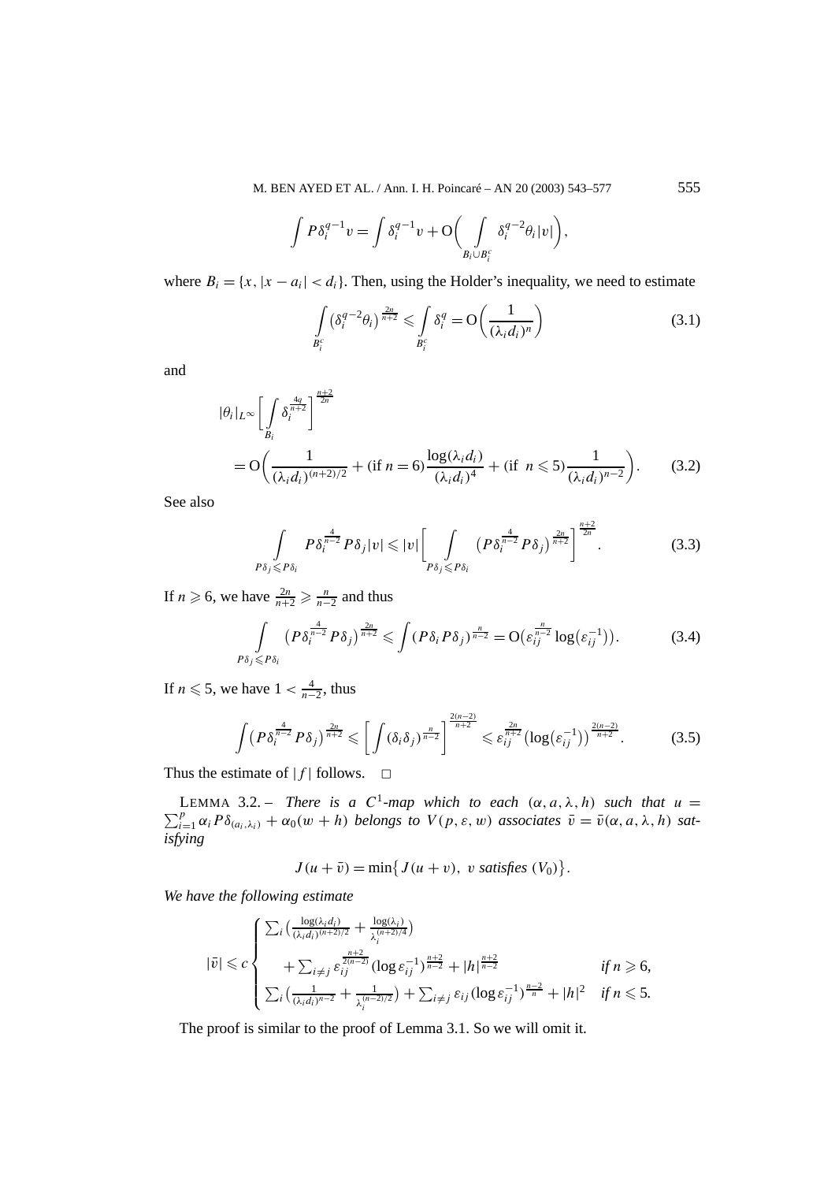$$\int P\delta_i^{q-1}v = \int \delta_i^{q-1}v + \mathrm{O}\biggl(\int_{B_i\cup B_i^c} \delta_i^{q-2}\theta_i|v|\biggr),$$

where $B_i = \{x, |x-a_i| < d_i\}$. Then, using the Holder's inequality, we need to estimate

$$\int_{B_i^c} \bigl(\delta_i^{q-2}\theta_i\bigr)^{\frac{2n}{n+2}} \leqslant \int_{B_i^c} \delta_i^q = \mathrm{O}\biggl(\frac{1}{(\lambda_i d_i)^n}\biggr) \tag{3.1}$$

and

$$\begin{aligned}
&|\theta_i|_{L^\infty}\biggl[\int_{B_i} \delta_i^{\frac{4q}{n+2}}\biggr]^{\frac{n+2}{2n}} \\
&\quad= \mathrm{O}\biggl(\frac{1}{(\lambda_i d_i)^{(n+2)/2}} + (\text{if } n=6)\frac{\log(\lambda_i d_i)}{(\lambda_i d_i)^4} + (\text{if } \ n \leqslant 5)\frac{1}{(\lambda_i d_i)^{n-2}}\biggr).
\end{aligned} \tag{3.2}$$

See also

$$\int_{P\delta_j \leqslant P\delta_i} P\delta_i^{\frac{4}{n-2}} P\delta_j|v| \leqslant |v| \biggl[\int_{P\delta_j \leqslant P\delta_i} \bigl(P\delta_i^{\frac{4}{n-2}} P\delta_j\bigr)^{\frac{2n}{n+2}}\biggr]^{\frac{n+2}{2n}}. \tag{3.3}$$

If $n \geqslant 6$, we have $\frac{2n}{n+2} \geqslant \frac{n}{n-2}$ and thus

$$\int_{P\delta_j \leqslant P\delta_i} \bigl(P\delta_i^{\frac{4}{n-2}} P\delta_j\bigr)^{\frac{2n}{n+2}} \leqslant \int (P\delta_i P\delta_j)^{\frac{n}{n-2}} = \mathrm{O}\bigl(\varepsilon_{ij}^{\frac{n}{n-2}} \log\bigl(\varepsilon_{ij}^{-1}\bigr)\bigr). \tag{3.4}$$

If $n \leqslant 5$, we have $1 < \frac{4}{n-2}$, thus

$$\int \bigl(P\delta_i^{\frac{4}{n-2}} P\delta_j\bigr)^{\frac{2n}{n+2}} \leqslant \biggl[\int (\delta_i\delta_j)^{\frac{n}{n-2}}\biggr]^{\frac{2(n-2)}{n+2}} \leqslant \varepsilon_{ij}^{\frac{2n}{n+2}} \bigl(\log\bigl(\varepsilon_{ij}^{-1}\bigr)\bigr)^{\frac{2(n-2)}{n+2}}. \tag{3.5}$$

Thus the estimate of $|f|$ follows. $\square$

LEMMA 3.2. – *There is a $C^1$-map which to each $(\alpha, a, \lambda, h)$ such that $u = \sum_{i=1}^p \alpha_i P\delta_{(a_i,\lambda_i)} + \alpha_0(w+h)$ belongs to $V(p, \varepsilon, w)$ associates $\bar{v} = \bar{v}(\alpha, a, \lambda, h)$ satisfying*

$$J(u+\bar{v}) = \min\bigl\{J(u+v),\ v \text{ satisfies } (V_0)\bigr\}.$$

*We have the following estimate*

$$|\bar{v}| \leqslant c \begin{cases} \sum_i \bigl(\frac{\log(\lambda_i d_i)}{(\lambda_i d_i)^{(n+2)/2}} + \frac{\log(\lambda_i)}{\lambda_i^{(n+2)/4}}\bigr) & \\ \quad + \sum_{i\neq j} \varepsilon_{ij}^{\frac{n+2}{2(n-2)}} (\log\varepsilon_{ij}^{-1})^{\frac{n+2}{n-2}} + |h|^{\frac{n+2}{n-2}} & \textit{if } n \geqslant 6, \\ \sum_i \bigl(\frac{1}{(\lambda_i d_i)^{n-2}} + \frac{1}{\lambda_i^{(n-2)/2}}\bigr) + \sum_{i\neq j} \varepsilon_{ij} (\log\varepsilon_{ij}^{-1})^{\frac{n-2}{n}} + |h|^2 & \textit{if } n \leqslant 5. \end{cases}$$

The proof is similar to the proof of Lemma 3.1. So we will omit it.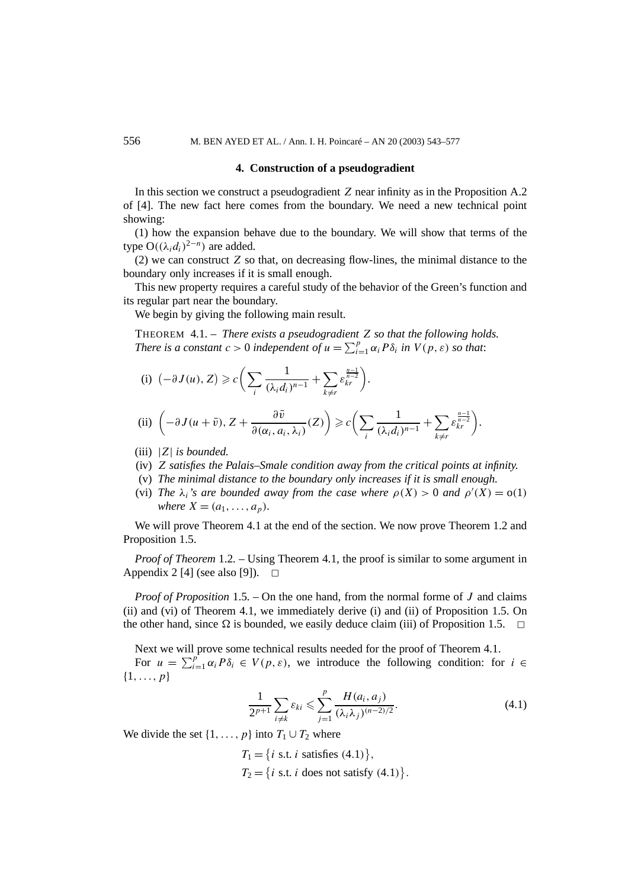## 4. Construction of a pseudogradient

In this section we construct a pseudogradient $Z$ near infinity as in the Proposition A.2 of [4]. The new fact here comes from the boundary. We need a new technical point showing:

(1) how the expansion behave due to the boundary. We will show that terms of the type $O((\lambda_i d_i)^{2-n})$ are added.

(2) we can construct $Z$ so that, on decreasing flow-lines, the minimal distance to the boundary only increases if it is small enough.

This new property requires a careful study of the behavior of the Green's function and its regular part near the boundary.

We begin by giving the following main result.

THEOREM 4.1. – *There exists a pseudogradient $Z$ so that the following holds. There is a constant $c > 0$ independent of $u = \sum_{i=1}^{p} \alpha_i P\delta_i$ in $V(p, \varepsilon)$ so that*:

(i) $\left(-\partial J(u), Z\right) \geqslant c\left(\sum_i \frac{1}{(\lambda_i d_i)^{n-1}} + \sum_{k \neq r} \varepsilon_{kr}^{\frac{n-1}{n-2}}\right).$

(ii) $\left(-\partial J(u+\bar{v}), Z + \frac{\partial \bar{v}}{\partial(\alpha_i, a_i, \lambda_i)}(Z)\right) \geqslant c\left(\sum_i \frac{1}{(\lambda_i d_i)^{n-1}} + \sum_{k \neq r} \varepsilon_{kr}^{\frac{n-1}{n-2}}\right).$

(iii) *$|Z|$ is bounded.*

(iv) *$Z$ satisfies the Palais–Smale condition away from the critical points at infinity.*

(v) *The minimal distance to the boundary only increases if it is small enough.*

(vi) *The $\lambda_i$'s are bounded away from the case where $\rho(X) > 0$ and $\rho'(X) = o(1)$ where $X = (a_1, \ldots, a_p)$.*

We will prove Theorem 4.1 at the end of the section. We now prove Theorem 1.2 and Proposition 1.5.

*Proof of Theorem* 1.2. – Using Theorem 4.1, the proof is similar to some argument in Appendix 2 [4] (see also [9]). $\square$

*Proof of Proposition* 1.5. – On the one hand, from the normal forme of $J$ and claims (ii) and (vi) of Theorem 4.1, we immediately derive (i) and (ii) of Proposition 1.5. On the other hand, since $\Omega$ is bounded, we easily deduce claim (iii) of Proposition 1.5. $\square$

Next we will prove some technical results needed for the proof of Theorem 4.1.

For $u = \sum_{i=1}^{p} \alpha_i P\delta_i \in V(p, \varepsilon)$, we introduce the following condition: for $i \in \{1, \ldots, p\}$

$$\frac{1}{2^{p+1}} \sum_{i \neq k} \varepsilon_{ki} \leqslant \sum_{j=1}^{p} \frac{H(a_i, a_j)}{(\lambda_i \lambda_j)^{(n-2)/2}}. \tag{4.1}$$

We divide the set $\{1, \ldots, p\}$ into $T_1 \cup T_2$ where

$$T_1 = \{i \text{ s.t. } i \text{ satisfies } (4.1)\},$$
$$T_2 = \{i \text{ s.t. } i \text{ does not satisfy } (4.1)\}.$$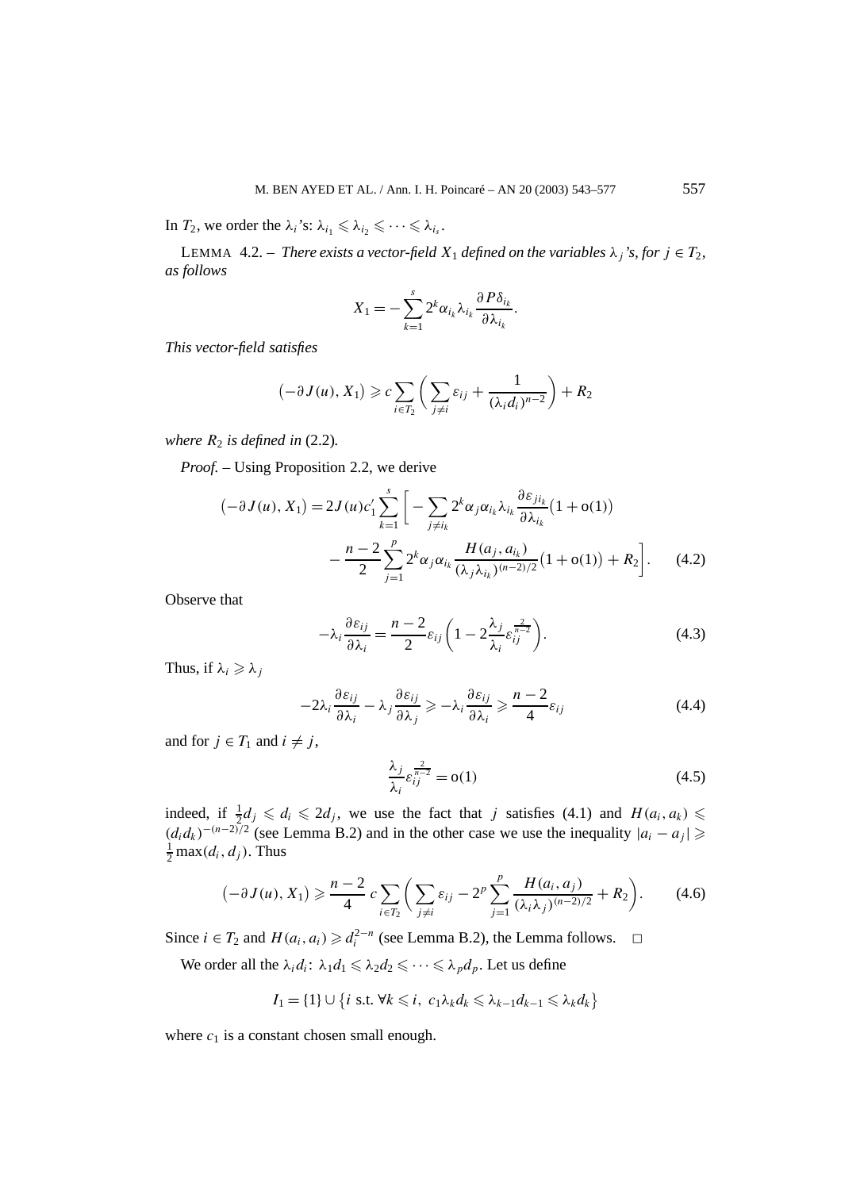In $T_2$, we order the $\lambda_i$'s: $\lambda_{i_1} \leqslant \lambda_{i_2} \leqslant \cdots \leqslant \lambda_{i_s}$.

LEMMA 4.2. – *There exists a vector-field $X_1$ defined on the variables $\lambda_j$'s, for $j \in T_2$, as follows*

$$X_1 = -\sum_{k=1}^{s} 2^k \alpha_{i_k} \lambda_{i_k} \frac{\partial P\delta_{i_k}}{\partial \lambda_{i_k}}.$$

*This vector-field satisfies*

$$\left(-\partial J(u), X_1\right) \geqslant c \sum_{i \in T_2} \left( \sum_{j \neq i} \varepsilon_{ij} + \frac{1}{(\lambda_i d_i)^{n-2}} \right) + R_2$$

*where $R_2$ is defined in* (2.2)*.*

*Proof.* – Using Proposition 2.2, we derive

$$\begin{aligned}
\left(-\partial J(u), X_1\right) = 2J(u) c_1' \sum_{k=1}^{s} \Bigg[ &-\sum_{j \neq i_k} 2^k \alpha_j \alpha_{i_k} \lambda_{i_k} \frac{\partial \varepsilon_{j i_k}}{\partial \lambda_{i_k}} \left(1 + o(1)\right) \\
&- \frac{n-2}{2} \sum_{j=1}^{p} 2^k \alpha_j \alpha_{i_k} \frac{H(a_j, a_{i_k})}{(\lambda_j \lambda_{i_k})^{(n-2)/2}} \left(1 + o(1)\right) + R_2 \Bigg].
\end{aligned} \tag{4.2}$$

Observe that

$$-\lambda_i \frac{\partial \varepsilon_{ij}}{\partial \lambda_i} = \frac{n-2}{2} \varepsilon_{ij} \left( 1 - 2 \frac{\lambda_j}{\lambda_i} \varepsilon_{ij}^{\frac{2}{n-2}} \right). \tag{4.3}$$

Thus, if $\lambda_i \geqslant \lambda_j$

$$-2\lambda_i \frac{\partial \varepsilon_{ij}}{\partial \lambda_i} - \lambda_j \frac{\partial \varepsilon_{ij}}{\partial \lambda_j} \geqslant -\lambda_i \frac{\partial \varepsilon_{ij}}{\partial \lambda_i} \geqslant \frac{n-2}{4} \varepsilon_{ij} \tag{4.4}$$

and for $j \in T_1$ and $i \neq j$,

$$\frac{\lambda_j}{\lambda_i} \varepsilon_{ij}^{\frac{2}{n-2}} = o(1) \tag{4.5}$$

indeed, if $\frac{1}{2} d_j \leqslant d_i \leqslant 2 d_j$, we use the fact that $j$ satisfies (4.1) and $H(a_i, a_k) \leqslant (d_i d_k)^{-(n-2)/2}$ (see Lemma B.2) and in the other case we use the inequality $|a_i - a_j| \geqslant \frac{1}{2} \max(d_i, d_j)$. Thus

$$\left(-\partial J(u), X_1\right) \geqslant \frac{n-2}{4} c \sum_{i \in T_2} \left( \sum_{j \neq i} \varepsilon_{ij} - 2^p \sum_{j=1}^{p} \frac{H(a_i, a_j)}{(\lambda_i \lambda_j)^{(n-2)/2}} + R_2 \right). \tag{4.6}$$

Since $i \in T_2$ and $H(a_i, a_i) \geqslant d_i^{2-n}$ (see Lemma B.2), the Lemma follows. $\square$

We order all the $\lambda_i d_i$: $\lambda_1 d_1 \leqslant \lambda_2 d_2 \leqslant \cdots \leqslant \lambda_p d_p$. Let us define

$$I_1 = \{1\} \cup \left\{ i \text{ s.t. } \forall k \leqslant i,\ c_1 \lambda_k d_k \leqslant \lambda_{k-1} d_{k-1} \leqslant \lambda_k d_k \right\}$$

where $c_1$ is a constant chosen small enough.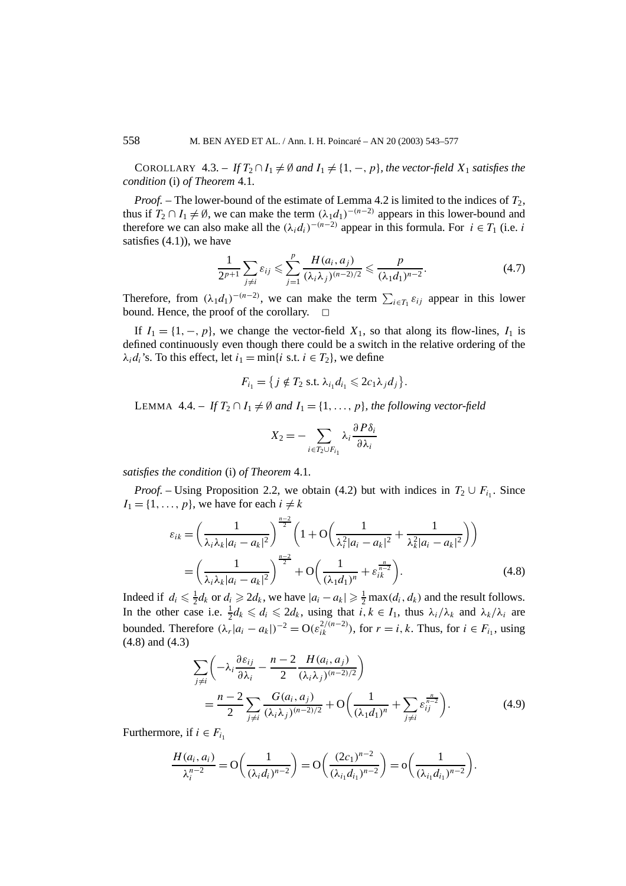COROLLARY 4.3. – *If $T_2 \cap I_1 \neq \emptyset$ and $I_1 \neq \{1, -, p\}$, the vector-field $X_1$ satisfies the condition* (i) *of Theorem* 4.1*.*

*Proof.* – The lower-bound of the estimate of Lemma 4.2 is limited to the indices of $T_2$, thus if $T_2 \cap I_1 \neq \emptyset$, we can make the term $(\lambda_1 d_1)^{-(n-2)}$ appears in this lower-bound and therefore we can also make all the $(\lambda_i d_i)^{-(n-2)}$ appear in this formula. For $i \in T_1$ (i.e. $i$ satisfies (4.1)), we have

$$\frac{1}{2^{p+1}} \sum_{j \neq i} \varepsilon_{ij} \leqslant \sum_{j=1}^{p} \frac{H(a_i, a_j)}{(\lambda_i \lambda_j)^{(n-2)/2}} \leqslant \frac{p}{(\lambda_1 d_1)^{n-2}}. \tag{4.7}$$

Therefore, from $(\lambda_1 d_1)^{-(n-2)}$, we can make the term $\sum_{i \in T_1} \varepsilon_{ij}$ appear in this lower bound. Hence, the proof of the corollary. $\square$

If $I_1 = \{1, -, p\}$, we change the vector-field $X_1$, so that along its flow-lines, $I_1$ is defined continuously even though there could be a switch in the relative ordering of the $\lambda_i d_i$'s. To this effect, let $i_1 = \min\{i \text{ s.t. } i \in T_2\}$, we define

$$F_{i_1} = \{ j \notin T_2 \text{ s.t. } \lambda_{i_1} d_{i_1} \leqslant 2c_1 \lambda_j d_j \}.$$

LEMMA 4.4. – *If $T_2 \cap I_1 \neq \emptyset$ and $I_1 = \{1, \ldots, p\}$, the following vector-field*

$$X_2 = -\sum_{i \in T_2 \cup F_{i_1}} \lambda_i \frac{\partial P\delta_i}{\partial \lambda_i}$$

*satisfies the condition* (i) *of Theorem* 4.1*.*

*Proof.* – Using Proposition 2.2, we obtain (4.2) but with indices in $T_2 \cup F_{i_1}$. Since $I_1 = \{1, \ldots, p\}$, we have for each $i \neq k$

$$\begin{aligned}
\varepsilon_{ik} &= \left( \frac{1}{\lambda_i \lambda_k |a_i - a_k|^2} \right)^{\frac{n-2}{2}} \left( 1 + O\left( \frac{1}{\lambda_i^2 |a_i - a_k|^2} + \frac{1}{\lambda_k^2 |a_i - a_k|^2} \right) \right) \\
&= \left( \frac{1}{\lambda_i \lambda_k |a_i - a_k|^2} \right)^{\frac{n-2}{2}} + O\left( \frac{1}{(\lambda_1 d_1)^n} + \varepsilon_{ik}^{\frac{n}{n-2}} \right).
\end{aligned} \tag{4.8}$$

Indeed if $d_i \leqslant \frac{1}{2} d_k$ or $d_i \geqslant 2 d_k$, we have $|a_i - a_k| \geqslant \frac{1}{2} \max(d_i, d_k)$ and the result follows. In the other case i.e. $\frac{1}{2} d_k \leqslant d_i \leqslant 2 d_k$, using that $i, k \in I_1$, thus $\lambda_i / \lambda_k$ and $\lambda_k / \lambda_i$ are bounded. Therefore $(\lambda_r |a_i - a_k|)^{-2} = O(\varepsilon_{ik}^{2/(n-2)})$, for $r = i, k$. Thus, for $i \in F_{i_1}$, using (4.8) and (4.3)

$$\begin{aligned}
&\sum_{j \neq i} \left( -\lambda_i \frac{\partial \varepsilon_{ij}}{\partial \lambda_i} - \frac{n-2}{2} \frac{H(a_i, a_j)}{(\lambda_i \lambda_j)^{(n-2)/2}} \right) \\
&\quad = \frac{n-2}{2} \sum_{j \neq i} \frac{G(a_i, a_j)}{(\lambda_i \lambda_j)^{(n-2)/2}} + O\left( \frac{1}{(\lambda_1 d_1)^n} + \sum_{j \neq i} \varepsilon_{ij}^{\frac{n}{n-2}} \right).
\end{aligned} \tag{4.9}$$

Furthermore, if $i \in F_{i_1}$

$$\frac{H(a_i, a_i)}{\lambda_i^{n-2}} = O\left( \frac{1}{(\lambda_i d_i)^{n-2}} \right) = O\left( \frac{(2c_1)^{n-2}}{(\lambda_{i_1} d_{i_1})^{n-2}} \right) = o\left( \frac{1}{(\lambda_{i_1} d_{i_1})^{n-2}} \right).$$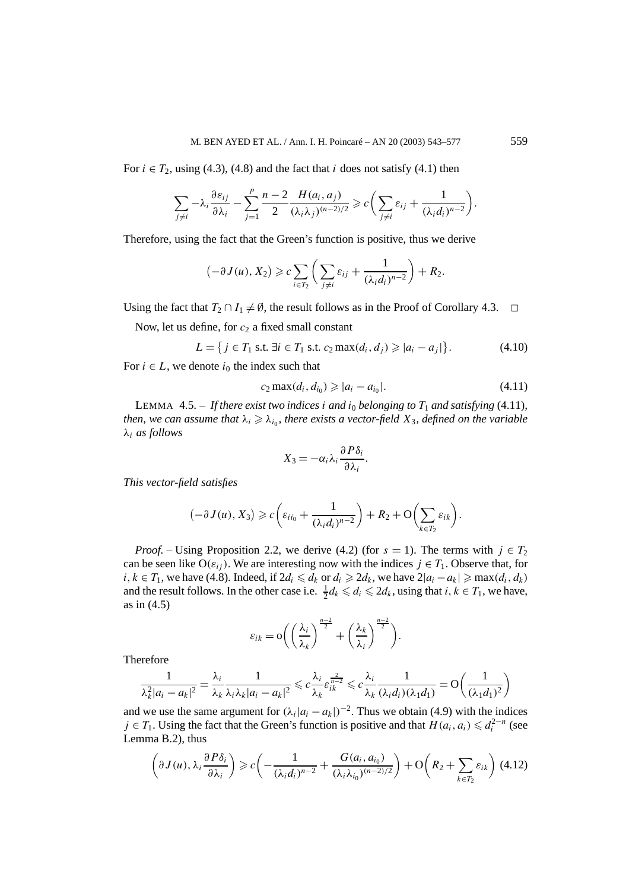For $i \in T_2$, using (4.3), (4.8) and the fact that $i$ does not satisfy (4.1) then

$$\sum_{j \neq i} -\lambda_i \frac{\partial \varepsilon_{ij}}{\partial \lambda_i} - \sum_{j=1}^{p} \frac{n-2}{2} \frac{H(a_i, a_j)}{(\lambda_i \lambda_j)^{(n-2)/2}} \geqslant c\left( \sum_{j \neq i} \varepsilon_{ij} + \frac{1}{(\lambda_i d_i)^{n-2}} \right).$$

Therefore, using the fact that the Green's function is positive, thus we derive

$$\left(-\partial J(u), X_2\right) \geqslant c \sum_{i \in T_2} \left( \sum_{j \neq i} \varepsilon_{ij} + \frac{1}{(\lambda_i d_i)^{n-2}} \right) + R_2.$$

Using the fact that $T_2 \cap I_1 \neq \emptyset$, the result follows as in the Proof of Corollary 4.3. $\square$

Now, let us define, for $c_2$ a fixed small constant

$$L = \left\{ j \in T_1 \text{ s.t. } \exists i \in T_1 \text{ s.t. } c_2 \max(d_i, d_j) \geqslant |a_i - a_j| \right\}. \tag{4.10}$$

For $i \in L$, we denote $i_0$ the index such that

$$c_2 \max(d_i, d_{i_0}) \geqslant |a_i - a_{i_0}|. \tag{4.11}$$

LEMMA 4.5. – *If there exist two indices $i$ and $i_0$ belonging to $T_1$ and satisfying* (4.11)*, then, we can assume that $\lambda_i \geqslant \lambda_{i_0}$, there exists a vector-field $X_3$, defined on the variable $\lambda_i$ as follows*

$$X_3 = -\alpha_i \lambda_i \frac{\partial P\delta_i}{\partial \lambda_i}.$$

*This vector-field satisfies*

$$\left(-\partial J(u), X_3\right) \geqslant c\left( \varepsilon_{i i_0} + \frac{1}{(\lambda_i d_i)^{n-2}} \right) + R_2 + \mathrm{O}\left( \sum_{k \in T_2} \varepsilon_{ik} \right).$$

*Proof.* – Using Proposition 2.2, we derive (4.2) (for $s = 1$). The terms with $j \in T_2$ can be seen like $\mathrm{O}(\varepsilon_{ij})$. We are interesting now with the indices $j \in T_1$. Observe that, for $i, k \in T_1$, we have (4.8). Indeed, if $2d_i \leqslant d_k$ or $d_i \geqslant 2d_k$, we have $2|a_i - a_k| \geqslant \max(d_i, d_k)$ and the result follows. In the other case i.e. $\frac{1}{2} d_k \leqslant d_i \leqslant 2d_k$, using that $i, k \in T_1$, we have, as in (4.5)

$$\varepsilon_{ik} = \mathrm{o}\left( \left( \frac{\lambda_i}{\lambda_k} \right)^{\frac{n-2}{2}} + \left( \frac{\lambda_k}{\lambda_i} \right)^{\frac{n-2}{2}} \right).$$

Therefore

$$\frac{1}{\lambda_k^2 |a_i - a_k|^2} = \frac{\lambda_i}{\lambda_k} \frac{1}{\lambda_i \lambda_k |a_i - a_k|^2} \leqslant c \frac{\lambda_i}{\lambda_k} \varepsilon_{ik}^{\frac{2}{n-2}} \leqslant c \frac{\lambda_i}{\lambda_k} \frac{1}{(\lambda_i d_i)(\lambda_1 d_1)} = \mathrm{O}\left( \frac{1}{(\lambda_1 d_1)^2} \right)$$

and we use the same argument for $(\lambda_i |a_i - a_k|)^{-2}$. Thus we obtain (4.9) with the indices $j \in T_1$. Using the fact that the Green's function is positive and that $H(a_i, a_i) \leqslant d_i^{2-n}$ (see Lemma B.2), thus

$$\left( \partial J(u), \lambda_i \frac{\partial P\delta_i}{\partial \lambda_i} \right) \geqslant c\left( -\frac{1}{(\lambda_i d_i)^{n-2}} + \frac{G(a_i, a_{i_0})}{(\lambda_i \lambda_{i_0})^{(n-2)/2}} \right) + \mathrm{O}\left( R_2 + \sum_{k \in T_2} \varepsilon_{ik} \right) \tag{4.12}$$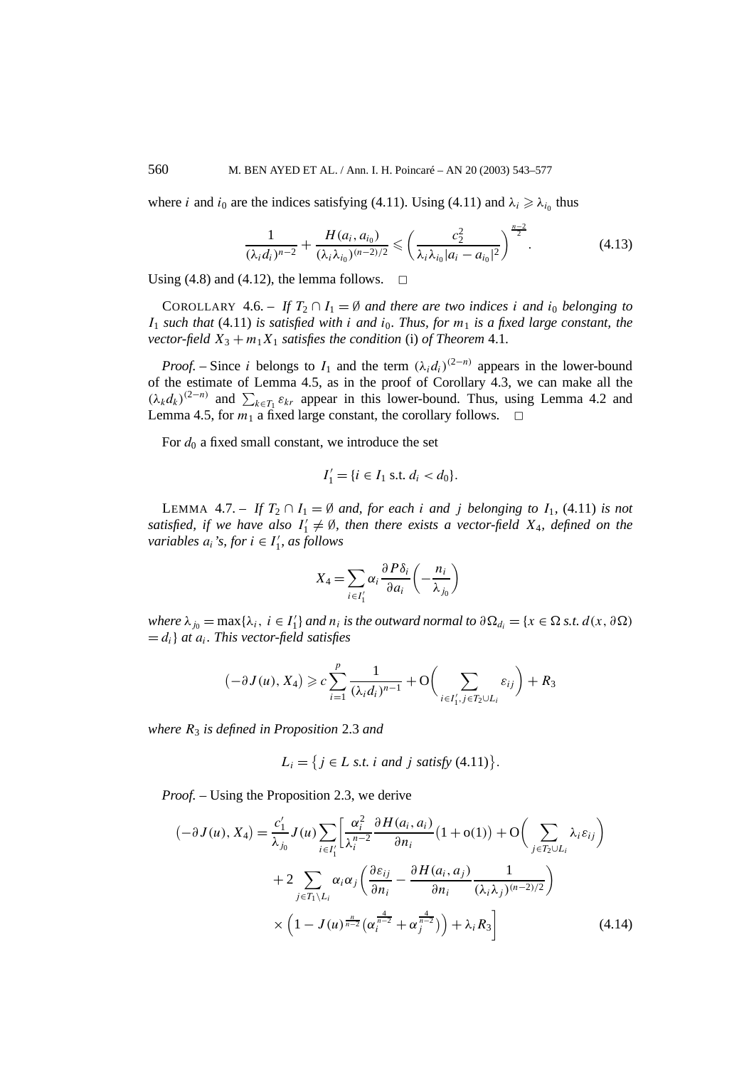where $i$ and $i_0$ are the indices satisfying (4.11). Using (4.11) and $\lambda_i \geqslant \lambda_{i_0}$ thus

$$\frac{1}{(\lambda_i d_i)^{n-2}} + \frac{H(a_i, a_{i_0})}{(\lambda_i \lambda_{i_0})^{(n-2)/2}} \leqslant \left( \frac{c_2^2}{\lambda_i \lambda_{i_0} |a_i - a_{i_0}|^2} \right)^{\frac{n-2}{2}}. \tag{4.13}$$

Using (4.8) and (4.12), the lemma follows. $\square$

COROLLARY 4.6. – *If $T_2 \cap I_1 = \emptyset$ and there are two indices $i$ and $i_0$ belonging to $I_1$ such that* (4.11) *is satisfied with $i$ and $i_0$. Thus, for $m_1$ is a fixed large constant, the vector-field $X_3 + m_1 X_1$ satisfies the condition* (i) *of Theorem* 4.1.

*Proof.* – Since $i$ belongs to $I_1$ and the term $(\lambda_i d_i)^{(2-n)}$ appears in the lower-bound of the estimate of Lemma 4.5, as in the proof of Corollary 4.3, we can make all the $(\lambda_k d_k)^{(2-n)}$ and $\sum_{k \in T_1} \varepsilon_{kr}$ appear in this lower-bound. Thus, using Lemma 4.2 and Lemma 4.5, for $m_1$ a fixed large constant, the corollary follows. $\square$

For $d_0$ a fixed small constant, we introduce the set

$$I_1' = \{i \in I_1 \text{ s.t. } d_i < d_0\}.$$

LEMMA 4.7. – *If $T_2 \cap I_1 = \emptyset$ and, for each $i$ and $j$ belonging to $I_1$,* (4.11) *is not satisfied, if we have also $I_1' \neq \emptyset$, then there exists a vector-field $X_4$, defined on the variables $a_i$'s, for $i \in I_1'$, as follows*

$$X_4 = \sum_{i \in I_1'} \alpha_i \frac{\partial P\delta_i}{\partial a_i} \left( -\frac{n_i}{\lambda_{j_0}} \right)$$

*where $\lambda_{j_0} = \max\{\lambda_i,\ i \in I_1'\}$ and $n_i$ is the outward normal to $\partial\Omega_{d_i} = \{x \in \Omega$ s.t. $d(x, \partial\Omega) = d_i\}$ at $a_i$. This vector-field satisfies*

$$\big(-\partial J(u), X_4\big) \geqslant c \sum_{i=1}^{p} \frac{1}{(\lambda_i d_i)^{n-1}} + \mathrm{O}\bigg( \sum_{i \in I_1', j \in T_2 \cup L_i} \varepsilon_{ij} \bigg) + R_3$$

*where $R_3$ is defined in Proposition* 2.3 *and*

$$L_i = \big\{ j \in L \text{ s.t. } i \text{ and } j \text{ satisfy } (4.11) \big\}.$$

*Proof.* – Using the Proposition 2.3, we derive

$$\begin{aligned}
\big(-\partial J(u), X_4\big) = \frac{c_1'}{\lambda_{j_0}} J(u) \sum_{i \in I_1'} \bigg[ & \frac{\alpha_i^2}{\lambda_i^{n-2}} \frac{\partial H(a_i, a_i)}{\partial n_i} \big(1 + \mathrm{o}(1)\big) + \mathrm{O}\bigg( \sum_{j \in T_2 \cup L_i} \lambda_i \varepsilon_{ij} \bigg) \\
& + 2 \sum_{j \in T_1 \setminus L_i} \alpha_i \alpha_j \left( \frac{\partial \varepsilon_{ij}}{\partial n_i} - \frac{\partial H(a_i, a_j)}{\partial n_i} \frac{1}{(\lambda_i \lambda_j)^{(n-2)/2}} \right) \\
& \times \Big( 1 - J(u)^{\frac{n}{n-2}} \big( \alpha_i^{\frac{4}{n-2}} + \alpha_j^{\frac{4}{n-2}} \big) \Big) + \lambda_i R_3 \bigg]
\end{aligned} \tag{4.14}$$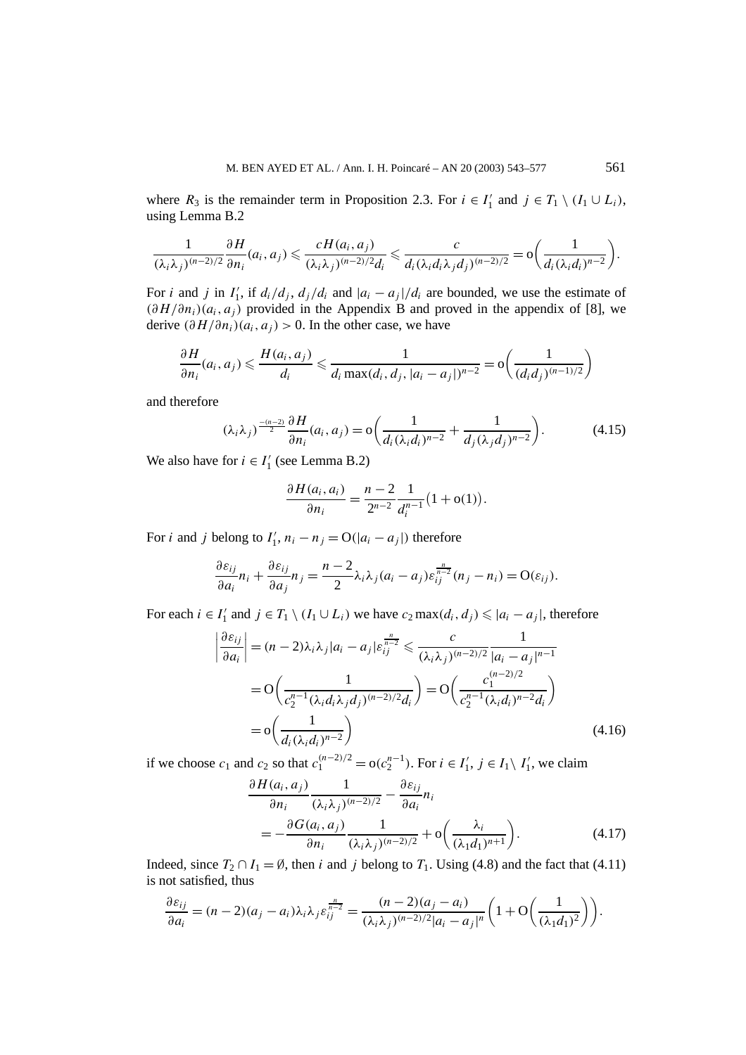where $R_3$ is the remainder term in Proposition 2.3. For $i \in I_1'$ and $j \in T_1 \setminus (I_1 \cup L_i)$, using Lemma B.2

$$\frac{1}{(\lambda_i\lambda_j)^{(n-2)/2}}\frac{\partial H}{\partial n_i}(a_i,a_j) \leqslant \frac{cH(a_i,a_j)}{(\lambda_i\lambda_j)^{(n-2)/2}d_i} \leqslant \frac{c}{d_i(\lambda_i d_i\lambda_j d_j)^{(n-2)/2}} = \mathrm{o}\left(\frac{1}{d_i(\lambda_i d_i)^{n-2}}\right).$$

For $i$ and $j$ in $I_1'$, if $d_i/d_j$, $d_j/d_i$ and $|a_i - a_j|/d_i$ are bounded, we use the estimate of $(\partial H/\partial n_i)(a_i,a_j)$ provided in the Appendix B and proved in the appendix of [8], we derive $(\partial H/\partial n_i)(a_i,a_j) > 0$. In the other case, we have

$$\frac{\partial H}{\partial n_i}(a_i,a_j) \leqslant \frac{H(a_i,a_j)}{d_i} \leqslant \frac{1}{d_i \max(d_i,d_j,|a_i-a_j|)^{n-2}} = \mathrm{o}\left(\frac{1}{(d_i d_j)^{(n-1/2)}}\right)$$

and therefore

$$(\lambda_i\lambda_j)^{\frac{-(n-2)}{2}}\frac{\partial H}{\partial n_i}(a_i,a_j) = \mathrm{o}\left(\frac{1}{d_i(\lambda_i d_i)^{n-2}} + \frac{1}{d_j(\lambda_j d_j)^{n-2}}\right). \tag{4.15}$$

We also have for $i \in I_1'$ (see Lemma B.2)

$$\frac{\partial H(a_i,a_i)}{\partial n_i} = \frac{n-2}{2^{n-2}}\frac{1}{d_i^{n-1}}\big(1+\mathrm{o}(1)\big).$$

For $i$ and $j$ belong to $I_1'$, $n_i - n_j = \mathrm{O}(|a_i - a_j|)$ therefore

$$\frac{\partial \varepsilon_{ij}}{\partial a_i}n_i + \frac{\partial \varepsilon_{ij}}{\partial a_j}n_j = \frac{n-2}{2}\lambda_i\lambda_j(a_i-a_j)\varepsilon_{ij}^{\frac{n}{n-2}}(n_j - n_i) = \mathrm{O}(\varepsilon_{ij}).$$

For each $i \in I_1'$ and $j \in T_1 \setminus (I_1 \cup L_i)$ we have $c_2 \max(d_i,d_j) \leqslant |a_i - a_j|$, therefore

$$\begin{aligned}
\left|\frac{\partial \varepsilon_{ij}}{\partial a_i}\right| &= (n-2)\lambda_i\lambda_j|a_i-a_j|\varepsilon_{ij}^{\frac{n}{n-2}} \leqslant \frac{c}{(\lambda_i\lambda_j)^{(n-2)/2}}\frac{1}{|a_i-a_j|^{n-1}} \\
&= \mathrm{O}\left(\frac{1}{c_2^{n-1}(\lambda_i d_i\lambda_j d_j)^{(n-2)/2}d_i}\right) = \mathrm{O}\left(\frac{c_1^{(n-2)/2}}{c_2^{n-1}(\lambda_i d_i)^{n-2}d_i}\right) \\
&= \mathrm{o}\left(\frac{1}{d_i(\lambda_i d_i)^{n-2}}\right)
\end{aligned} \tag{4.16}$$

if we choose $c_1$ and $c_2$ so that $c_1^{(n-2)/2} = \mathrm{o}(c_2^{n-1})$. For $i \in I_1'$, $j \in I_1 \setminus I_1'$, we claim

$$\begin{aligned}
&\frac{\partial H(a_i,a_j)}{\partial n_i}\frac{1}{(\lambda_i\lambda_j)^{(n-2)/2}} - \frac{\partial \varepsilon_{ij}}{\partial a_i}n_i \\
&\quad = -\frac{\partial G(a_i,a_j)}{\partial n_i}\frac{1}{(\lambda_i\lambda_j)^{(n-2)/2}} + \mathrm{o}\left(\frac{\lambda_i}{(\lambda_1 d_1)^{n+1}}\right).
\end{aligned} \tag{4.17}$$

Indeed, since $T_2 \cap I_1 = \emptyset$, then $i$ and $j$ belong to $T_1$. Using (4.8) and the fact that (4.11) is not satisfied, thus

$$\frac{\partial \varepsilon_{ij}}{\partial a_i} = (n-2)(a_j - a_i)\lambda_i\lambda_j\varepsilon_{ij}^{\frac{n}{n-2}} = \frac{(n-2)(a_j-a_i)}{(\lambda_i\lambda_j)^{(n-2)/2}|a_i-a_j|^n}\left(1+\mathrm{O}\left(\frac{1}{(\lambda_1 d_1)^2}\right)\right).$$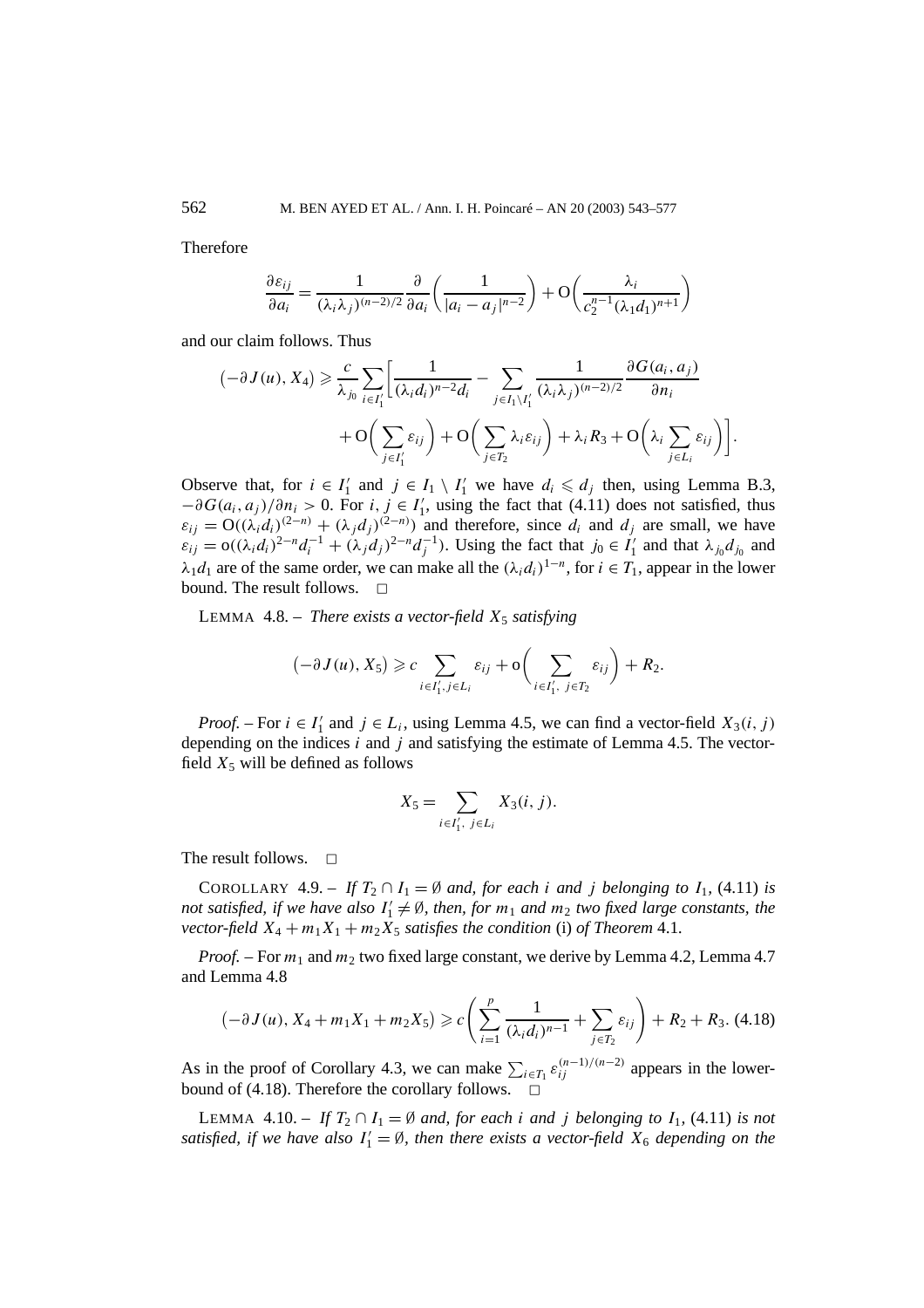Therefore

$$\frac{\partial \varepsilon_{ij}}{\partial a_i} = \frac{1}{(\lambda_i \lambda_j)^{(n-2)/2}} \frac{\partial}{\partial a_i}\left(\frac{1}{|a_i - a_j|^{n-2}}\right) + \mathrm{O}\left(\frac{\lambda_i}{c_2^{n-1}(\lambda_1 d_1)^{n+1}}\right)$$

and our claim follows. Thus

$$\begin{aligned}(-\partial J(u), X_4) \geqslant \frac{c}{\lambda_{j_0}} \sum_{i \in I_1'} \Bigg[ & \frac{1}{(\lambda_i d_i)^{n-2} d_i} - \sum_{j \in I_1 \setminus I_1'} \frac{1}{(\lambda_i \lambda_j)^{(n-2)/2}} \frac{\partial G(a_i, a_j)}{\partial n_i} \\ & + \mathrm{O}\Bigg(\sum_{j \in I_1'} \varepsilon_{ij}\Bigg) + \mathrm{O}\Bigg(\sum_{j \in T_2} \lambda_i \varepsilon_{ij}\Bigg) + \lambda_i R_3 + \mathrm{O}\Bigg(\lambda_i \sum_{j \in L_i} \varepsilon_{ij}\Bigg)\Bigg].\end{aligned}$$

Observe that, for $i \in I_1'$ and $j \in I_1 \setminus I_1'$ we have $d_i \leqslant d_j$ then, using Lemma B.3, $-\partial G(a_i, a_j)/\partial n_i > 0$. For $i, j \in I_1'$, using the fact that (4.11) does not satisfied, thus $\varepsilon_{ij} = \mathrm{O}((\lambda_i d_i)^{(2-n)} + (\lambda_j d_j)^{(2-n)})$ and therefore, since $d_i$ and $d_j$ are small, we have $\varepsilon_{ij} = \mathrm{o}((\lambda_i d_i)^{2-n} d_i^{-1} + (\lambda_j d_j)^{2-n} d_j^{-1})$. Using the fact that $j_0 \in I_1'$ and that $\lambda_{j_0} d_{j_0}$ and $\lambda_1 d_1$ are of the same order, we can make all the $(\lambda_i d_i)^{1-n}$, for $i \in T_1$, appear in the lower bound. The result follows. $\square$

LEMMA 4.8. – *There exists a vector-field $X_5$ satisfying*

$$(-\partial J(u), X_5) \geqslant c \sum_{i \in I_1', j \in L_i} \varepsilon_{ij} + \mathrm{o}\Bigg(\sum_{i \in I_1',\ j \in T_2} \varepsilon_{ij}\Bigg) + R_2.$$

*Proof.* – For $i \in I_1'$ and $j \in L_i$, using Lemma 4.5, we can find a vector-field $X_3(i, j)$ depending on the indices $i$ and $j$ and satisfying the estimate of Lemma 4.5. The vector-field $X_5$ will be defined as follows

$$X_5 = \sum_{i \in I_1',\ j \in L_i} X_3(i, j).$$

The result follows. $\square$

COROLLARY 4.9. – *If $T_2 \cap I_1 = \emptyset$ and, for each $i$ and $j$ belonging to $I_1$, (4.11) is not satisfied, if we have also $I_1' \neq \emptyset$, then, for $m_1$ and $m_2$ two fixed large constants, the vector-field $X_4 + m_1 X_1 + m_2 X_5$ satisfies the condition* (i) *of Theorem* 4.1.

*Proof.* – For $m_1$ and $m_2$ two fixed large constant, we derive by Lemma 4.2, Lemma 4.7 and Lemma 4.8

$$(-\partial J(u), X_4 + m_1 X_1 + m_2 X_5) \geqslant c\left(\sum_{i=1}^{p} \frac{1}{(\lambda_i d_i)^{n-1}} + \sum_{j \in T_2} \varepsilon_{ij}\right) + R_2 + R_3. \quad (4.18)$$

As in the proof of Corollary 4.3, we can make $\sum_{i \in T_1} \varepsilon_{ij}^{(n-1)/(n-2)}$ appears in the lower-bound of (4.18). Therefore the corollary follows. $\square$

LEMMA 4.10. – *If $T_2 \cap I_1 = \emptyset$ and, for each $i$ and $j$ belonging to $I_1$, (4.11) is not satisfied, if we have also $I_1' = \emptyset$, then there exists a vector-field $X_6$ depending on the*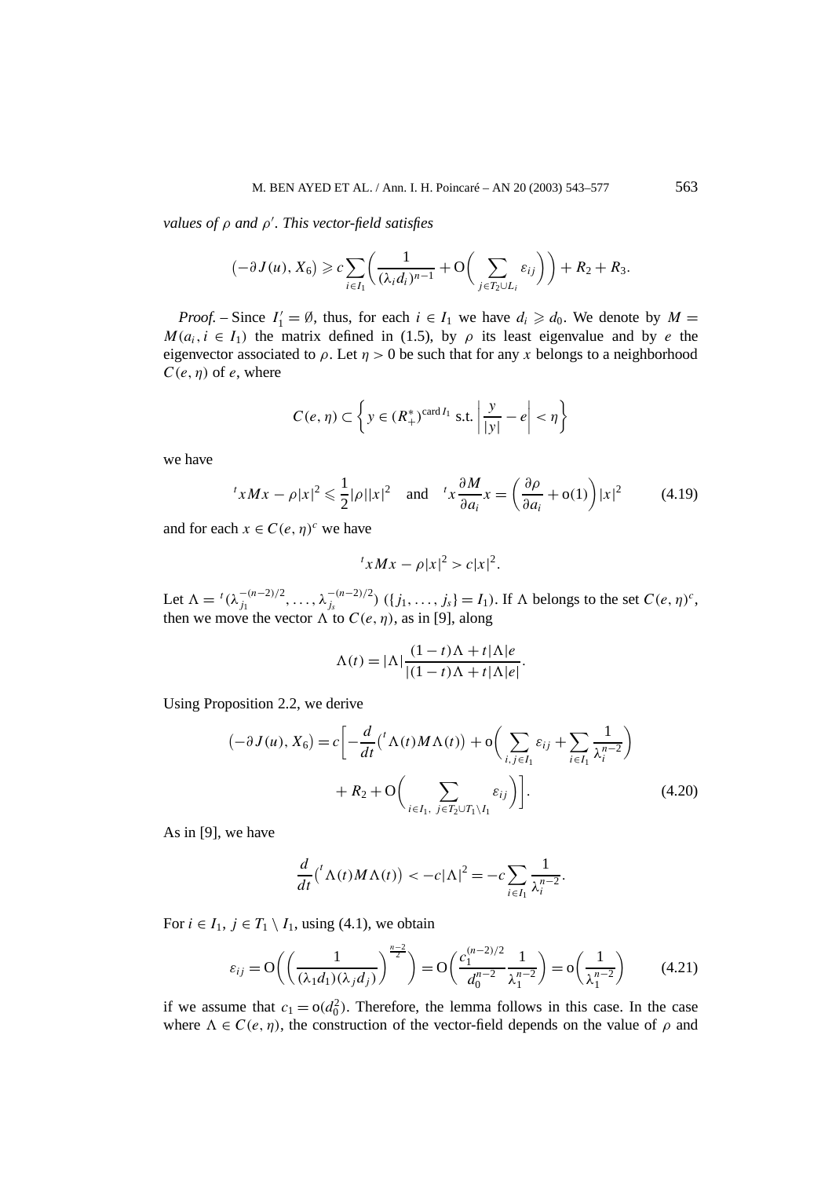*values of $\rho$ and $\rho'$. This vector-field satisfies*

$$\big(-\partial J(u), X_6\big) \geqslant c \sum_{i \in I_1} \bigg( \frac{1}{(\lambda_i d_i)^{n-1}} + \mathrm{O}\bigg( \sum_{j \in T_2 \cup L_i} \varepsilon_{ij} \bigg) \bigg) + R_2 + R_3.$$

*Proof.* – Since $I_1' = \emptyset$, thus, for each $i \in I_1$ we have $d_i \geqslant d_0$. We denote by $M = M(a_i, i \in I_1)$ the matrix defined in (1.5), by $\rho$ its least eigenvalue and by $e$ the eigenvector associated to $\rho$. Let $\eta > 0$ be such that for any $x$ belongs to a neighborhood $C(e, \eta)$ of $e$, where

$$C(e, \eta) \subset \bigg\{ y \in (R_+^*)^{\operatorname{card} I_1} \text{ s.t. } \bigg| \frac{y}{|y|} - e \bigg| < \eta \bigg\}$$

we have

$$^t x M x - \rho |x|^2 \leqslant \frac{1}{2} |\rho| |x|^2 \quad \text{and} \quad {}^t x \frac{\partial M}{\partial a_i} x = \bigg( \frac{\partial \rho}{\partial a_i} + \mathrm{o}(1) \bigg) |x|^2 \tag{4.19}$$

and for each $x \in C(e, \eta)^c$ we have

$$^t x M x - \rho |x|^2 > c |x|^2.$$

Let $\Lambda = {}^t(\lambda_{j_1}^{-(n-2)/2}, \ldots, \lambda_{j_s}^{-(n-2)/2})$ ($\{j_1, \ldots, j_s\} = I_1$). If $\Lambda$ belongs to the set $C(e, \eta)^c$, then we move the vector $\Lambda$ to $C(e, \eta)$, as in [9], along

$$\Lambda(t) = |\Lambda| \frac{(1-t)\Lambda + t|\Lambda| e}{|(1-t)\Lambda + t|\Lambda| e|}.$$

Using Proposition 2.2, we derive

$$\begin{aligned}\big(-\partial J(u), X_6\big) = c \bigg[ -\frac{d}{dt} \big( {}^t \Lambda(t) M \Lambda(t) \big) + \mathrm{o}\bigg( \sum_{i,j \in I_1} \varepsilon_{ij} + \sum_{i \in I_1} \frac{1}{\lambda_i^{n-2}} \bigg) \\ + R_2 + \mathrm{O}\bigg( \sum_{i \in I_1,\ j \in T_2 \cup T_1 \setminus I_1} \varepsilon_{ij} \bigg) \bigg].\end{aligned} \tag{4.20}$$

As in [9], we have

$$\frac{d}{dt} \big( {}^t \Lambda(t) M \Lambda(t) \big) < -c |\Lambda|^2 = -c \sum_{i \in I_1} \frac{1}{\lambda_i^{n-2}}.$$

For $i \in I_1$, $j \in T_1 \setminus I_1$, using (4.1), we obtain

$$\varepsilon_{ij} = \mathrm{O}\bigg( \bigg( \frac{1}{(\lambda_1 d_1)(\lambda_j d_j)} \bigg)^{\frac{n-2}{2}} \bigg) = \mathrm{O}\bigg( \frac{c_1^{(n-2)/2}}{d_0^{n-2}} \frac{1}{\lambda_1^{n-2}} \bigg) = \mathrm{o}\bigg( \frac{1}{\lambda_1^{n-2}} \bigg) \tag{4.21}$$

if we assume that $c_1 = \mathrm{o}(d_0^2)$. Therefore, the lemma follows in this case. In the case where $\Lambda \in C(e, \eta)$, the construction of the vector-field depends on the value of $\rho$ and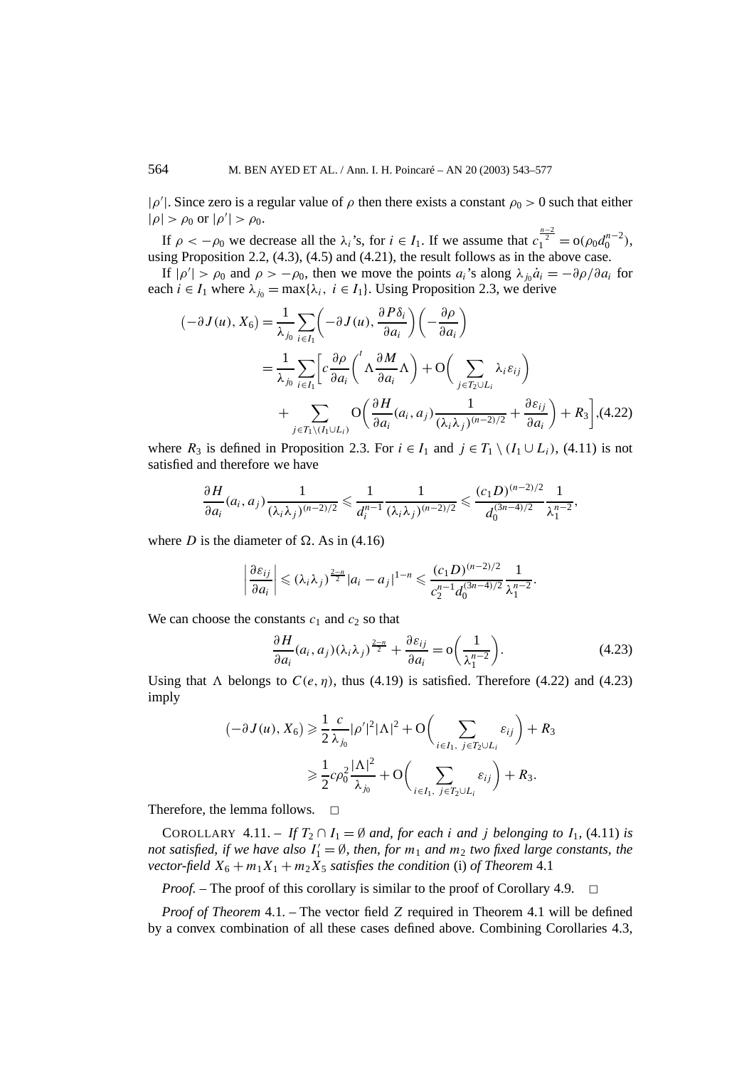$|\rho'|$. Since zero is a regular value of $\rho$ then there exists a constant $\rho_0 > 0$ such that either $|\rho| > \rho_0$ or $|\rho'| > \rho_0$.

If $\rho < -\rho_0$ we decrease all the $\lambda_i$'s, for $i \in I_1$. If we assume that $c_1^{\frac{n-2}{2}} = o(\rho_0 d_0^{n-2})$, using Proposition 2.2, (4.3), (4.5) and (4.21), the result follows as in the above case.

If $|\rho'| > \rho_0$ and $\rho > -\rho_0$, then we move the points $a_i$'s along $\lambda_{j_0}\dot{a}_i = -\partial\rho/\partial a_i$ for each $i \in I_1$ where $\lambda_{j_0} = \max\{\lambda_i,\ i \in I_1\}$. Using Proposition 2.3, we derive

$$
\begin{aligned}
\left(-\partial J(u), X_6\right) &= \frac{1}{\lambda_{j_0}} \sum_{i \in I_1} \left( -\partial J(u), \frac{\partial P\delta_i}{\partial a_i} \right) \left( -\frac{\partial \rho}{\partial a_i} \right) \\
&= \frac{1}{\lambda_{j_0}} \sum_{i \in I_1} \left[ c \frac{\partial \rho}{\partial a_i} \left( {}^t\Lambda \frac{\partial M}{\partial a_i} \Lambda \right) + O\left( \sum_{j \in T_2 \cup L_i} \lambda_i \varepsilon_{ij} \right) \right. \\
&\quad \left. + \sum_{j \in T_1 \setminus (I_1 \cup L_i)} O\left( \frac{\partial H}{\partial a_i}(a_i, a_j) \frac{1}{(\lambda_i \lambda_j)^{(n-2)/2}} + \frac{\partial \varepsilon_{ij}}{\partial a_i} \right) + R_3 \right], \qquad (4.22)
\end{aligned}
$$

where $R_3$ is defined in Proposition 2.3. For $i \in I_1$ and $j \in T_1 \setminus (I_1 \cup L_i)$, (4.11) is not satisfied and therefore we have

$$
\frac{\partial H}{\partial a_i}(a_i, a_j) \frac{1}{(\lambda_i \lambda_j)^{(n-2)/2}} \leqslant \frac{1}{d_i^{n-1}} \frac{1}{(\lambda_i \lambda_j)^{(n-2)/2}} \leqslant \frac{(c_1 D)^{(n-2)/2}}{d_0^{(3n-4)/2}} \frac{1}{\lambda_1^{n-2}},
$$

where $D$ is the diameter of $\Omega$. As in (4.16)

$$
\left| \frac{\partial \varepsilon_{ij}}{\partial a_i} \right| \leqslant (\lambda_i \lambda_j)^{\frac{2-n}{2}} |a_i - a_j|^{1-n} \leqslant \frac{(c_1 D)^{(n-2)/2}}{c_2^{n-1} d_0^{(3n-4)/2}} \frac{1}{\lambda_1^{n-2}}.
$$

We can choose the constants $c_1$ and $c_2$ so that

$$
\frac{\partial H}{\partial a_i}(a_i, a_j)(\lambda_i \lambda_j)^{\frac{2-n}{2}} + \frac{\partial \varepsilon_{ij}}{\partial a_i} = o\left( \frac{1}{\lambda_1^{n-2}} \right). \qquad (4.23)
$$

Using that $\Lambda$ belongs to $C(e, \eta)$, thus (4.19) is satisfied. Therefore (4.22) and (4.23) imply

$$
\begin{aligned}
\left(-\partial J(u), X_6\right) &\geqslant \frac{1}{2} \frac{c}{\lambda_{j_0}} |\rho'|^2 |\Lambda|^2 + O\left( \sum_{i \in I_1,\ j \in T_2 \cup L_i} \varepsilon_{ij} \right) + R_3 \\
&\geqslant \frac{1}{2} c \rho_0^2 \frac{|\Lambda|^2}{\lambda_{j_0}} + O\left( \sum_{i \in I_1,\ j \in T_2 \cup L_i} \varepsilon_{ij} \right) + R_3.
\end{aligned}
$$

Therefore, the lemma follows. $\square$

COROLLARY 4.11. – *If $T_2 \cap I_1 = \emptyset$ and, for each $i$ and $j$ belonging to $I_1$,* (4.11) *is not satisfied, if we have also $I_1' = \emptyset$, then, for $m_1$ and $m_2$ two fixed large constants, the vector-field $X_6 + m_1 X_1 + m_2 X_5$ satisfies the condition* (i) *of Theorem* 4.1

*Proof.* – The proof of this corollary is similar to the proof of Corollary 4.9. $\square$

*Proof of Theorem* 4.1. – The vector field $Z$ required in Theorem 4.1 will be defined by a convex combination of all these cases defined above. Combining Corollaries 4.3,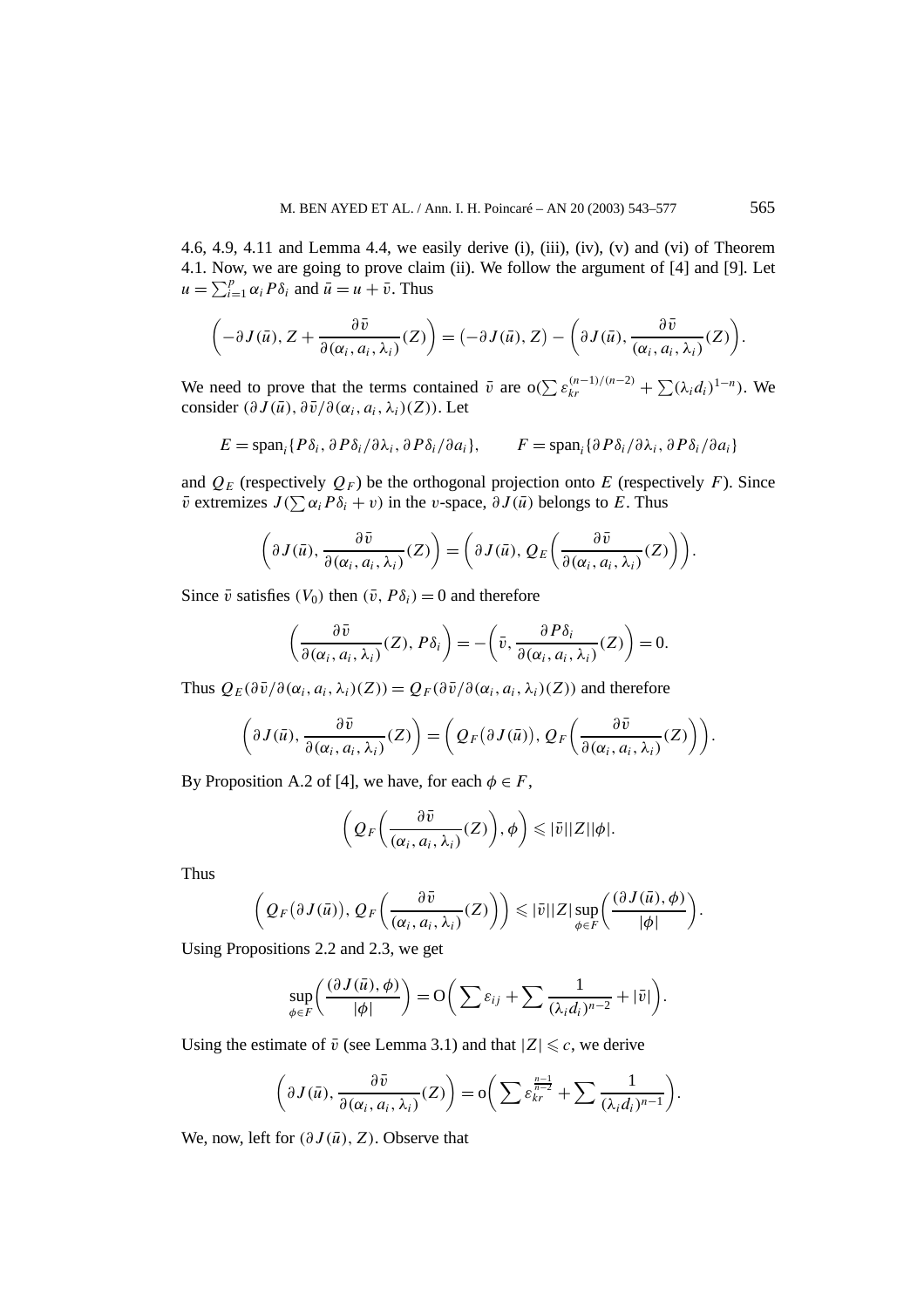4.6, 4.9, 4.11 and Lemma 4.4, we easily derive (i), (iii), (iv), (v) and (vi) of Theorem 4.1. Now, we are going to prove claim (ii). We follow the argument of [4] and [9]. Let $u = \sum_{i=1}^{p} \alpha_i P\delta_i$ and $\bar{u} = u + \bar{v}$. Thus

$$\left(-\partial J(\bar{u}), Z + \frac{\partial \bar{v}}{\partial(\alpha_i, a_i, \lambda_i)}(Z)\right) = \left(-\partial J(\bar{u}), Z\right) - \left(\partial J(\bar{u}), \frac{\partial \bar{v}}{(\alpha_i, a_i, \lambda_i)}(Z)\right).$$

We need to prove that the terms contained $\bar{v}$ are $\mathrm{o}(\sum \varepsilon_{kr}^{(n-1)/(n-2)} + \sum (\lambda_i d_i)^{1-n})$. We consider $(\partial J(\bar{u}), \partial \bar{v}/\partial(\alpha_i, a_i, \lambda_i)(Z))$. Let

$$E = \operatorname{span}_i\{P\delta_i, \partial P\delta_i/\partial\lambda_i, \partial P\delta_i/\partial a_i\}, \qquad F = \operatorname{span}_i\{\partial P\delta_i/\partial\lambda_i, \partial P\delta_i/\partial a_i\}$$

and $Q_E$ (respectively $Q_F$) be the orthogonal projection onto $E$ (respectively $F$). Since $\bar{v}$ extremizes $J(\sum \alpha_i P\delta_i + v)$ in the $v$-space, $\partial J(\bar{u})$ belongs to $E$. Thus

$$\left(\partial J(\bar{u}), \frac{\partial \bar{v}}{\partial(\alpha_i, a_i, \lambda_i)}(Z)\right) = \left(\partial J(\bar{u}), Q_E\left(\frac{\partial \bar{v}}{\partial(\alpha_i, a_i, \lambda_i)}(Z)\right)\right).$$

Since $\bar{v}$ satisfies $(V_0)$ then $(\bar{v}, P\delta_i) = 0$ and therefore

$$\left(\frac{\partial \bar{v}}{\partial(\alpha_i, a_i, \lambda_i)}(Z), P\delta_i\right) = -\left(\bar{v}, \frac{\partial P\delta_i}{\partial(\alpha_i, a_i, \lambda_i)}(Z)\right) = 0.$$

Thus $Q_E(\partial \bar{v}/\partial(\alpha_i, a_i, \lambda_i)(Z)) = Q_F(\partial \bar{v}/\partial(\alpha_i, a_i, \lambda_i)(Z))$ and therefore

$$\left(\partial J(\bar{u}), \frac{\partial \bar{v}}{\partial(\alpha_i, a_i, \lambda_i)}(Z)\right) = \left(Q_F\big(\partial J(\bar{u})\big), Q_F\left(\frac{\partial \bar{v}}{\partial(\alpha_i, a_i, \lambda_i)}(Z)\right)\right).$$

By Proposition A.2 of [4], we have, for each $\phi \in F$,

$$\left(Q_F\left(\frac{\partial \bar{v}}{(\alpha_i, a_i, \lambda_i)}(Z)\right), \phi\right) \leqslant |\bar{v}||Z||\phi|.$$

Thus

$$\left(Q_F\big(\partial J(\bar{u})\big), Q_F\left(\frac{\partial \bar{v}}{(\alpha_i, a_i, \lambda_i)}(Z)\right)\right) \leqslant |\bar{v}||Z| \sup_{\phi \in F}\left(\frac{(\partial J(\bar{u}), \phi)}{|\phi|}\right).$$

Using Propositions 2.2 and 2.3, we get

$$\sup_{\phi \in F}\left(\frac{(\partial J(\bar{u}), \phi)}{|\phi|}\right) = \mathrm{O}\left(\sum \varepsilon_{ij} + \sum \frac{1}{(\lambda_i d_i)^{n-2}} + |\bar{v}|\right).$$

Using the estimate of $\bar{v}$ (see Lemma 3.1) and that $|Z| \leqslant c$, we derive

$$\left(\partial J(\bar{u}), \frac{\partial \bar{v}}{\partial(\alpha_i, a_i, \lambda_i)}(Z)\right) = \mathrm{o}\left(\sum \varepsilon_{kr}^{\frac{n-1}{n-2}} + \sum \frac{1}{(\lambda_i d_i)^{n-1}}\right).$$

We, now, left for $(\partial J(\bar{u}), Z)$. Observe that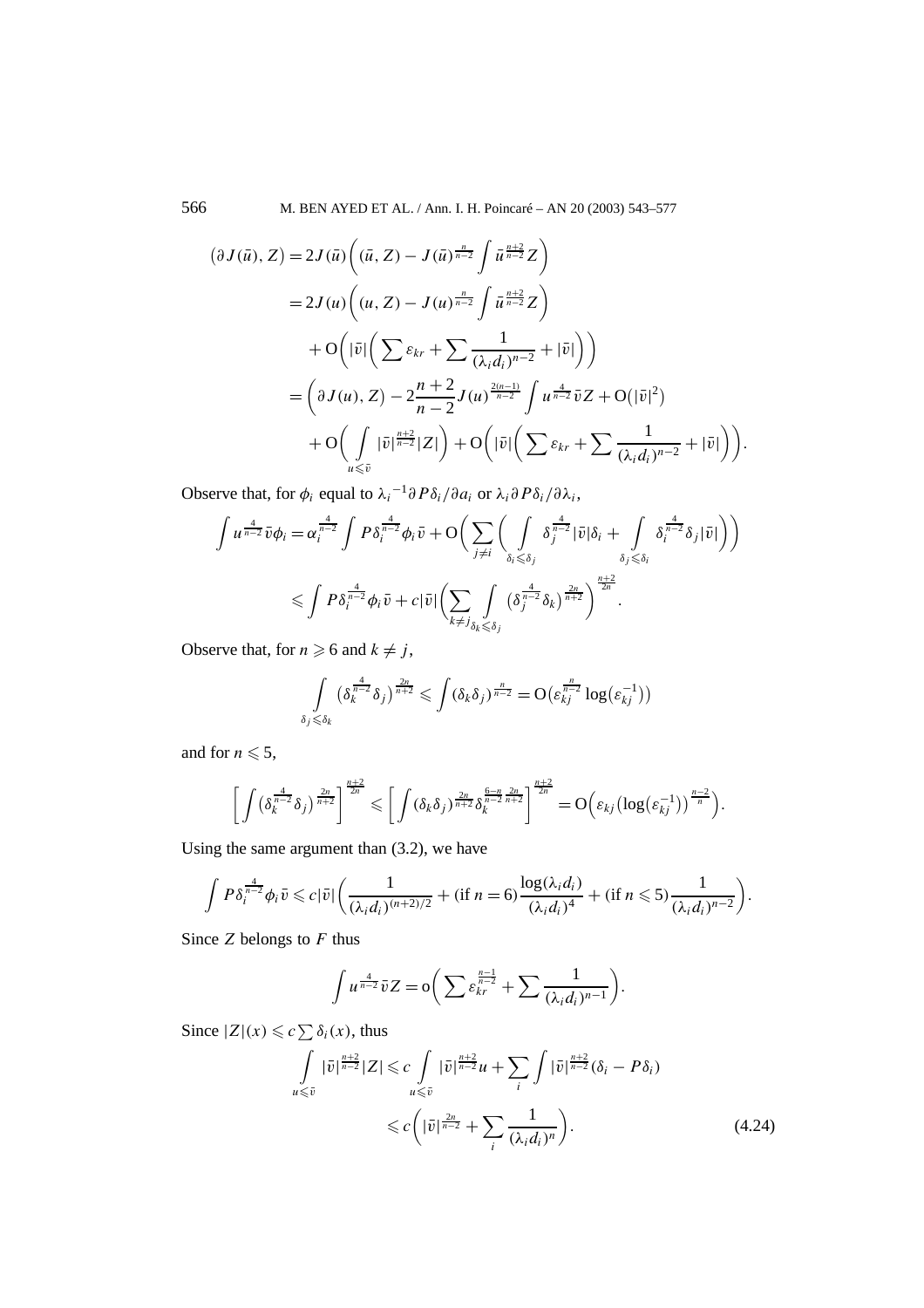$$
\begin{aligned}
\left(\partial J(\bar{u}), Z\right) &= 2J(\bar{u})\left((\bar{u}, Z) - J(\bar{u})^{\frac{n}{n-2}} \int \bar{u}^{\frac{n+2}{n-2}} Z\right) \\
&= 2J(u)\left((u, Z) - J(u)^{\frac{n}{n-2}} \int \bar{u}^{\frac{n+2}{n-2}} Z\right) \\
&\quad + \mathrm{O}\left(|\bar{v}|\left(\sum \varepsilon_{kr} + \sum \frac{1}{(\lambda_i d_i)^{n-2}} + |\bar{v}|\right)\right) \\
&= \left(\partial J(u), Z\right) - 2\frac{n+2}{n-2} J(u)^{\frac{2(n-1)}{n-2}} \int u^{\frac{4}{n-2}} \bar{v} Z + \mathrm{O}\left(|\bar{v}|^2\right) \\
&\quad + \mathrm{O}\left(\int_{u \leqslant \bar{v}} |\bar{v}|^{\frac{n+2}{n-2}} |Z|\right) + \mathrm{O}\left(|\bar{v}|\left(\sum \varepsilon_{kr} + \sum \frac{1}{(\lambda_i d_i)^{n-2}} + |\bar{v}|\right)\right).
\end{aligned}
$$

Observe that, for $\phi_i$ equal to $\lambda_i{}^{-1} \partial P\delta_i / \partial a_i$ or $\lambda_i \partial P\delta_i / \partial \lambda_i$,

$$
\begin{aligned}
\int u^{\frac{4}{n-2}} \bar{v} \phi_i &= \alpha_i^{\frac{4}{n-2}} \int P\delta_i^{\frac{4}{n-2}} \phi_i \bar{v} + \mathrm{O}\left(\sum_{j \neq i}\left(\int_{\delta_i \leqslant \delta_j} \delta_j^{\frac{4}{n-2}} |\bar{v}| \delta_i + \int_{\delta_j \leqslant \delta_i} \delta_i^{\frac{4}{n-2}} \delta_j |\bar{v}|\right)\right) \\
&\leqslant \int P\delta_i^{\frac{4}{n-2}} \phi_i \bar{v} + c|\bar{v}|\left(\sum_{k \neq j} \int_{\delta_k \leqslant \delta_j} \left(\delta_j^{\frac{4}{n-2}} \delta_k\right)^{\frac{2n}{n+2}}\right)^{\frac{n+2}{2n}}.
\end{aligned}
$$

Observe that, for $n \geqslant 6$ and $k \neq j$,

$$
\int_{\delta_j \leqslant \delta_k} \left(\delta_k^{\frac{4}{n-2}} \delta_j\right)^{\frac{2n}{n+2}} \leqslant \int (\delta_k \delta_j)^{\frac{n}{n-2}} = \mathrm{O}\left(\varepsilon_{kj}^{\frac{n}{n-2}} \log\left(\varepsilon_{kj}^{-1}\right)\right)
$$

and for $n \leqslant 5$,

$$
\left[\int \left(\delta_k^{\frac{4}{n-2}} \delta_j\right)^{\frac{2n}{n+2}}\right]^{\frac{n+2}{2n}} \leqslant \left[\int (\delta_k \delta_j)^{\frac{2n}{n+2}} \delta_k^{\frac{6-n}{n-2}\frac{2n}{n+2}}\right]^{\frac{n+2}{2n}} = \mathrm{O}\left(\varepsilon_{kj} \left(\log\left(\varepsilon_{kj}^{-1}\right)\right)^{\frac{n-2}{n}}\right).
$$

Using the same argument than (3.2), we have

$$
\int P\delta_i^{\frac{4}{n-2}} \phi_i \bar{v} \leqslant c|\bar{v}|\left(\frac{1}{(\lambda_i d_i)^{(n+2)/2}} + (\text{if } n = 6)\frac{\log(\lambda_i d_i)}{(\lambda_i d_i)^4} + (\text{if } n \leqslant 5)\frac{1}{(\lambda_i d_i)^{n-2}}\right).
$$

Since $Z$ belongs to $F$ thus

$$
\int u^{\frac{4}{n-2}} \bar{v} Z = \mathrm{o}\left(\sum \varepsilon_{kr}^{\frac{n-1}{n-2}} + \sum \frac{1}{(\lambda_i d_i)^{n-1}}\right).
$$

Since $|Z|(x) \leqslant c \sum \delta_i(x)$, thus

$$
\begin{aligned}
\int_{u \leqslant \bar{v}} |\bar{v}|^{\frac{n+2}{n-2}} |Z| &\leqslant c \int_{u \leqslant \bar{v}} |\bar{v}|^{\frac{n+2}{n-2}} u + \sum_i \int |\bar{v}|^{\frac{n+2}{n-2}} (\delta_i - P\delta_i) \\
&\leqslant c\left(|\bar{v}|^{\frac{2n}{n-2}} + \sum_i \frac{1}{(\lambda_i d_i)^n}\right).
\end{aligned}
\tag{4.24}
$$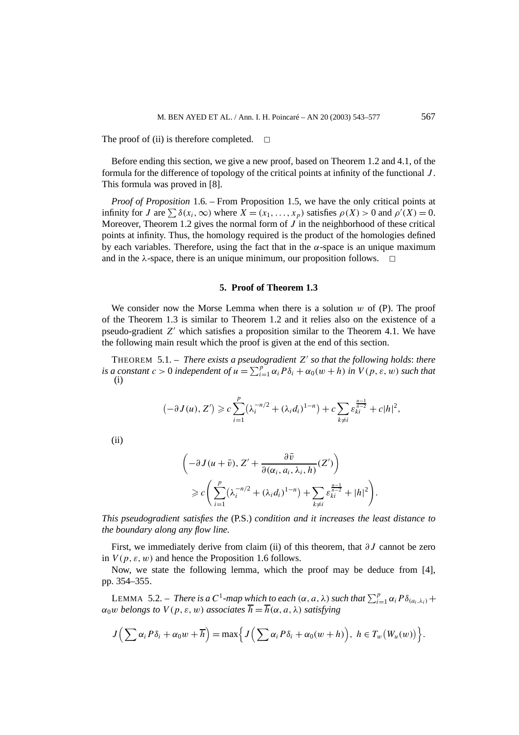The proof of (ii) is therefore completed. □

Before ending this section, we give a new proof, based on Theorem 1.2 and 4.1, of the formula for the difference of topology of the critical points at infinity of the functional $J$. This formula was proved in [8].

*Proof of Proposition* 1.6. – From Proposition 1.5, we have the only critical points at infinity for $J$ are $\sum \delta(x_i, \infty)$ where $X = (x_1, \ldots, x_p)$ satisfies $\rho(X) > 0$ and $\rho'(X) = 0$. Moreover, Theorem 1.2 gives the normal form of $J$ in the neighborhood of these critical points at infinity. Thus, the homology required is the product of the homologies defined by each variables. Therefore, using the fact that in the $\alpha$-space is an unique maximum and in the $\lambda$-space, there is an unique minimum, our proposition follows. □

## 5. Proof of Theorem 1.3

We consider now the Morse Lemma when there is a solution $w$ of (P). The proof of the Theorem 1.3 is similar to Theorem 1.2 and it relies also on the existence of a pseudo-gradient $Z'$ which satisfies a proposition similar to the Theorem 4.1. We have the following main result which the proof is given at the end of this section.

THEOREM 5.1. – *There exists a pseudogradient $Z'$ so that the following holds: there is a constant $c > 0$ independent of $u = \sum_{i=1}^{p} \alpha_i P\delta_i + \alpha_0(w + h)$ in $V(p, \varepsilon, w)$ such that*
(i)

$$\left(-\partial J(u), Z'\right) \geqslant c\sum_{i=1}^{p}\left(\lambda_i^{-n/2} + (\lambda_i d_i)^{1-n}\right) + c\sum_{k\neq i}\varepsilon_{ki}^{\frac{n-1}{n-2}} + c|h|^2,$$

(ii)

$$\left(-\partial J(u+\bar{v}), Z' + \frac{\partial \bar{v}}{\partial(\alpha_i, a_i, \lambda_i, h)}(Z')\right) \geqslant c\left(\sum_{i=1}^{p}\left(\lambda_i^{-n/2} + (\lambda_i d_i)^{1-n}\right) + \sum_{k\neq i}\varepsilon_{ki}^{\frac{n-1}{n-2}} + |h|^2\right).$$

*This pseudogradient satisfies the* (P.S.) *condition and it increases the least distance to the boundary along any flow line.*

First, we immediately derive from claim (ii) of this theorem, that $\partial J$ cannot be zero in $V(p, \varepsilon, w)$ and hence the Proposition 1.6 follows.

Now, we state the following lemma, which the proof may be deduce from [4], pp. 354–355.

LEMMA 5.2. – *There is a $C^1$-map which to each $(\alpha, a, \lambda)$ such that $\sum_{i=1}^{p} \alpha_i P\delta_{(a_i,\lambda_i)} + \alpha_0 w$ belongs to $V(p, \varepsilon, w)$ associates $\overline{h} = \overline{h}(\alpha, a, \lambda)$ satisfying*

$$J\left(\sum \alpha_i P\delta_i + \alpha_0 w + \overline{h}\right) = \max\left\{J\left(\sum \alpha_i P\delta_i + \alpha_0(w+h)\right),\ h \in T_w\left(W_u(w)\right)\right\}.$$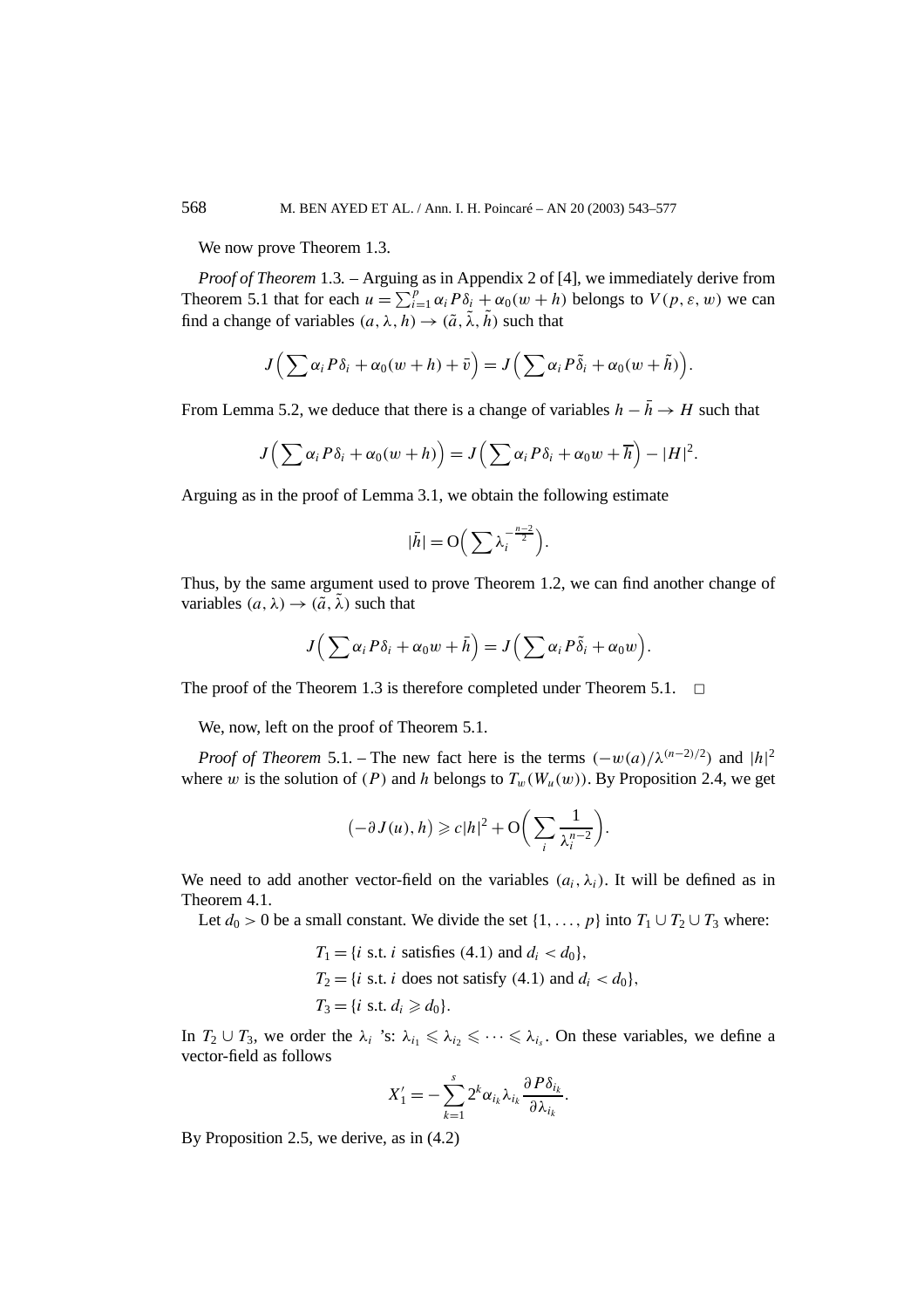We now prove Theorem 1.3.

*Proof of Theorem* 1.3. – Arguing as in Appendix 2 of [4], we immediately derive from Theorem 5.1 that for each $u = \sum_{i=1}^{p} \alpha_i P\delta_i + \alpha_0(w+h)$ belongs to $V(p,\varepsilon,w)$ we can find a change of variables $(a,\lambda,h) \to (\tilde{a},\tilde{\lambda},\tilde{h})$ such that

$$J\Big(\sum \alpha_i P\delta_i + \alpha_0(w+h) + \bar{v}\Big) = J\Big(\sum \alpha_i P\tilde{\delta}_i + \alpha_0(w+\tilde{h})\Big).$$

From Lemma 5.2, we deduce that there is a change of variables $h - \bar{h} \to H$ such that

$$J\Big(\sum \alpha_i P\delta_i + \alpha_0(w+h)\Big) = J\Big(\sum \alpha_i P\delta_i + \alpha_0 w + \overline{h}\Big) - |H|^2.$$

Arguing as in the proof of Lemma 3.1, we obtain the following estimate

$$|\bar{h}| = O\Big(\sum \lambda_i^{-\frac{n-2}{2}}\Big).$$

Thus, by the same argument used to prove Theorem 1.2, we can find another change of variables $(a,\lambda) \to (\tilde{a},\tilde{\lambda})$ such that

$$J\Big(\sum \alpha_i P\delta_i + \alpha_0 w + \bar{h}\Big) = J\Big(\sum \alpha_i P\tilde{\delta}_i + \alpha_0 w\Big).$$

The proof of the Theorem 1.3 is therefore completed under Theorem 5.1. $\square$

We, now, left on the proof of Theorem 5.1.

*Proof of Theorem* 5.1. – The new fact here is the terms $(-w(a)/\lambda^{(n-2)/2})$ and $|h|^2$ where $w$ is the solution of $(P)$ and $h$ belongs to $T_w(W_u(w))$. By Proposition 2.4, we get

$$\big(-\partial J(u), h\big) \geqslant c|h|^2 + O\bigg(\sum_i \frac{1}{\lambda_i^{n-2}}\bigg).$$

We need to add another vector-field on the variables $(a_i,\lambda_i)$. It will be defined as in Theorem 4.1.

Let $d_0 > 0$ be a small constant. We divide the set $\{1,\dots,p\}$ into $T_1 \cup T_2 \cup T_3$ where:

$$T_1 = \{i \text{ s.t. } i \text{ satisfies (4.1) and } d_i < d_0\},$$
$$T_2 = \{i \text{ s.t. } i \text{ does not satisfy (4.1) and } d_i < d_0\},$$
$$T_3 = \{i \text{ s.t. } d_i \geqslant d_0\}.$$

In $T_2 \cup T_3$, we order the $\lambda_i$ 's: $\lambda_{i_1} \leqslant \lambda_{i_2} \leqslant \cdots \leqslant \lambda_{i_s}$. On these variables, we define a vector-field as follows

$$X_1' = -\sum_{k=1}^{s} 2^k \alpha_{i_k} \lambda_{i_k} \frac{\partial P\delta_{i_k}}{\partial \lambda_{i_k}}.$$

By Proposition 2.5, we derive, as in (4.2)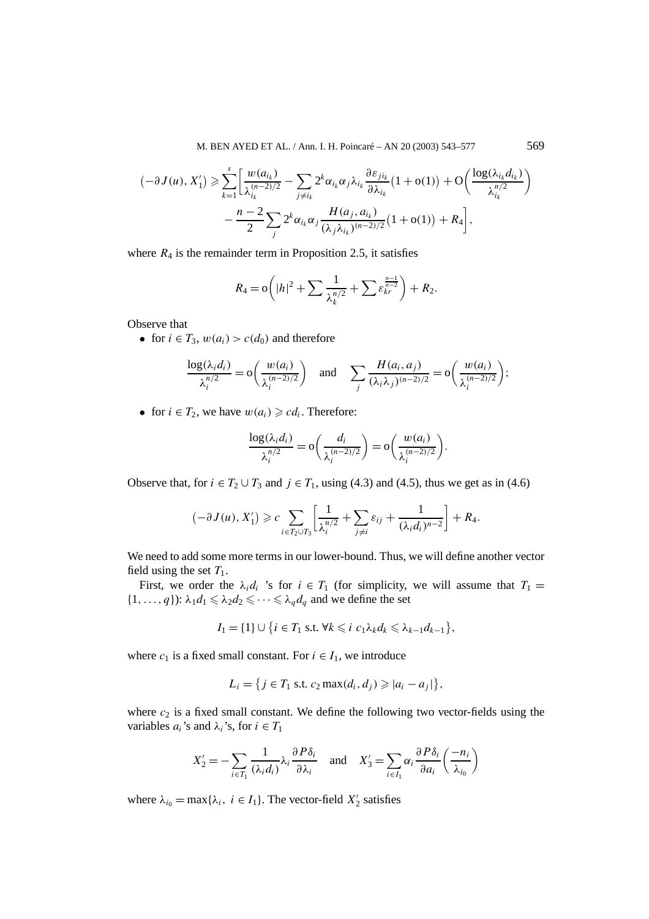$$\big(-\partial J(u), X_1'\big) \geqslant \sum_{k=1}^{s}\bigg[\frac{w(a_{i_k})}{\lambda_{i_k}^{(n-2)/2}} - \sum_{j\neq i_k} 2^k \alpha_{i_k}\alpha_j \lambda_{i_k}\frac{\partial \varepsilon_{j i_k}}{\partial \lambda_{i_k}}\big(1+\mathrm{o}(1)\big) + \mathrm{O}\bigg(\frac{\log(\lambda_{i_k} d_{i_k})}{\lambda_{i_k}^{n/2}}\bigg) - \frac{n-2}{2}\sum_j 2^k \alpha_{i_k}\alpha_j \frac{H(a_j, a_{i_k})}{(\lambda_j \lambda_{i_k})^{(n-2)/2}}\big(1+\mathrm{o}(1)\big) + R_4\bigg],$$

where $R_4$ is the remainder term in Proposition 2.5, it satisfies

$$R_4 = \mathrm{o}\bigg(|h|^2 + \sum \frac{1}{\lambda_k^{n/2}} + \sum \varepsilon_{kr}^{\frac{n-1}{n-2}}\bigg) + R_2.$$

Observe that

- for $i \in T_3$, $w(a_i) > c(d_0)$ and therefore

$$\frac{\log(\lambda_i d_i)}{\lambda_i^{n/2}} = \mathrm{o}\bigg(\frac{w(a_i)}{\lambda_i^{(n-2)/2}}\bigg) \quad \text{and} \quad \sum_j \frac{H(a_i, a_j)}{(\lambda_i \lambda_j)^{(n-2)/2}} = \mathrm{o}\bigg(\frac{w(a_i)}{\lambda_i^{(n-2)/2}}\bigg);$$

- for $i \in T_2$, we have $w(a_i) \geqslant c d_i$. Therefore:

$$\frac{\log(\lambda_i d_i)}{\lambda_i^{n/2}} = \mathrm{o}\bigg(\frac{d_i}{\lambda_i^{(n-2)/2}}\bigg) = \mathrm{o}\bigg(\frac{w(a_i)}{\lambda_i^{(n-2)/2}}\bigg).$$

Observe that, for $i \in T_2 \cup T_3$ and $j \in T_1$, using (4.3) and (4.5), thus we get as in (4.6)

$$\big(-\partial J(u), X_1'\big) \geqslant c \sum_{i \in T_2 \cup T_3}\bigg[\frac{1}{\lambda_i^{n/2}} + \sum_{j \neq i} \varepsilon_{ij} + \frac{1}{(\lambda_i d_i)^{n-2}}\bigg] + R_4.$$

We need to add some more terms in our lower-bound. Thus, we will define another vector field using the set $T_1$.

First, we order the $\lambda_i d_i$ 's for $i \in T_1$ (for simplicity, we will assume that $T_1 = \{1, \ldots, q\}$): $\lambda_1 d_1 \leqslant \lambda_2 d_2 \leqslant \cdots \leqslant \lambda_q d_q$ and we define the set

$$I_1 = \{1\} \cup \big\{i \in T_1 \text{ s.t. } \forall k \leqslant i \ c_1 \lambda_k d_k \leqslant \lambda_{k-1} d_{k-1}\big\},$$

where $c_1$ is a fixed small constant. For $i \in I_1$, we introduce

$$L_i = \big\{j \in T_1 \text{ s.t. } c_2 \max(d_i, d_j) \geqslant |a_i - a_j|\big\},$$

where $c_2$ is a fixed small constant. We define the following two vector-fields using the variables $a_i$'s and $\lambda_i$'s, for $i \in T_1$

$$X_2' = -\sum_{i \in T_1} \frac{1}{(\lambda_i d_i)} \lambda_i \frac{\partial P\delta_i}{\partial \lambda_i} \quad \text{and} \quad X_3' = \sum_{i \in I_1} \alpha_i \frac{\partial P\delta_i}{\partial a_i}\bigg(\frac{-n_i}{\lambda_{i_0}}\bigg)$$

where $\lambda_{i_0} = \max\{\lambda_i,\ i \in I_1\}$. The vector-field $X_2'$ satisfies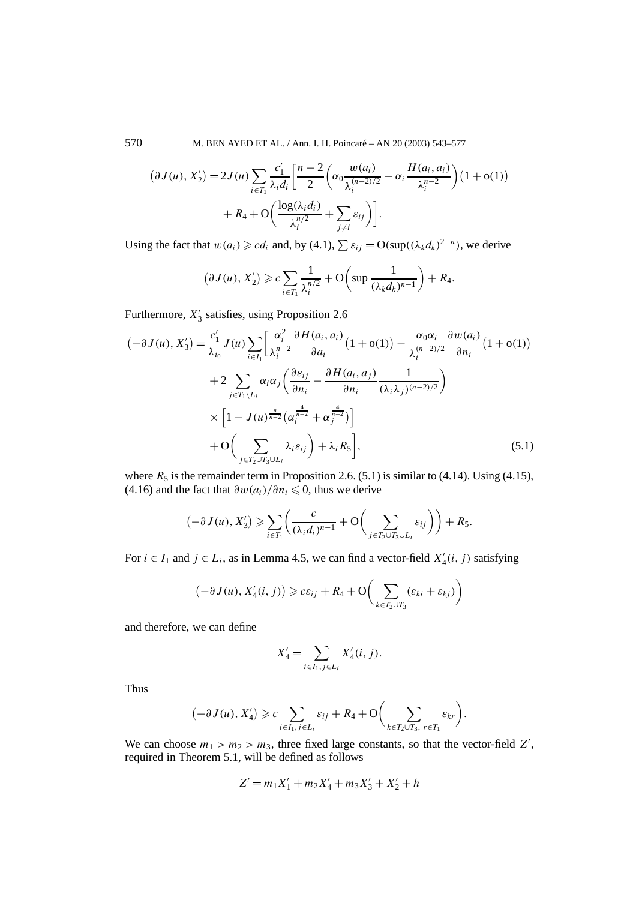$$\big(\partial J(u), X_2'\big) = 2J(u)\sum_{i\in T_1}\frac{c_1'}{\lambda_i d_i}\bigg[\frac{n-2}{2}\bigg(\alpha_0\frac{w(a_i)}{\lambda_i^{(n-2)/2}} - \alpha_i\frac{H(a_i,a_i)}{\lambda_i^{n-2}}\bigg)\big(1+\mathrm{o}(1)\big) + R_4 + \mathrm{O}\bigg(\frac{\log(\lambda_i d_i)}{\lambda_i^{n/2}} + \sum_{j\neq i}\varepsilon_{ij}\bigg)\bigg].$$

Using the fact that $w(a_i)\geqslant c d_i$ and, by (4.1), $\sum\varepsilon_{ij} = \mathrm{O}(\sup((\lambda_k d_k)^{2-n})$, we derive

$$\big(\partial J(u), X_2'\big) \geqslant c\sum_{i\in T_1}\frac{1}{\lambda_i^{n/2}} + \mathrm{O}\bigg(\sup\frac{1}{(\lambda_k d_k)^{n-1}}\bigg) + R_4.$$

Furthermore, $X_3'$ satisfies, using Proposition 2.6

$$\begin{aligned}
\big(-\partial J(u), X_3'\big) = {} & \frac{c_1'}{\lambda_{i_0}}J(u)\sum_{i\in I_1}\bigg[\frac{\alpha_i^2}{\lambda_i^{n-2}}\frac{\partial H(a_i,a_i)}{\partial a_i}\big(1+\mathrm{o}(1)\big) - \frac{\alpha_0\alpha_i}{\lambda_i^{(n-2)/2}}\frac{\partial w(a_i)}{\partial n_i}\big(1+\mathrm{o}(1)\big)\\
& + 2\sum_{j\in T_1\setminus L_i}\alpha_i\alpha_j\bigg(\frac{\partial\varepsilon_{ij}}{\partial n_i} - \frac{\partial H(a_i,a_j)}{\partial n_i}\frac{1}{(\lambda_i\lambda_j)^{(n-2)/2}}\bigg)\\
& \times\Big[1 - J(u)^{\frac{n}{n-2}}\big(\alpha_i^{\frac{4}{n-2}} + \alpha_j^{\frac{4}{n-2}}\big)\Big]\\
& + \mathrm{O}\bigg(\sum_{j\in T_2\cup T_3\cup L_i}\lambda_i\varepsilon_{ij}\bigg) + \lambda_i R_5\bigg],
\end{aligned} \tag{5.1}$$

where $R_5$ is the remainder term in Proposition 2.6. (5.1) is similar to (4.14). Using (4.15), (4.16) and the fact that $\partial w(a_i)/\partial n_i \leqslant 0$, thus we derive

$$\big(-\partial J(u), X_3'\big) \geqslant \sum_{i\in T_1}\bigg(\frac{c}{(\lambda_i d_i)^{n-1}} + \mathrm{O}\bigg(\sum_{j\in T_2\cup T_3\cup L_i}\varepsilon_{ij}\bigg)\bigg) + R_5.$$

For $i\in I_1$ and $j\in L_i$, as in Lemma 4.5, we can find a vector-field $X_4'(i,j)$ satisfying

$$\big(-\partial J(u), X_4'(i,j)\big) \geqslant c\varepsilon_{ij} + R_4 + \mathrm{O}\bigg(\sum_{k\in T_2\cup T_3}(\varepsilon_{ki}+\varepsilon_{kj})\bigg)$$

and therefore, we can define

$$X_4' = \sum_{i\in I_1,\, j\in L_i} X_4'(i,j).$$

Thus

$$\big(-\partial J(u), X_4'\big) \geqslant c\sum_{i\in I_1,\, j\in L_i}\varepsilon_{ij} + R_4 + \mathrm{O}\bigg(\sum_{k\in T_2\cup T_3,\ r\in T_1}\varepsilon_{kr}\bigg).$$

We can choose $m_1 > m_2 > m_3$, three fixed large constants, so that the vector-field $Z'$, required in Theorem 5.1, will be defined as follows

$$Z' = m_1 X_1' + m_2 X_4' + m_3 X_3' + X_2' + h$$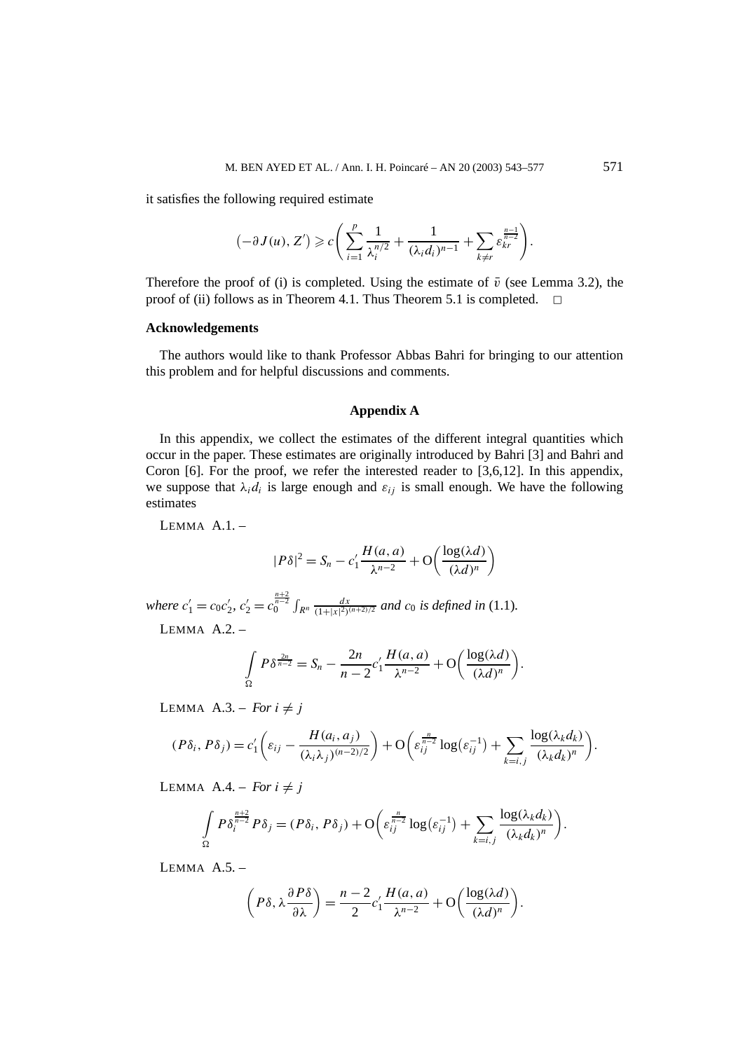it satisfies the following required estimate

$$\big(-\partial J(u), Z'\big) \geqslant c\left(\sum_{i=1}^{p} \frac{1}{\lambda_i^{n/2}} + \frac{1}{(\lambda_i d_i)^{n-1}} + \sum_{k\neq r} \varepsilon_{kr}^{\frac{n-1}{n-2}}\right).$$

Therefore the proof of (i) is completed. Using the estimate of $\bar{v}$ (see Lemma 3.2), the proof of (ii) follows as in Theorem 4.1. Thus Theorem 5.1 is completed. $\square$

### Acknowledgements

The authors would like to thank Professor Abbas Bahri for bringing to our attention this problem and for helpful discussions and comments.

## Appendix A

In this appendix, we collect the estimates of the different integral quantities which occur in the paper. These estimates are originally introduced by Bahri [3] and Bahri and Coron [6]. For the proof, we refer the interested reader to [3,6,12]. In this appendix, we suppose that $\lambda_i d_i$ is large enough and $\varepsilon_{ij}$ is small enough. We have the following estimates

LEMMA A.1. –

$$|P\delta|^2 = S_n - c_1' \frac{H(a,a)}{\lambda^{n-2}} + \mathrm{O}\left(\frac{\log(\lambda d)}{(\lambda d)^n}\right)$$

*where* $c_1' = c_0 c_2'$, $c_2' = c_0^{\frac{n+2}{n-2}} \int_{R^n} \frac{dx}{(1+|x|^2)^{(n+2)/2}}$ *and* $c_0$ *is defined in* (1.1).

LEMMA A.2. –

$$\int_{\Omega} P\delta^{\frac{2n}{n-2}} = S_n - \frac{2n}{n-2} c_1' \frac{H(a,a)}{\lambda^{n-2}} + \mathrm{O}\left(\frac{\log(\lambda d)}{(\lambda d)^n}\right).$$

LEMMA A.3. – *For* $i \neq j$

$$(P\delta_i, P\delta_j) = c_1'\left(\varepsilon_{ij} - \frac{H(a_i,a_j)}{(\lambda_i\lambda_j)^{(n-2)/2}}\right) + \mathrm{O}\left(\varepsilon_{ij}^{\frac{n}{n-2}} \log\big(\varepsilon_{ij}^{-1}\big) + \sum_{k=i,j} \frac{\log(\lambda_k d_k)}{(\lambda_k d_k)^n}\right).$$

LEMMA A.4. – *For* $i \neq j$

$$\int_{\Omega} P\delta_i^{\frac{n+2}{n-2}} P\delta_j = (P\delta_i, P\delta_j) + \mathrm{O}\left(\varepsilon_{ij}^{\frac{n}{n-2}} \log\big(\varepsilon_{ij}^{-1}\big) + \sum_{k=i,j} \frac{\log(\lambda_k d_k)}{(\lambda_k d_k)^n}\right).$$

LEMMA A.5. –

$$\left(P\delta, \lambda\frac{\partial P\delta}{\partial\lambda}\right) = \frac{n-2}{2} c_1' \frac{H(a,a)}{\lambda^{n-2}} + \mathrm{O}\left(\frac{\log(\lambda d)}{(\lambda d)^n}\right).$$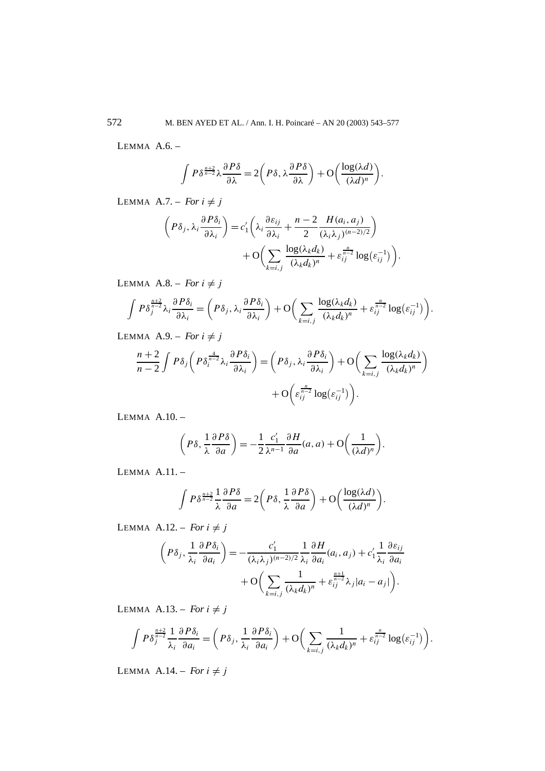LEMMA A.6. –

$$\int P\delta^{\frac{n+2}{n-2}}\lambda\frac{\partial P\delta}{\partial\lambda} = 2\left(P\delta, \lambda\frac{\partial P\delta}{\partial\lambda}\right) + \mathrm{O}\left(\frac{\log(\lambda d)}{(\lambda d)^n}\right).$$

LEMMA A.7. – *For* $i \neq j$

$$\left(P\delta_j, \lambda_i\frac{\partial P\delta_i}{\partial\lambda_i}\right) = c_1'\left(\lambda_i\frac{\partial\varepsilon_{ij}}{\partial\lambda_i} + \frac{n-2}{2}\frac{H(a_i,a_j)}{(\lambda_i\lambda_j)^{(n-2)/2}}\right) + \mathrm{O}\left(\sum_{k=i,j}\frac{\log(\lambda_k d_k)}{(\lambda_k d_k)^n} + \varepsilon_{ij}^{\frac{n}{n-2}}\log\left(\varepsilon_{ij}^{-1}\right)\right).$$

LEMMA A.8. – *For* $i \neq j$

$$\int P\delta_j^{\frac{n+2}{n-2}}\lambda_i\frac{\partial P\delta_i}{\partial\lambda_i} = \left(P\delta_j, \lambda_i\frac{\partial P\delta_i}{\partial\lambda_i}\right) + \mathrm{O}\left(\sum_{k=i,j}\frac{\log(\lambda_k d_k)}{(\lambda_k d_k)^n} + \varepsilon_{ij}^{\frac{n}{n-2}}\log\left(\varepsilon_{ij}^{-1}\right)\right).$$

LEMMA A.9. – *For* $i \neq j$

$$\frac{n+2}{n-2}\int P\delta_j\left(P\delta_i^{\frac{4}{n-2}}\lambda_i\frac{\partial P\delta_i}{\partial\lambda_i}\right) = \left(P\delta_j, \lambda_i\frac{\partial P\delta_i}{\partial\lambda_i}\right) + \mathrm{O}\left(\sum_{k=i,j}\frac{\log(\lambda_k d_k)}{(\lambda_k d_k)^n}\right) + \mathrm{O}\left(\varepsilon_{ij}^{\frac{n}{n-2}}\log\left(\varepsilon_{ij}^{-1}\right)\right).$$

LEMMA A.10. –

$$\left(P\delta, \frac{1}{\lambda}\frac{\partial P\delta}{\partial a}\right) = -\frac{1}{2}\frac{c_1'}{\lambda^{n-1}}\frac{\partial H}{\partial a}(a,a) + \mathrm{O}\left(\frac{1}{(\lambda d)^n}\right).$$

LEMMA A.11. –

$$\int P\delta^{\frac{n+2}{n-2}}\frac{1}{\lambda}\frac{\partial P\delta}{\partial a} = 2\left(P\delta, \frac{1}{\lambda}\frac{\partial P\delta}{\partial a}\right) + \mathrm{O}\left(\frac{\log(\lambda d)}{(\lambda d)^n}\right).$$

LEMMA A.12. – *For* $i \neq j$

$$\left(P\delta_j, \frac{1}{\lambda_i}\frac{\partial P\delta_i}{\partial a_i}\right) = -\frac{c_1'}{(\lambda_i\lambda_j)^{(n-2)/2}}\frac{1}{\lambda_i}\frac{\partial H}{\partial a_i}(a_i,a_j) + c_1'\frac{1}{\lambda_i}\frac{\partial\varepsilon_{ij}}{\partial a_i} + \mathrm{O}\left(\sum_{k=i,j}\frac{1}{(\lambda_k d_k)^n} + \varepsilon_{ij}^{\frac{n+1}{n-2}}\lambda_j|a_i - a_j|\right).$$

LEMMA A.13. – *For* $i \neq j$

$$\int P\delta_j^{\frac{n+2}{n-2}}\frac{1}{\lambda_i}\frac{\partial P\delta_i}{\partial a_i} = \left(P\delta_j, \frac{1}{\lambda_i}\frac{\partial P\delta_i}{\partial a_i}\right) + \mathrm{O}\left(\sum_{k=i,j}\frac{1}{(\lambda_k d_k)^n} + \varepsilon_{ij}^{\frac{n}{n-2}}\log\left(\varepsilon_{ij}^{-1}\right)\right).$$

LEMMA A.14. – *For* $i \neq j$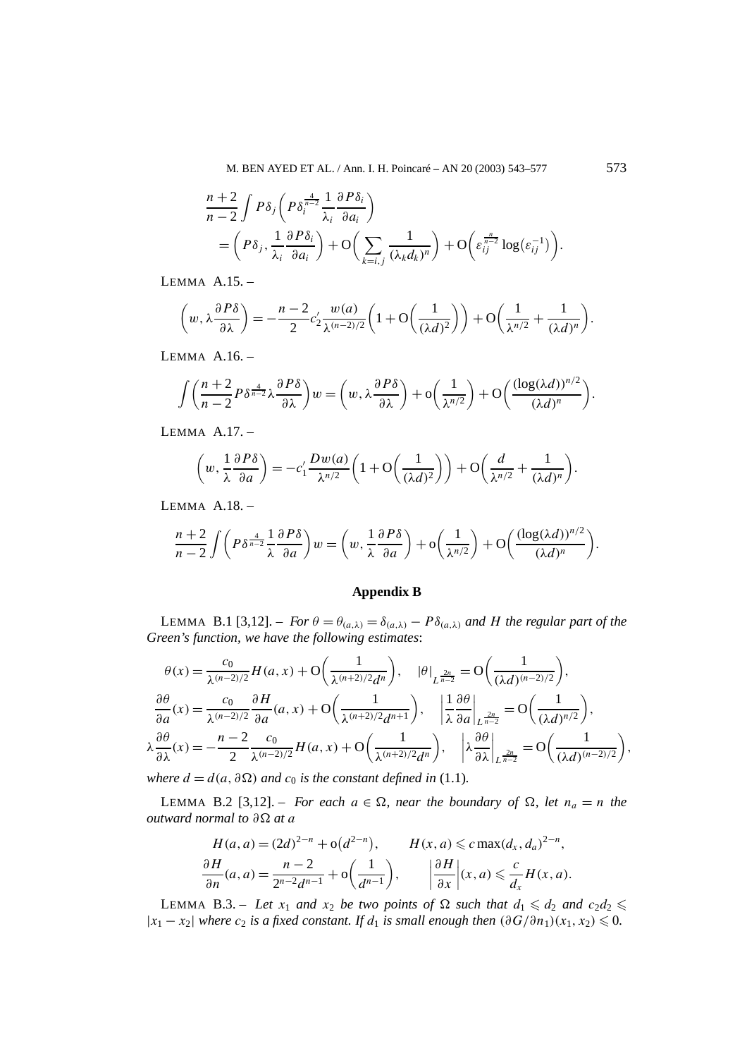$$\frac{n+2}{n-2}\int P\delta_j\left(P\delta_i^{\frac{4}{n-2}}\frac{1}{\lambda_i}\frac{\partial P\delta_i}{\partial a_i}\right)$$
$$=\left(P\delta_j,\frac{1}{\lambda_i}\frac{\partial P\delta_i}{\partial a_i}\right)+\mathrm{O}\left(\sum_{k=i,j}\frac{1}{(\lambda_k d_k)^n}\right)+\mathrm{O}\left(\varepsilon_{ij}^{\frac{n}{n-2}}\log\left(\varepsilon_{ij}^{-1}\right)\right).$$

LEMMA A.15. –

$$\left(w,\lambda\frac{\partial P\delta}{\partial\lambda}\right)=-\frac{n-2}{2}c_2'\frac{w(a)}{\lambda^{(n-2)/2}}\left(1+\mathrm{O}\left(\frac{1}{(\lambda d)^2}\right)\right)+\mathrm{O}\left(\frac{1}{\lambda^{n/2}}+\frac{1}{(\lambda d)^n}\right).$$

LEMMA A.16. –

$$\int\left(\frac{n+2}{n-2}P\delta^{\frac{4}{n-2}}\lambda\frac{\partial P\delta}{\partial\lambda}\right)w=\left(w,\lambda\frac{\partial P\delta}{\partial\lambda}\right)+\mathrm{o}\left(\frac{1}{\lambda^{n/2}}\right)+\mathrm{O}\left(\frac{(\log(\lambda d))^{n/2}}{(\lambda d)^n}\right).$$

LEMMA A.17. –

$$\left(w,\frac{1}{\lambda}\frac{\partial P\delta}{\partial a}\right)=-c_1'\frac{Dw(a)}{\lambda^{n/2}}\left(1+\mathrm{O}\left(\frac{1}{(\lambda d)}\right)\right)+\mathrm{O}\left(\frac{d}{\lambda^{n/2}}+\frac{1}{(\lambda d)^n}\right).$$

LEMMA A.18. –

$$\frac{n+2}{n-2}\int\left(P\delta^{\frac{4}{n-2}}\frac{1}{\lambda}\frac{\partial P\delta}{\partial a}\right)w=\left(w,\frac{1}{\lambda}\frac{\partial P\delta}{\partial a}\right)+\mathrm{o}\left(\frac{1}{\lambda^{n/2}}\right)+\mathrm{O}\left(\frac{(\log(\lambda d))^{n/2}}{(\lambda d)^n}\right).$$

## Appendix B

LEMMA B.1 [3,12]. – *For $\theta=\theta_{(a,\lambda)}=\delta_{(a,\lambda)}-P\delta_{(a,\lambda)}$ and $H$ the regular part of the Green's function, we have the following estimates*:

$$\theta(x)=\frac{c_0}{\lambda^{(n-2)/2}}H(a,x)+\mathrm{O}\left(\frac{1}{\lambda^{(n+2)/2}d^n}\right),\quad |\theta|_{L^{\frac{2n}{n-2}}}=\mathrm{O}\left(\frac{1}{(\lambda d)^{(n-2)/2}}\right),$$
$$\frac{\partial\theta}{\partial a}(x)=\frac{c_0}{\lambda^{(n-2)/2}}\frac{\partial H}{\partial a}(a,x)+\mathrm{O}\left(\frac{1}{\lambda^{(n+2)/2}d^{n+1}}\right),\quad \left|\frac{1}{\lambda}\frac{\partial\theta}{\partial a}\right|_{L^{\frac{2n}{n-2}}}=\mathrm{O}\left(\frac{1}{(\lambda d)^{n/2}}\right),$$
$$\lambda\frac{\partial\theta}{\partial\lambda}(x)=-\frac{n-2}{2}\frac{c_0}{\lambda^{(n-2)/2}}H(a,x)+\mathrm{O}\left(\frac{1}{\lambda^{(n+2)/2}d^n}\right),\quad \left|\lambda\frac{\partial\theta}{\partial\lambda}\right|_{L^{\frac{2n}{n-2}}}=\mathrm{O}\left(\frac{1}{(\lambda d)^{(n-2)/2}}\right),$$

*where $d=d(a,\partial\Omega)$ and $c_0$ is the constant defined in* (1.1).

LEMMA B.2 [3,12]. – *For each $a\in\Omega$, near the boundary of $\Omega$, let $n_a=n$ the outward normal to $\partial\Omega$ at $a$*

$$H(a,a)=(2d)^{2-n}+\mathrm{o}\left(d^{2-n}\right),\qquad H(x,a)\leqslant c\max(d_x,d_a)^{2-n},$$
$$\frac{\partial H}{\partial n}(a,a)=\frac{n-2}{2^{n-2}d^{n-1}}+\mathrm{o}\left(\frac{1}{d^{n-1}}\right),\qquad \left|\frac{\partial H}{\partial x}\right|(x,a)\leqslant\frac{c}{d_x}H(x,a).$$

LEMMA B.3. – *Let $x_1$ and $x_2$ be two points of $\Omega$ such that $d_1\leqslant d_2$ and $c_2d_2\leqslant|x_1-x_2|$ where $c_2$ is a fixed constant. If $d_1$ is small enough then $(\partial G/\partial n_1)(x_1,x_2)\leqslant 0$.*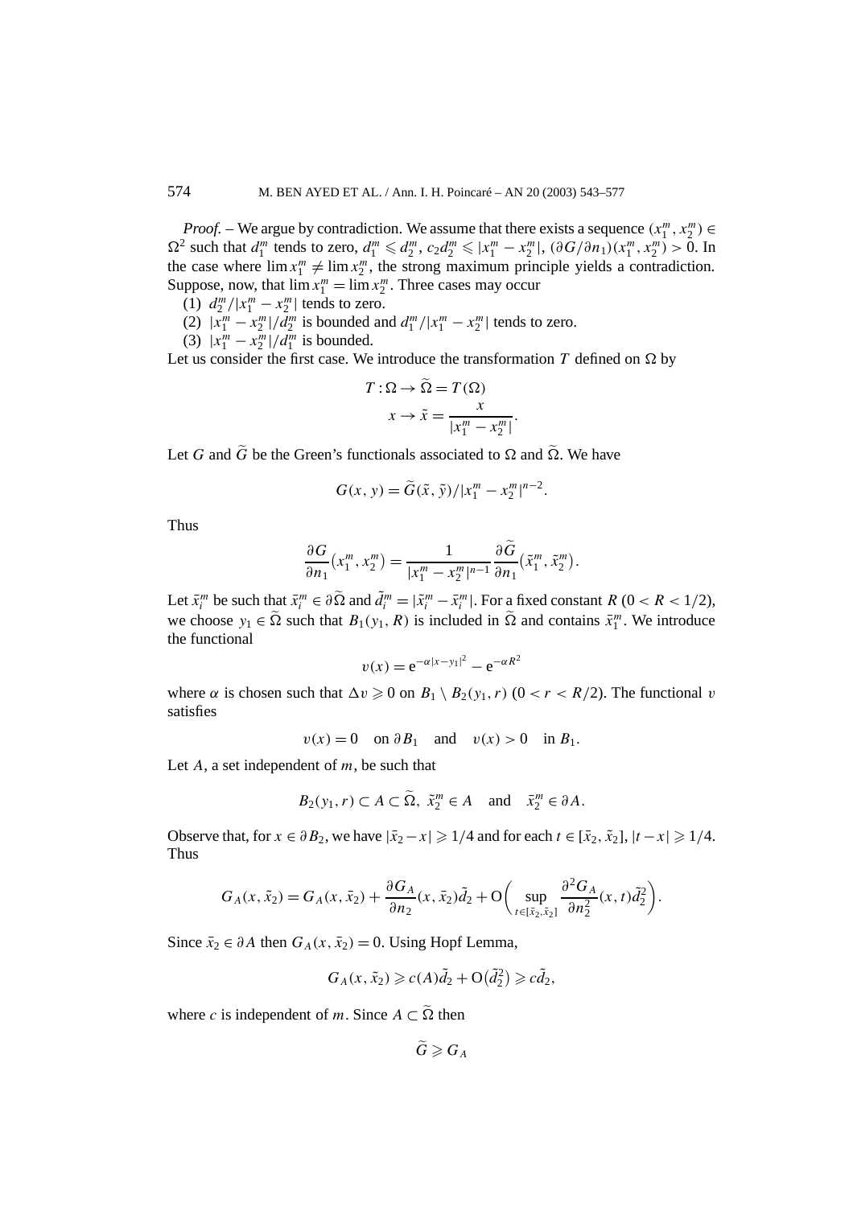*Proof.* – We argue by contradiction. We assume that there exists a sequence $(x_1^m, x_2^m) \in \Omega^2$ such that $d_1^m$ tends to zero, $d_1^m \leqslant d_2^m$, $c_2 d_2^m \leqslant |x_1^m - x_2^m|$, $(\partial G/\partial n_1)(x_1^m, x_2^m) > 0$. In the case where $\lim x_1^m \neq \lim x_2^m$, the strong maximum principle yields a contradiction. Suppose, now, that $\lim x_1^m = \lim x_2^m$. Three cases may occur

(1) $d_2^m/|x_1^m - x_2^m|$ tends to zero.

(2) $|x_1^m - x_2^m|/d_2^m$ is bounded and $d_1^m/|x_1^m - x_2^m|$ tends to zero.

(3) $|x_1^m - x_2^m|/d_1^m$ is bounded.

Let us consider the first case. We introduce the transformation $T$ defined on $\Omega$ by

$$
\begin{aligned}
T : \Omega &\to \widetilde{\Omega} = T(\Omega) \\
x &\to \tilde{x} = \frac{x}{|x_1^m - x_2^m|}.
\end{aligned}
$$

Let $G$ and $\widetilde{G}$ be the Green's functionals associated to $\Omega$ and $\widetilde{\Omega}$. We have

$$
G(x, y) = \widetilde{G}(\tilde{x}, \tilde{y})/|x_1^m - x_2^m|^{n-2}.
$$

Thus

$$
\frac{\partial G}{\partial n_1}(x_1^m, x_2^m) = \frac{1}{|x_1^m - x_2^m|^{n-1}} \frac{\partial \widetilde{G}}{\partial n_1}(\tilde{x}_1^m, \tilde{x}_2^m).
$$

Let $\bar{x}_i^m$ be such that $\bar{x}_i^m \in \partial\widetilde{\Omega}$ and $\tilde{d}_i^m = |\tilde{x}_i^m - \bar{x}_i^m|$. For a fixed constant $R$ $(0 < R < 1/2)$, we choose $y_1 \in \widetilde{\Omega}$ such that $B_1(y_1, R)$ is included in $\widetilde{\Omega}$ and contains $\tilde{x}_1^m$. We introduce the functional

$$
v(x) = \mathrm{e}^{-\alpha|x - y_1|^2} - \mathrm{e}^{-\alpha R^2}
$$

where $\alpha$ is chosen such that $\Delta v \geqslant 0$ on $B_1 \setminus B_2(y_1, r)$ $(0 < r < R/2)$. The functional $v$ satisfies

$$
v(x) = 0 \quad \text{on } \partial B_1 \quad \text{and} \quad v(x) > 0 \quad \text{in } B_1.
$$

Let $A$, a set independent of $m$, be such that

$$
B_2(y_1, r) \subset A \subset \widetilde{\Omega}, \ \tilde{x}_2^m \in A \quad \text{and} \quad \bar{x}_2^m \in \partial A.
$$

Observe that, for $x \in \partial B_2$, we have $|\bar{x}_2 - x| \geqslant 1/4$ and for each $t \in [\bar{x}_2, \tilde{x}_2]$, $|t - x| \geqslant 1/4$. Thus

$$
G_A(x, \tilde{x}_2) = G_A(x, \bar{x}_2) + \frac{\partial G_A}{\partial n_2}(x, \bar{x}_2)\tilde{d}_2 + \mathrm{O}\biggl(\sup_{t \in [\bar{x}_2, \tilde{x}_2]} \frac{\partial^2 G_A}{\partial n_2^2}(x, t)\tilde{d}_2^2\biggr).
$$

Since $\bar{x}_2 \in \partial A$ then $G_A(x, \bar{x}_2) = 0$. Using Hopf Lemma,

$$
G_A(x, \tilde{x}_2) \geqslant c(A)\tilde{d}_2 + \mathrm{O}(\tilde{d}_2^2) \geqslant c\tilde{d}_2,
$$

where $c$ is independent of $m$. Since $A \subset \widetilde{\Omega}$ then

$$
\widetilde{G} \geqslant G_A
$$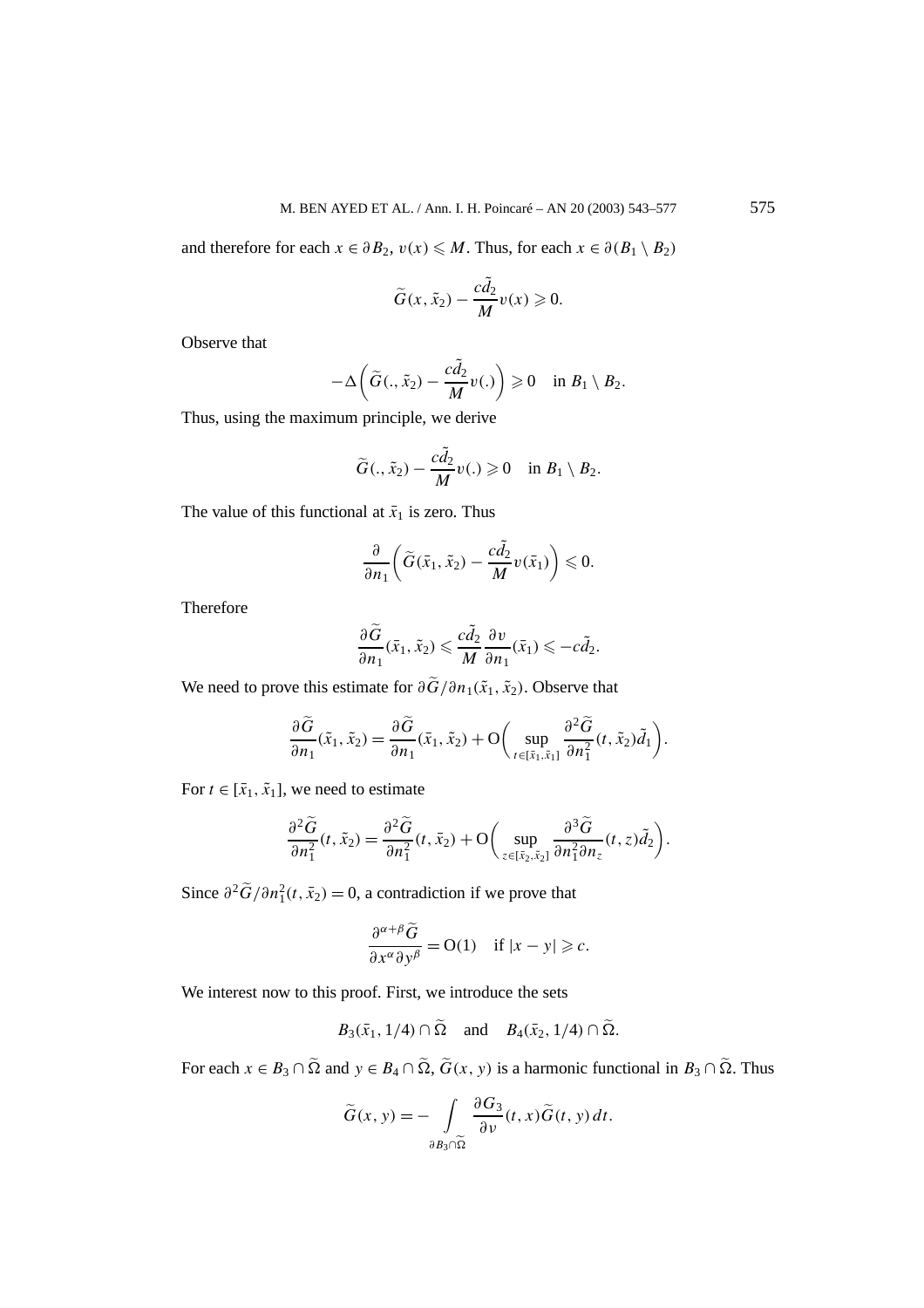and therefore for each $x \in \partial B_2$, $v(x) \leqslant M$. Thus, for each $x \in \partial(B_1 \setminus B_2)$

$$\widetilde{G}(x, \tilde{x}_2) - \frac{c\tilde{d}_2}{M} v(x) \geqslant 0.$$

Observe that

$$-\Delta\left(\widetilde{G}(., \tilde{x}_2) - \frac{c\tilde{d}_2}{M} v(.)\right) \geqslant 0 \quad \text{in } B_1 \setminus B_2.$$

Thus, using the maximum principle, we derive

$$\widetilde{G}(., \tilde{x}_2) - \frac{c\tilde{d}_2}{M} v(.) \geqslant 0 \quad \text{in } B_1 \setminus B_2.$$

The value of this functional at $\bar{x}_1$ is zero. Thus

$$\frac{\partial}{\partial n_1}\left(\widetilde{G}(\bar{x}_1, \tilde{x}_2) - \frac{c\tilde{d}_2}{M} v(\bar{x}_1)\right) \leqslant 0.$$

Therefore

$$\frac{\partial \widetilde{G}}{\partial n_1}(\bar{x}_1, \tilde{x}_2) \leqslant \frac{c\tilde{d}_2}{M} \frac{\partial v}{\partial n_1}(\bar{x}_1) \leqslant -c\tilde{d}_2.$$

We need to prove this estimate for $\partial \widetilde{G}/\partial n_1(\tilde{x}_1, \tilde{x}_2)$. Observe that

$$\frac{\partial \widetilde{G}}{\partial n_1}(\tilde{x}_1, \tilde{x}_2) = \frac{\partial \widetilde{G}}{\partial n_1}(\bar{x}_1, \tilde{x}_2) + \mathrm{O}\left(\sup_{t \in [\bar{x}_1, \tilde{x}_1]} \frac{\partial^2 \widetilde{G}}{\partial n_1^2}(t, \tilde{x}_2)\tilde{d}_1\right).$$

For $t \in [\bar{x}_1, \tilde{x}_1]$, we need to estimate

$$\frac{\partial^2 \widetilde{G}}{\partial n_1^2}(t, \tilde{x}_2) = \frac{\partial^2 \widetilde{G}}{\partial n_1^2}(t, \bar{x}_2) + \mathrm{O}\left(\sup_{z \in [\bar{x}_2, \tilde{x}_2]} \frac{\partial^3 \widetilde{G}}{\partial n_1^2 \partial n_z}(t, z)\tilde{d}_2\right).$$

Since $\partial^2 \widetilde{G}/\partial n_1^2(t, \bar{x}_2) = 0$, a contradiction if we prove that

$$\frac{\partial^{\alpha+\beta} \widetilde{G}}{\partial x^\alpha \partial y^\beta} = \mathrm{O}(1) \quad \text{if } |x - y| \geqslant c.$$

We interest now to this proof. First, we introduce the sets

$$B_3(\bar{x}_1, 1/4) \cap \widetilde{\Omega} \quad \text{and} \quad B_4(\bar{x}_2, 1/4) \cap \widetilde{\Omega}.$$

For each $x \in B_3 \cap \widetilde{\Omega}$ and $y \in B_4 \cap \widetilde{\Omega}$, $\widetilde{G}(x, y)$ is a harmonic functional in $B_3 \cap \widetilde{\Omega}$. Thus

$$\widetilde{G}(x, y) = -\int_{\partial B_3 \cap \widetilde{\Omega}} \frac{\partial G_3}{\partial \nu}(t, x)\widetilde{G}(t, y)\, dt.$$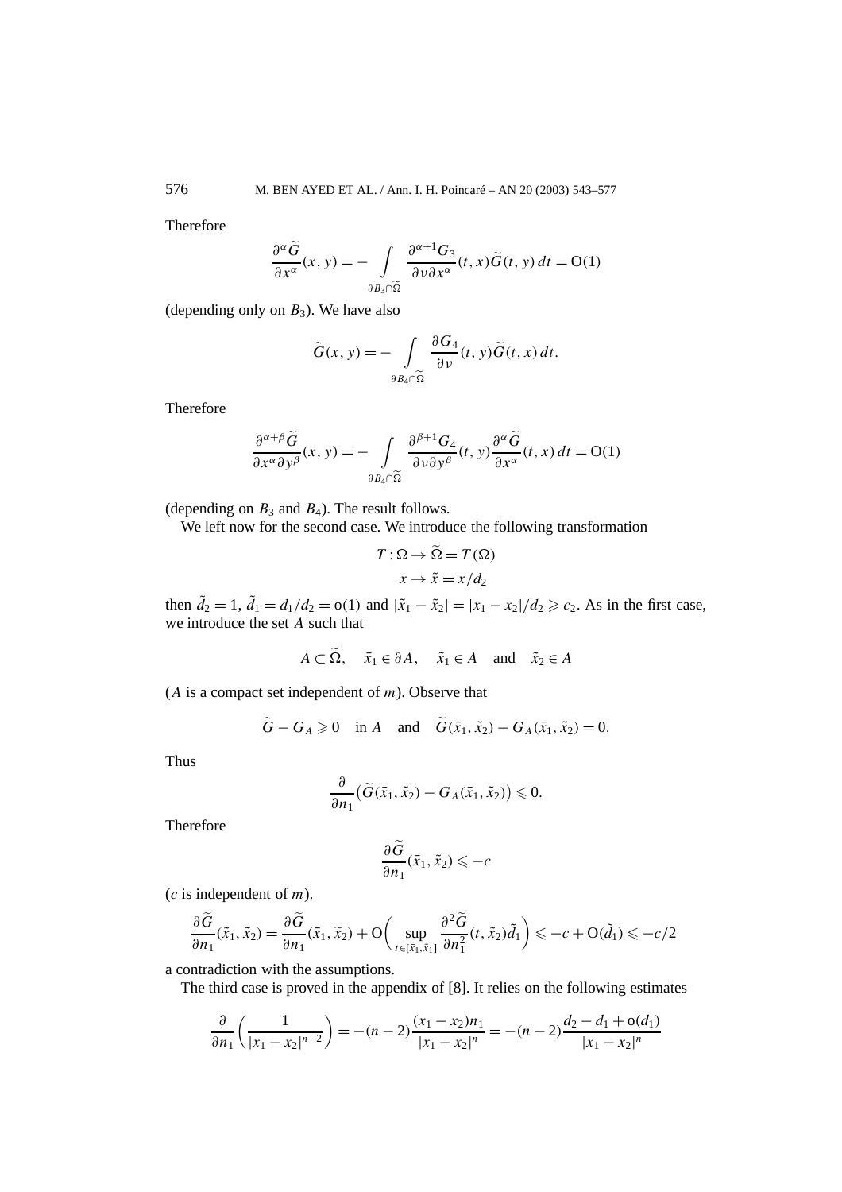Therefore

$$\frac{\partial^\alpha \widetilde{G}}{\partial x^\alpha}(x,y) = -\int\limits_{\partial B_3 \cap \widetilde{\Omega}} \frac{\partial^{\alpha+1} G_3}{\partial \nu \partial x^\alpha}(t,x)\widetilde{G}(t,y)\,dt = \mathrm{O}(1)$$

(depending only on $B_3$). We have also

$$\widetilde{G}(x,y) = -\int\limits_{\partial B_4 \cap \widetilde{\Omega}} \frac{\partial G_4}{\partial \nu}(t,y)\widetilde{G}(t,x)\,dt.$$

Therefore

$$\frac{\partial^{\alpha+\beta} \widetilde{G}}{\partial x^\alpha \partial y^\beta}(x,y) = -\int\limits_{\partial B_4 \cap \widetilde{\Omega}} \frac{\partial^{\beta+1} G_4}{\partial \nu \partial y^\beta}(t,y)\frac{\partial^\alpha \widetilde{G}}{\partial x^\alpha}(t,x)\,dt = \mathrm{O}(1)$$

(depending on $B_3$ and $B_4$). The result follows.

We left now for the second case. We introduce the following transformation

$$T : \Omega \to \widetilde{\Omega} = T(\Omega)$$
$$x \to \tilde{x} = x/d_2$$

then $\tilde{d}_2 = 1$, $\tilde{d}_1 = d_1/d_2 = \mathrm{o}(1)$ and $|\tilde{x}_1 - \tilde{x}_2| = |x_1 - x_2|/d_2 \geqslant c_2$. As in the first case, we introduce the set $A$ such that

$$A \subset \widetilde{\Omega}, \quad \bar{x}_1 \in \partial A, \quad \tilde{x}_1 \in A \quad \text{and} \quad \tilde{x}_2 \in A$$

($A$ is a compact set independent of $m$). Observe that

$$\widetilde{G} - G_A \geqslant 0 \quad \text{in } A \quad \text{and} \quad \widetilde{G}(\bar{x}_1, \tilde{x}_2) - G_A(\bar{x}_1, \tilde{x}_2) = 0.$$

Thus

$$\frac{\partial}{\partial n_1}\big(\widetilde{G}(\bar{x}_1, \tilde{x}_2) - G_A(\bar{x}_1, \tilde{x}_2)\big) \leqslant 0.$$

Therefore

$$\frac{\partial \widetilde{G}}{\partial n_1}(\bar{x}_1, \tilde{x}_2) \leqslant -c$$

($c$ is independent of $m$).

$$\frac{\partial \widetilde{G}}{\partial n_1}(\tilde{x}_1, \tilde{x}_2) = \frac{\partial \widetilde{G}}{\partial n_1}(\bar{x}_1, \tilde{x}_2) + \mathrm{O}\bigg(\sup_{t \in [\bar{x}_1, \tilde{x}_1]} \frac{\partial^2 \widetilde{G}}{\partial n_1^2}(t, \tilde{x}_2)\tilde{d}_1\bigg) \leqslant -c + \mathrm{O}(\tilde{d}_1) \leqslant -c/2$$

a contradiction with the assumptions.

The third case is proved in the appendix of [8]. It relies on the following estimates

$$\frac{\partial}{\partial n_1}\bigg(\frac{1}{|x_1 - x_2|^{n-2}}\bigg) = -(n-2)\frac{(x_1 - x_2)n_1}{|x_1 - x_2|^n} = -(n-2)\frac{d_2 - d_1 + \mathrm{o}(d_1)}{|x_1 - x_2|^n}$$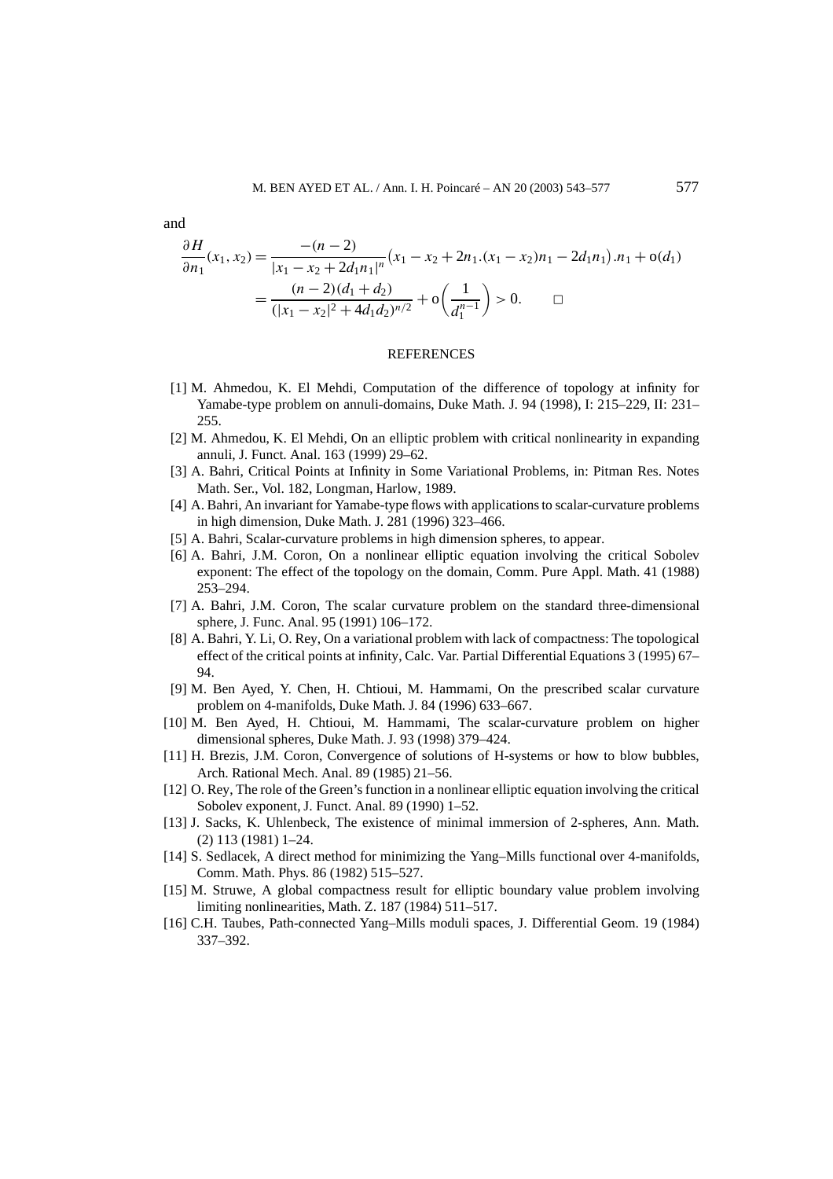and

$$\frac{\partial H}{\partial n_1}(x_1, x_2) = \frac{-(n-2)}{|x_1 - x_2 + 2d_1 n_1|^n}\big(x_1 - x_2 + 2n_1.(x_1 - x_2)n_1 - 2d_1 n_1\big).n_1 + \mathrm{o}(d_1)$$
$$= \frac{(n-2)(d_1 + d_2)}{(|x_1 - x_2|^2 + 4d_1 d_2)^{n/2}} + \mathrm{o}\left(\frac{1}{d_1^{n-1}}\right) > 0. \qquad \square$$

## REFERENCES

[1] M. Ahmedou, K. El Mehdi, Computation of the difference of topology at infinity for Yamabe-type problem on annuli-domains, Duke Math. J. 94 (1998), I: 215–229, II: 231–255.

[2] M. Ahmedou, K. El Mehdi, On an elliptic problem with critical nonlinearity in expanding annuli, J. Funct. Anal. 163 (1999) 29–62.

[3] A. Bahri, Critical Points at Infinity in Some Variational Problems, in: Pitman Res. Notes Math. Ser., Vol. 182, Longman, Harlow, 1989.

[4] A. Bahri, An invariant for Yamabe-type flows with applications to scalar-curvature problems in high dimension, Duke Math. J. 281 (1996) 323–466.

[5] A. Bahri, Scalar-curvature problems in high dimension spheres, to appear.

[6] A. Bahri, J.M. Coron, On a nonlinear elliptic equation involving the critical Sobolev exponent: The effect of the topology on the domain, Comm. Pure Appl. Math. 41 (1988) 253–294.

[7] A. Bahri, J.M. Coron, The scalar curvature problem on the standard three-dimensional sphere, J. Func. Anal. 95 (1991) 106–172.

[8] A. Bahri, Y. Li, O. Rey, On a variational problem with lack of compactness: The topological effect of the critical points at infinity, Calc. Var. Partial Differential Equations 3 (1995) 67–94.

[9] M. Ben Ayed, Y. Chen, H. Chtioui, M. Hammami, On the prescribed scalar curvature problem on 4-manifolds, Duke Math. J. 84 (1996) 633–667.

[10] M. Ben Ayed, H. Chtioui, M. Hammami, The scalar-curvature problem on higher dimensional spheres, Duke Math. J. 93 (1998) 379–424.

[11] H. Brezis, J.M. Coron, Convergence of solutions of H-systems or how to blow bubbles, Arch. Rational Mech. Anal. 89 (1985) 21–56.

[12] O. Rey, The role of the Green's function in a nonlinear elliptic equation involving the critical Sobolev exponent, J. Funct. Anal. 89 (1990) 1–52.

[13] J. Sacks, K. Uhlenbeck, The existence of minimal immersion of 2-spheres, Ann. Math. (2) 113 (1981) 1–24.

[14] S. Sedlacek, A direct method for minimizing the Yang–Mills functional over 4-manifolds, Comm. Math. Phys. 86 (1982) 515–527.

[15] M. Struwe, A global compactness result for elliptic boundary value problem involving limiting nonlinearities, Math. Z. 187 (1984) 511–517.

[16] C.H. Taubes, Path-connected Yang–Mills moduli spaces, J. Differential Geom. 19 (1984) 337–392.